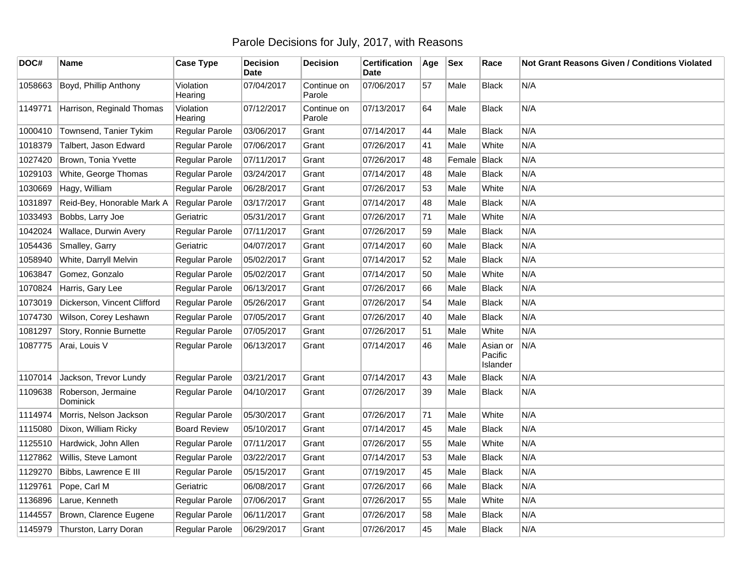# Parole Decisions for July, 2017, with Reasons

| DOC# | Name | Case Type | Decision Date | Decision | Certification Date | Age | Sex | Race | Not Grant Reasons Given / Conditions Violated |
|---|---|---|---|---|---|---|---|---|---|
| 1058663 | Boyd, Phillip Anthony | Violation Hearing | 07/04/2017 | Continue on Parole | 07/06/2017 | 57 | Male | Black | N/A |
| 1149771 | Harrison, Reginald Thomas | Violation Hearing | 07/12/2017 | Continue on Parole | 07/13/2017 | 64 | Male | Black | N/A |
| 1000410 | Townsend, Tanier Tykim | Regular Parole | 03/06/2017 | Grant | 07/14/2017 | 44 | Male | Black | N/A |
| 1018379 | Talbert, Jason Edward | Regular Parole | 07/06/2017 | Grant | 07/26/2017 | 41 | Male | White | N/A |
| 1027420 | Brown, Tonia Yvette | Regular Parole | 07/11/2017 | Grant | 07/26/2017 | 48 | Female | Black | N/A |
| 1029103 | White, George Thomas | Regular Parole | 03/24/2017 | Grant | 07/14/2017 | 48 | Male | Black | N/A |
| 1030669 | Hagy, William | Regular Parole | 06/28/2017 | Grant | 07/26/2017 | 53 | Male | White | N/A |
| 1031897 | Reid-Bey, Honorable Mark A | Regular Parole | 03/17/2017 | Grant | 07/14/2017 | 48 | Male | Black | N/A |
| 1033493 | Bobbs, Larry Joe | Geriatric | 05/31/2017 | Grant | 07/26/2017 | 71 | Male | White | N/A |
| 1042024 | Wallace, Durwin Avery | Regular Parole | 07/11/2017 | Grant | 07/26/2017 | 59 | Male | Black | N/A |
| 1054436 | Smalley, Garry | Geriatric | 04/07/2017 | Grant | 07/14/2017 | 60 | Male | Black | N/A |
| 1058940 | White, Darryll Melvin | Regular Parole | 05/02/2017 | Grant | 07/14/2017 | 52 | Male | Black | N/A |
| 1063847 | Gomez, Gonzalo | Regular Parole | 05/02/2017 | Grant | 07/14/2017 | 50 | Male | White | N/A |
| 1070824 | Harris, Gary Lee | Regular Parole | 06/13/2017 | Grant | 07/26/2017 | 66 | Male | Black | N/A |
| 1073019 | Dickerson, Vincent Clifford | Regular Parole | 05/26/2017 | Grant | 07/26/2017 | 54 | Male | Black | N/A |
| 1074730 | Wilson, Corey Leshawn | Regular Parole | 07/05/2017 | Grant | 07/26/2017 | 40 | Male | Black | N/A |
| 1081297 | Story, Ronnie Burnette | Regular Parole | 07/05/2017 | Grant | 07/26/2017 | 51 | Male | White | N/A |
| 1087775 | Arai, Louis V | Regular Parole | 06/13/2017 | Grant | 07/14/2017 | 46 | Male | Asian or Pacific Islander | N/A |
| 1107014 | Jackson, Trevor Lundy | Regular Parole | 03/21/2017 | Grant | 07/14/2017 | 43 | Male | Black | N/A |
| 1109638 | Roberson, Jermaine Dominick | Regular Parole | 04/10/2017 | Grant | 07/26/2017 | 39 | Male | Black | N/A |
| 1114974 | Morris, Nelson Jackson | Regular Parole | 05/30/2017 | Grant | 07/26/2017 | 71 | Male | White | N/A |
| 1115080 | Dixon, William Ricky | Board Review | 05/10/2017 | Grant | 07/14/2017 | 45 | Male | Black | N/A |
| 1125510 | Hardwick, John Allen | Regular Parole | 07/11/2017 | Grant | 07/26/2017 | 55 | Male | White | N/A |
| 1127862 | Willis, Steve Lamont | Regular Parole | 03/22/2017 | Grant | 07/14/2017 | 53 | Male | Black | N/A |
| 1129270 | Bibbs, Lawrence E III | Regular Parole | 05/15/2017 | Grant | 07/19/2017 | 45 | Male | Black | N/A |
| 1129761 | Pope, Carl M | Geriatric | 06/08/2017 | Grant | 07/26/2017 | 66 | Male | Black | N/A |
| 1136896 | Larue, Kenneth | Regular Parole | 07/06/2017 | Grant | 07/26/2017 | 55 | Male | White | N/A |
| 1144557 | Brown, Clarence Eugene | Regular Parole | 06/11/2017 | Grant | 07/26/2017 | 58 | Male | Black | N/A |
| 1145979 | Thurston, Larry Doran | Regular Parole | 06/29/2017 | Grant | 07/26/2017 | 45 | Male | Black | N/A |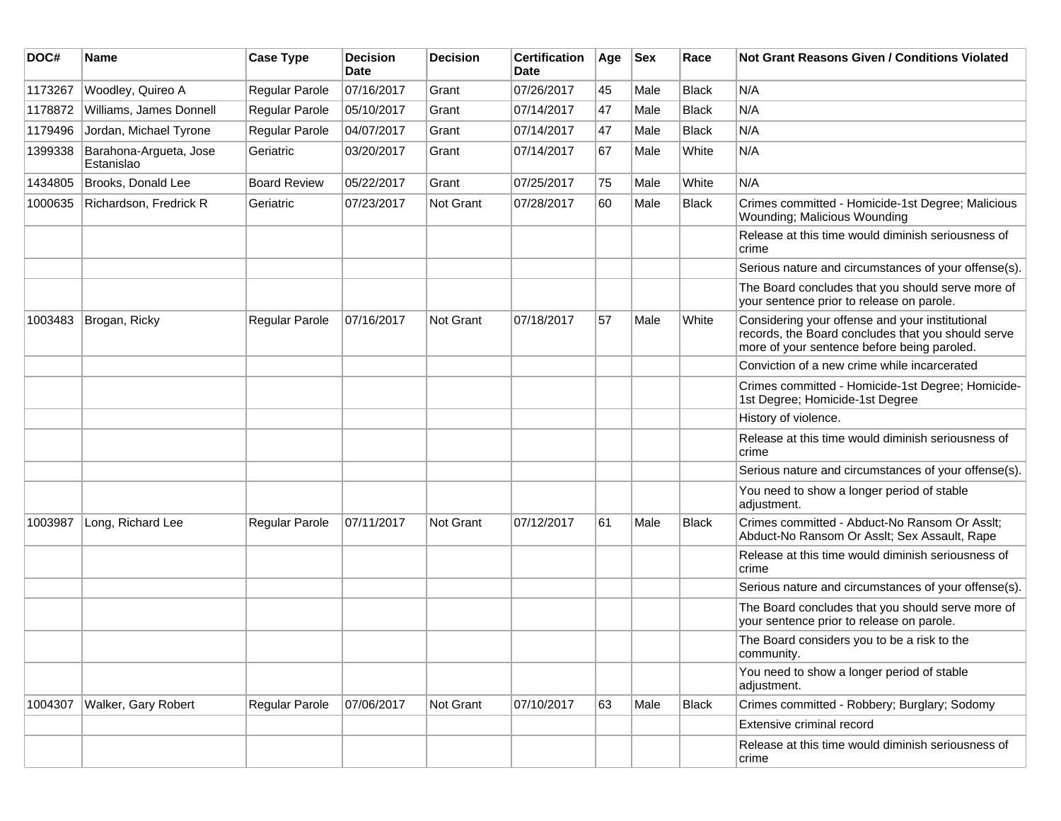| DOC# | Name | Case Type | Decision Date | Decision | Certification Date | Age | Sex | Race | Not Grant Reasons Given / Conditions Violated |
|---|---|---|---|---|---|---|---|---|---|
| 1173267 | Woodley, Quireo A | Regular Parole | 07/16/2017 | Grant | 07/26/2017 | 45 | Male | Black | N/A |
| 1178872 | Williams, James Donnell | Regular Parole | 05/10/2017 | Grant | 07/14/2017 | 47 | Male | Black | N/A |
| 1179496 | Jordan, Michael Tyrone | Regular Parole | 04/07/2017 | Grant | 07/14/2017 | 47 | Male | Black | N/A |
| 1399338 | Barahona-Argueta, Jose Estanislao | Geriatric | 03/20/2017 | Grant | 07/14/2017 | 67 | Male | White | N/A |
| 1434805 | Brooks, Donald Lee | Board Review | 05/22/2017 | Grant | 07/25/2017 | 75 | Male | White | N/A |
| 1000635 | Richardson, Fredrick R | Geriatric | 07/23/2017 | Not Grant | 07/28/2017 | 60 | Male | Black | Crimes committed - Homicide-1st Degree; Malicious Wounding; Malicious Wounding |
| | | | | | | | | | Release at this time would diminish seriousness of crime |
| | | | | | | | | | Serious nature and circumstances of your offense(s). |
| | | | | | | | | | The Board concludes that you should serve more of your sentence prior to release on parole. |
| 1003483 | Brogan, Ricky | Regular Parole | 07/16/2017 | Not Grant | 07/18/2017 | 57 | Male | White | Considering your offense and your institutional records, the Board concludes that you should serve more of your sentence before being paroled. |
| | | | | | | | | | Conviction of a new crime while incarcerated |
| | | | | | | | | | Crimes committed - Homicide-1st Degree; Homicide-1st Degree; Homicide-1st Degree |
| | | | | | | | | | History of violence. |
| | | | | | | | | | Release at this time would diminish seriousness of crime |
| | | | | | | | | | Serious nature and circumstances of your offense(s). |
| | | | | | | | | | You need to show a longer period of stable adjustment. |
| 1003987 | Long, Richard Lee | Regular Parole | 07/11/2017 | Not Grant | 07/12/2017 | 61 | Male | Black | Crimes committed - Abduct-No Ransom Or Asslt; Abduct-No Ransom Or Asslt; Sex Assault, Rape |
| | | | | | | | | | Release at this time would diminish seriousness of crime |
| | | | | | | | | | Serious nature and circumstances of your offense(s). |
| | | | | | | | | | The Board concludes that you should serve more of your sentence prior to release on parole. |
| | | | | | | | | | The Board considers you to be a risk to the community. |
| | | | | | | | | | You need to show a longer period of stable adjustment. |
| 1004307 | Walker, Gary Robert | Regular Parole | 07/06/2017 | Not Grant | 07/10/2017 | 63 | Male | Black | Crimes committed - Robbery; Burglary; Sodomy |
| | | | | | | | | | Extensive criminal record |
| | | | | | | | | | Release at this time would diminish seriousness of crime |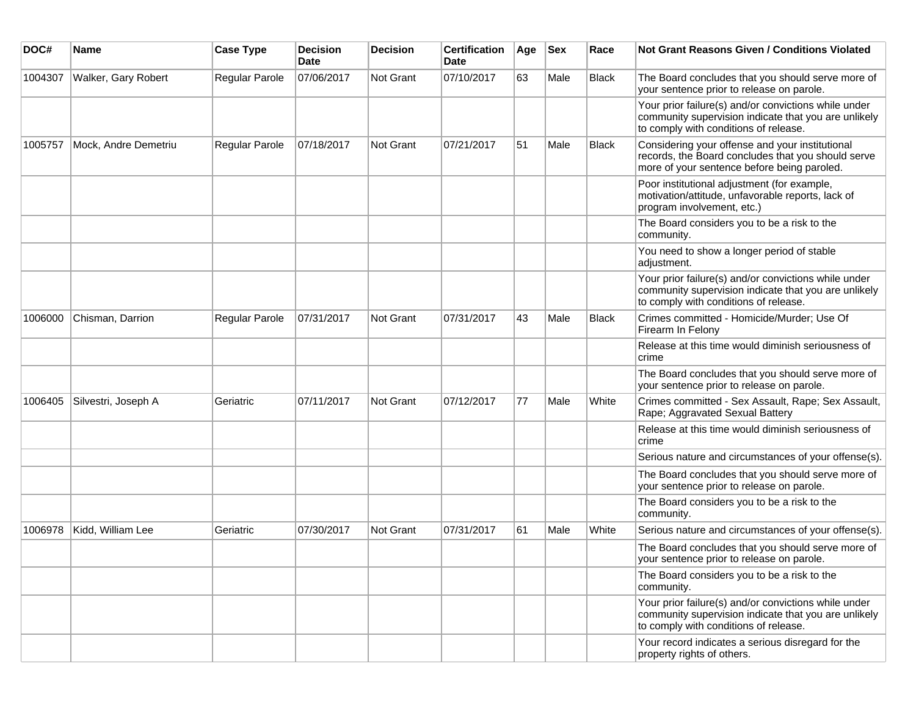| DOC# | Name | Case Type | Decision Date | Decision | Certification Date | Age | Sex | Race | Not Grant Reasons Given / Conditions Violated |
|---|---|---|---|---|---|---|---|---|---|
| 1004307 | Walker, Gary Robert | Regular Parole | 07/06/2017 | Not Grant | 07/10/2017 | 63 | Male | Black | The Board concludes that you should serve more of your sentence prior to release on parole. |
| | | | | | | | | | Your prior failure(s) and/or convictions while under community supervision indicate that you are unlikely to comply with conditions of release. |
| 1005757 | Mock, Andre Demetriu | Regular Parole | 07/18/2017 | Not Grant | 07/21/2017 | 51 | Male | Black | Considering your offense and your institutional records, the Board concludes that you should serve more of your sentence before being paroled. |
| | | | | | | | | | Poor institutional adjustment (for example, motivation/attitude, unfavorable reports, lack of program involvement, etc.) |
| | | | | | | | | | The Board considers you to be a risk to the community. |
| | | | | | | | | | You need to show a longer period of stable adjustment. |
| | | | | | | | | | Your prior failure(s) and/or convictions while under community supervision indicate that you are unlikely to comply with conditions of release. |
| 1006000 | Chisman, Darrion | Regular Parole | 07/31/2017 | Not Grant | 07/31/2017 | 43 | Male | Black | Crimes committed - Homicide/Murder; Use Of Firearm In Felony |
| | | | | | | | | | Release at this time would diminish seriousness of crime |
| | | | | | | | | | The Board concludes that you should serve more of your sentence prior to release on parole. |
| 1006405 | Silvestri, Joseph A | Geriatric | 07/11/2017 | Not Grant | 07/12/2017 | 77 | Male | White | Crimes committed - Sex Assault, Rape; Sex Assault, Rape; Aggravated Sexual Battery |
| | | | | | | | | | Release at this time would diminish seriousness of crime |
| | | | | | | | | | Serious nature and circumstances of your offense(s). |
| | | | | | | | | | The Board concludes that you should serve more of your sentence prior to release on parole. |
| | | | | | | | | | The Board considers you to be a risk to the community. |
| 1006978 | Kidd, William Lee | Geriatric | 07/30/2017 | Not Grant | 07/31/2017 | 61 | Male | White | Serious nature and circumstances of your offense(s). |
| | | | | | | | | | The Board concludes that you should serve more of your sentence prior to release on parole. |
| | | | | | | | | | The Board considers you to be a risk to the community. |
| | | | | | | | | | Your prior failure(s) and/or convictions while under community supervision indicate that you are unlikely to comply with conditions of release. |
| | | | | | | | | | Your record indicates a serious disregard for the property rights of others. |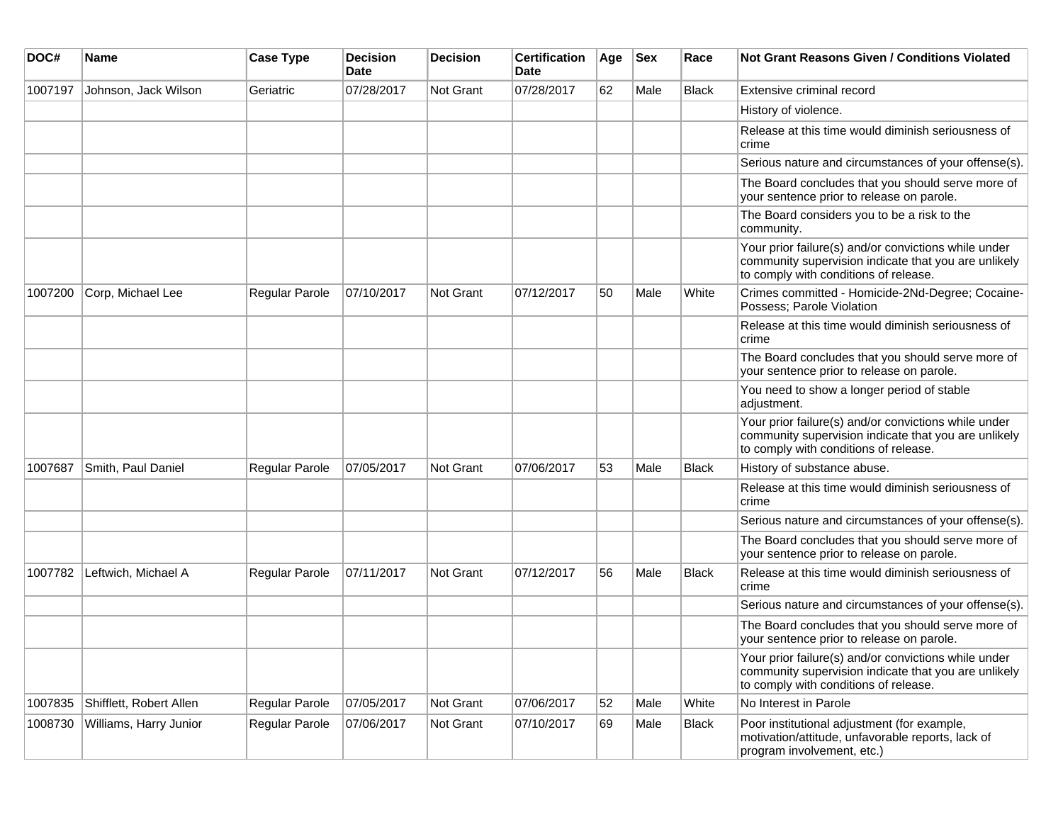| DOC# | Name | Case Type | Decision Date | Decision | Certification Date | Age | Sex | Race | Not Grant Reasons Given / Conditions Violated |
|---|---|---|---|---|---|---|---|---|---|
| 1007197 | Johnson, Jack Wilson | Geriatric | 07/28/2017 | Not Grant | 07/28/2017 | 62 | Male | Black | Extensive criminal record |
| | | | | | | | | | History of violence. |
| | | | | | | | | | Release at this time would diminish seriousness of crime |
| | | | | | | | | | Serious nature and circumstances of your offense(s). |
| | | | | | | | | | The Board concludes that you should serve more of your sentence prior to release on parole. |
| | | | | | | | | | The Board considers you to be a risk to the community. |
| | | | | | | | | | Your prior failure(s) and/or convictions while under community supervision indicate that you are unlikely to comply with conditions of release. |
| 1007200 | Corp, Michael Lee | Regular Parole | 07/10/2017 | Not Grant | 07/12/2017 | 50 | Male | White | Crimes committed - Homicide-2Nd-Degree; Cocaine-Possess; Parole Violation |
| | | | | | | | | | Release at this time would diminish seriousness of crime |
| | | | | | | | | | The Board concludes that you should serve more of your sentence prior to release on parole. |
| | | | | | | | | | You need to show a longer period of stable adjustment. |
| | | | | | | | | | Your prior failure(s) and/or convictions while under community supervision indicate that you are unlikely to comply with conditions of release. |
| 1007687 | Smith, Paul Daniel | Regular Parole | 07/05/2017 | Not Grant | 07/06/2017 | 53 | Male | Black | History of substance abuse. |
| | | | | | | | | | Release at this time would diminish seriousness of crime |
| | | | | | | | | | Serious nature and circumstances of your offense(s). |
| | | | | | | | | | The Board concludes that you should serve more of your sentence prior to release on parole. |
| 1007782 | Leftwich, Michael A | Regular Parole | 07/11/2017 | Not Grant | 07/12/2017 | 56 | Male | Black | Release at this time would diminish seriousness of crime |
| | | | | | | | | | Serious nature and circumstances of your offense(s). |
| | | | | | | | | | The Board concludes that you should serve more of your sentence prior to release on parole. |
| | | | | | | | | | Your prior failure(s) and/or convictions while under community supervision indicate that you are unlikely to comply with conditions of release. |
| 1007835 | Shifflett, Robert Allen | Regular Parole | 07/05/2017 | Not Grant | 07/06/2017 | 52 | Male | White | No Interest in Parole |
| 1008730 | Williams, Harry Junior | Regular Parole | 07/06/2017 | Not Grant | 07/10/2017 | 69 | Male | Black | Poor institutional adjustment (for example, motivation/attitude, unfavorable reports, lack of program involvement, etc.) |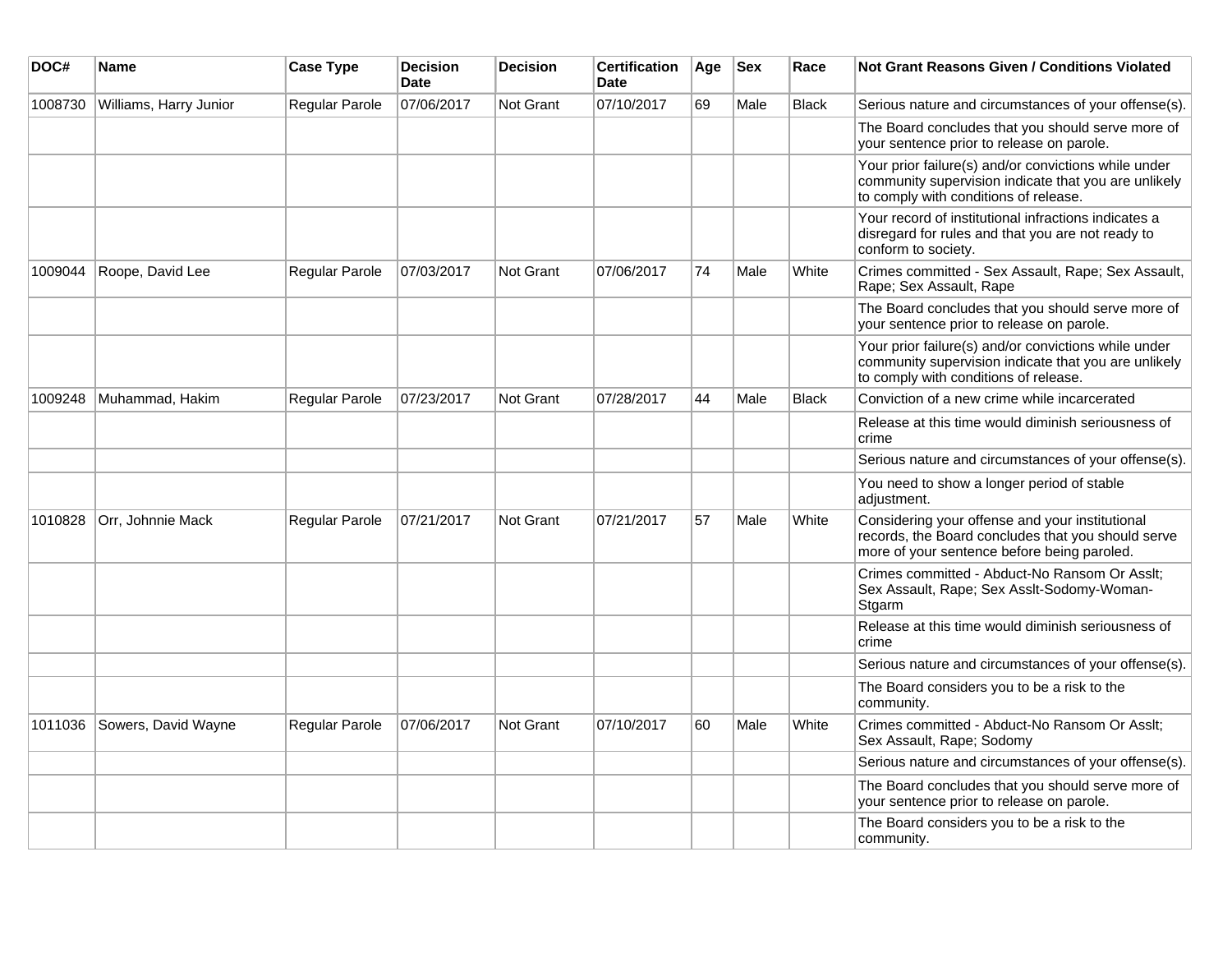| DOC# | Name | Case Type | Decision Date | Decision | Certification Date | Age | Sex | Race | Not Grant Reasons Given / Conditions Violated |
|---|---|---|---|---|---|---|---|---|---|
| 1008730 | Williams, Harry Junior | Regular Parole | 07/06/2017 | Not Grant | 07/10/2017 | 69 | Male | Black | Serious nature and circumstances of your offense(s). |
| | | | | | | | | | The Board concludes that you should serve more of your sentence prior to release on parole. |
| | | | | | | | | | Your prior failure(s) and/or convictions while under community supervision indicate that you are unlikely to comply with conditions of release. |
| | | | | | | | | | Your record of institutional infractions indicates a disregard for rules and that you are not ready to conform to society. |
| 1009044 | Roope, David Lee | Regular Parole | 07/03/2017 | Not Grant | 07/06/2017 | 74 | Male | White | Crimes committed - Sex Assault, Rape; Sex Assault, Rape; Sex Assault, Rape |
| | | | | | | | | | The Board concludes that you should serve more of your sentence prior to release on parole. |
| | | | | | | | | | Your prior failure(s) and/or convictions while under community supervision indicate that you are unlikely to comply with conditions of release. |
| 1009248 | Muhammad, Hakim | Regular Parole | 07/23/2017 | Not Grant | 07/28/2017 | 44 | Male | Black | Conviction of a new crime while incarcerated |
| | | | | | | | | | Release at this time would diminish seriousness of crime |
| | | | | | | | | | Serious nature and circumstances of your offense(s). |
| | | | | | | | | | You need to show a longer period of stable adjustment. |
| 1010828 | Orr, Johnnie Mack | Regular Parole | 07/21/2017 | Not Grant | 07/21/2017 | 57 | Male | White | Considering your offense and your institutional records, the Board concludes that you should serve more of your sentence before being paroled. |
| | | | | | | | | | Crimes committed - Abduct-No Ransom Or Asslt; Sex Assault, Rape; Sex Asslt-Sodomy-Woman-Stgarm |
| | | | | | | | | | Release at this time would diminish seriousness of crime |
| | | | | | | | | | Serious nature and circumstances of your offense(s). |
| | | | | | | | | | The Board considers you to be a risk to the community. |
| 1011036 | Sowers, David Wayne | Regular Parole | 07/06/2017 | Not Grant | 07/10/2017 | 60 | Male | White | Crimes committed - Abduct-No Ransom Or Asslt; Sex Assault, Rape; Sodomy |
| | | | | | | | | | Serious nature and circumstances of your offense(s). |
| | | | | | | | | | The Board concludes that you should serve more of your sentence prior to release on parole. |
| | | | | | | | | | The Board considers you to be a risk to the community. |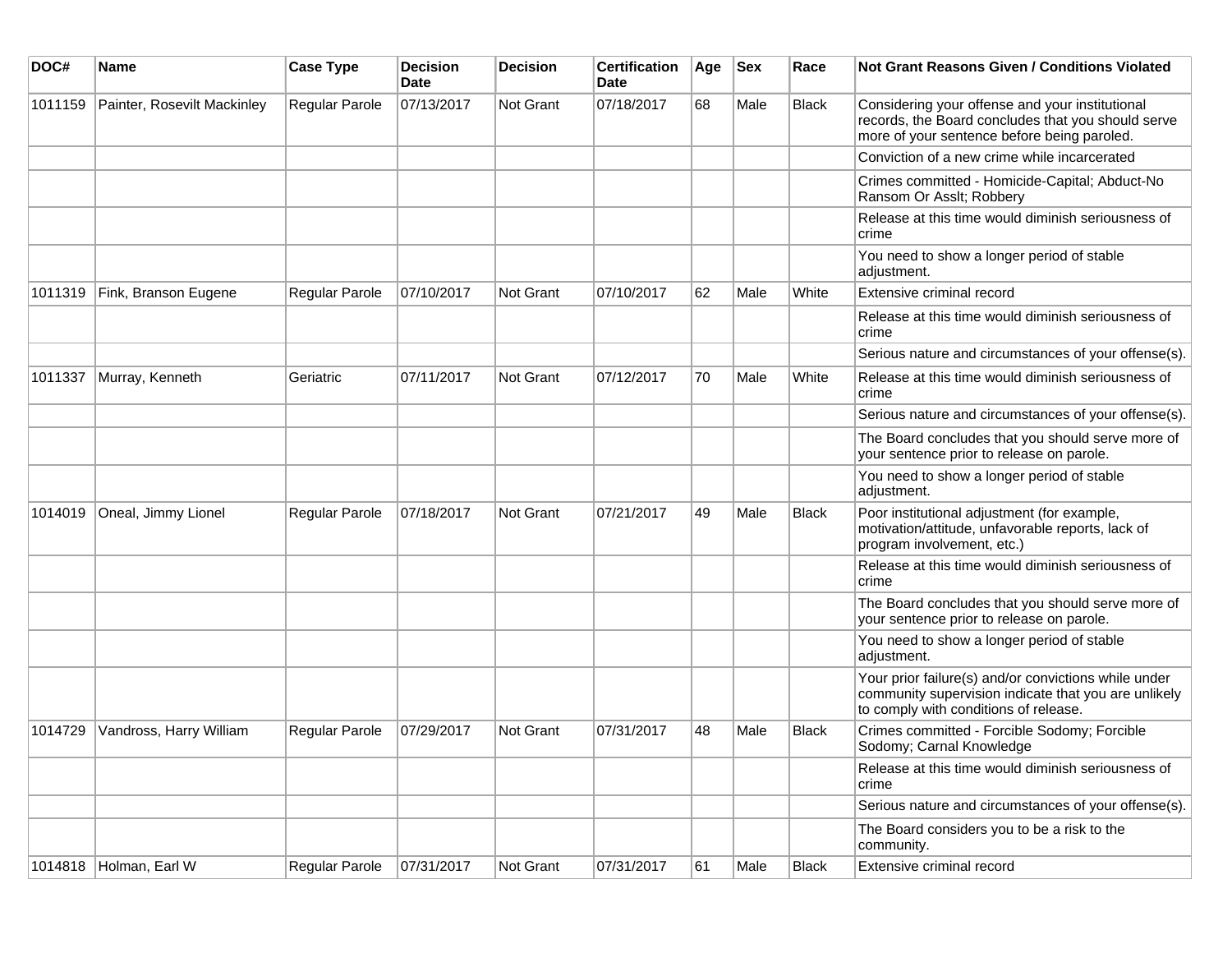| DOC# | Name | Case Type | Decision Date | Decision | Certification Date | Age | Sex | Race | Not Grant Reasons Given / Conditions Violated |
|---|---|---|---|---|---|---|---|---|---|
| 1011159 | Painter, Rosevilt Mackinley | Regular Parole | 07/13/2017 | Not Grant | 07/18/2017 | 68 | Male | Black | Considering your offense and your institutional records, the Board concludes that you should serve more of your sentence before being paroled. |
| | | | | | | | | | Conviction of a new crime while incarcerated |
| | | | | | | | | | Crimes committed - Homicide-Capital; Abduct-No Ransom Or Asslt; Robbery |
| | | | | | | | | | Release at this time would diminish seriousness of crime |
| | | | | | | | | | You need to show a longer period of stable adjustment. |
| 1011319 | Fink, Branson Eugene | Regular Parole | 07/10/2017 | Not Grant | 07/10/2017 | 62 | Male | White | Extensive criminal record |
| | | | | | | | | | Release at this time would diminish seriousness of crime |
| | | | | | | | | | Serious nature and circumstances of your offense(s). |
| 1011337 | Murray, Kenneth | Geriatric | 07/11/2017 | Not Grant | 07/12/2017 | 70 | Male | White | Release at this time would diminish seriousness of crime |
| | | | | | | | | | Serious nature and circumstances of your offense(s). |
| | | | | | | | | | The Board concludes that you should serve more of your sentence prior to release on parole. |
| | | | | | | | | | You need to show a longer period of stable adjustment. |
| 1014019 | Oneal, Jimmy Lionel | Regular Parole | 07/18/2017 | Not Grant | 07/21/2017 | 49 | Male | Black | Poor institutional adjustment (for example, motivation/attitude, unfavorable reports, lack of program involvement, etc.) |
| | | | | | | | | | Release at this time would diminish seriousness of crime |
| | | | | | | | | | The Board concludes that you should serve more of your sentence prior to release on parole. |
| | | | | | | | | | You need to show a longer period of stable adjustment. |
| | | | | | | | | | Your prior failure(s) and/or convictions while under community supervision indicate that you are unlikely to comply with conditions of release. |
| 1014729 | Vandross, Harry William | Regular Parole | 07/29/2017 | Not Grant | 07/31/2017 | 48 | Male | Black | Crimes committed - Forcible Sodomy; Forcible Sodomy; Carnal Knowledge |
| | | | | | | | | | Release at this time would diminish seriousness of crime |
| | | | | | | | | | Serious nature and circumstances of your offense(s). |
| | | | | | | | | | The Board considers you to be a risk to the community. |
| 1014818 | Holman, Earl W | Regular Parole | 07/31/2017 | Not Grant | 07/31/2017 | 61 | Male | Black | Extensive criminal record |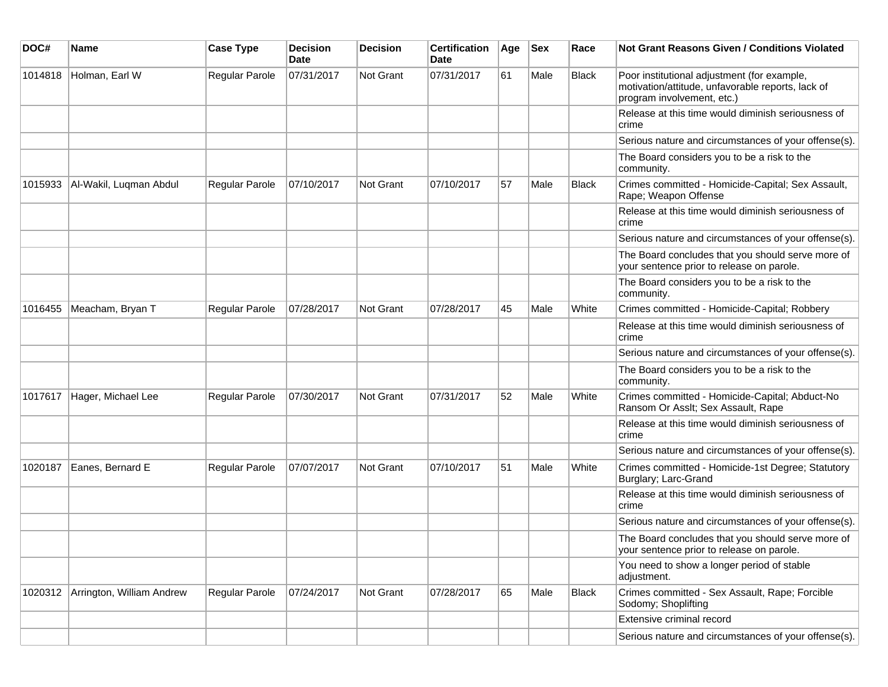| DOC# | Name | Case Type | Decision Date | Decision | Certification Date | Age | Sex | Race | Not Grant Reasons Given / Conditions Violated |
|---|---|---|---|---|---|---|---|---|---|
| 1014818 | Holman, Earl W | Regular Parole | 07/31/2017 | Not Grant | 07/31/2017 | 61 | Male | Black | Poor institutional adjustment (for example, motivation/attitude, unfavorable reports, lack of program involvement, etc.) |
| | | | | | | | | | Release at this time would diminish seriousness of crime |
| | | | | | | | | | Serious nature and circumstances of your offense(s). |
| | | | | | | | | | The Board considers you to be a risk to the community. |
| 1015933 | Al-Wakil, Luqman Abdul | Regular Parole | 07/10/2017 | Not Grant | 07/10/2017 | 57 | Male | Black | Crimes committed - Homicide-Capital; Sex Assault, Rape; Weapon Offense |
| | | | | | | | | | Release at this time would diminish seriousness of crime |
| | | | | | | | | | Serious nature and circumstances of your offense(s). |
| | | | | | | | | | The Board concludes that you should serve more of your sentence prior to release on parole. |
| | | | | | | | | | The Board considers you to be a risk to the community. |
| 1016455 | Meacham, Bryan T | Regular Parole | 07/28/2017 | Not Grant | 07/28/2017 | 45 | Male | White | Crimes committed - Homicide-Capital; Robbery |
| | | | | | | | | | Release at this time would diminish seriousness of crime |
| | | | | | | | | | Serious nature and circumstances of your offense(s). |
| | | | | | | | | | The Board considers you to be a risk to the community. |
| 1017617 | Hager, Michael Lee | Regular Parole | 07/30/2017 | Not Grant | 07/31/2017 | 52 | Male | White | Crimes committed - Homicide-Capital; Abduct-No Ransom Or Asslt; Sex Assault, Rape |
| | | | | | | | | | Release at this time would diminish seriousness of crime |
| | | | | | | | | | Serious nature and circumstances of your offense(s). |
| 1020187 | Eanes, Bernard E | Regular Parole | 07/07/2017 | Not Grant | 07/10/2017 | 51 | Male | White | Crimes committed - Homicide-1st Degree; Statutory Burglary; Larc-Grand |
| | | | | | | | | | Release at this time would diminish seriousness of crime |
| | | | | | | | | | Serious nature and circumstances of your offense(s). |
| | | | | | | | | | The Board concludes that you should serve more of your sentence prior to release on parole. |
| | | | | | | | | | You need to show a longer period of stable adjustment. |
| 1020312 | Arrington, William Andrew | Regular Parole | 07/24/2017 | Not Grant | 07/28/2017 | 65 | Male | Black | Crimes committed - Sex Assault, Rape; Forcible Sodomy; Shoplifting |
| | | | | | | | | | Extensive criminal record |
| | | | | | | | | | Serious nature and circumstances of your offense(s). |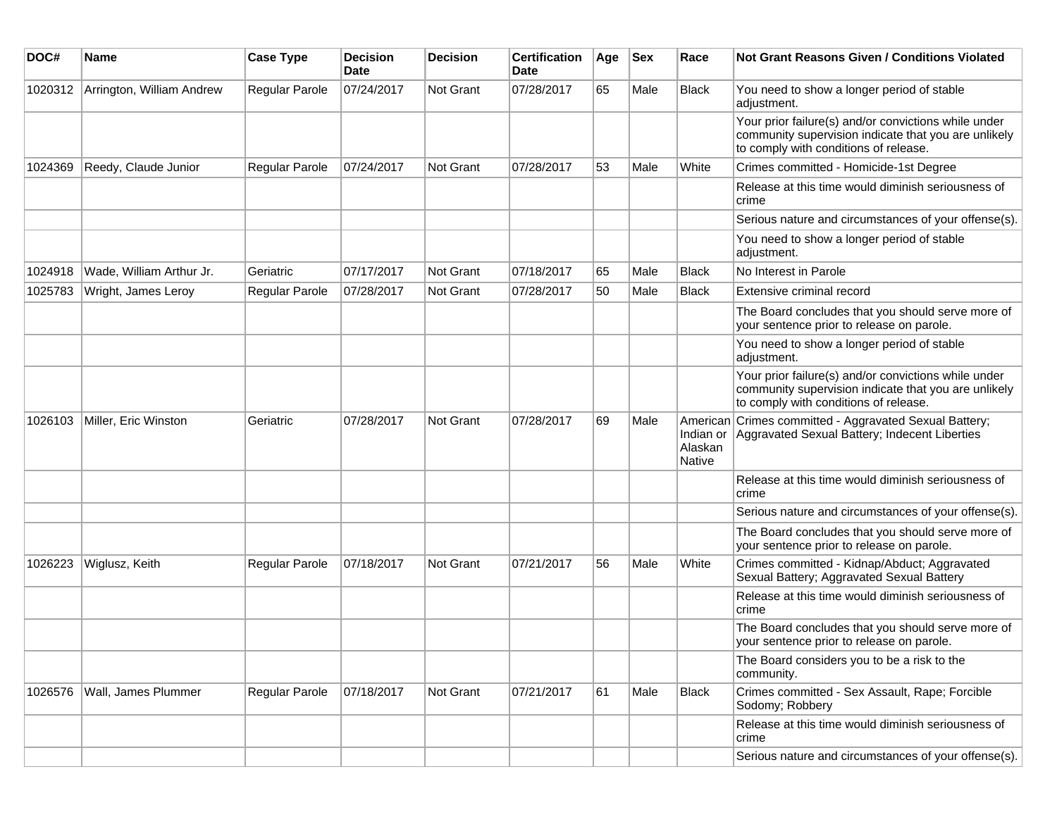| DOC# | Name | Case Type | Decision Date | Decision | Certification Date | Age | Sex | Race | Not Grant Reasons Given / Conditions Violated |
|---|---|---|---|---|---|---|---|---|---|
| 1020312 | Arrington, William Andrew | Regular Parole | 07/24/2017 | Not Grant | 07/28/2017 | 65 | Male | Black | You need to show a longer period of stable adjustment. |
| | | | | | | | | | Your prior failure(s) and/or convictions while under community supervision indicate that you are unlikely to comply with conditions of release. |
| 1024369 | Reedy, Claude Junior | Regular Parole | 07/24/2017 | Not Grant | 07/28/2017 | 53 | Male | White | Crimes committed - Homicide-1st Degree |
| | | | | | | | | | Release at this time would diminish seriousness of crime |
| | | | | | | | | | Serious nature and circumstances of your offense(s). |
| | | | | | | | | | You need to show a longer period of stable adjustment. |
| 1024918 | Wade, William Arthur Jr. | Geriatric | 07/17/2017 | Not Grant | 07/18/2017 | 65 | Male | Black | No Interest in Parole |
| 1025783 | Wright, James Leroy | Regular Parole | 07/28/2017 | Not Grant | 07/28/2017 | 50 | Male | Black | Extensive criminal record |
| | | | | | | | | | The Board concludes that you should serve more of your sentence prior to release on parole. |
| | | | | | | | | | You need to show a longer period of stable adjustment. |
| | | | | | | | | | Your prior failure(s) and/or convictions while under community supervision indicate that you are unlikely to comply with conditions of release. |
| 1026103 | Miller, Eric Winston | Geriatric | 07/28/2017 | Not Grant | 07/28/2017 | 69 | Male | American Indian or Alaskan Native | Crimes committed - Aggravated Sexual Battery; Aggravated Sexual Battery; Indecent Liberties |
| | | | | | | | | | Release at this time would diminish seriousness of crime |
| | | | | | | | | | Serious nature and circumstances of your offense(s). |
| | | | | | | | | | The Board concludes that you should serve more of your sentence prior to release on parole. |
| 1026223 | Wiglusz, Keith | Regular Parole | 07/18/2017 | Not Grant | 07/21/2017 | 56 | Male | White | Crimes committed - Kidnap/Abduct; Aggravated Sexual Battery; Aggravated Sexual Battery |
| | | | | | | | | | Release at this time would diminish seriousness of crime |
| | | | | | | | | | The Board concludes that you should serve more of your sentence prior to release on parole. |
| | | | | | | | | | The Board considers you to be a risk to the community. |
| 1026576 | Wall, James Plummer | Regular Parole | 07/18/2017 | Not Grant | 07/21/2017 | 61 | Male | Black | Crimes committed - Sex Assault, Rape; Forcible Sodomy; Robbery |
| | | | | | | | | | Release at this time would diminish seriousness of crime |
| | | | | | | | | | Serious nature and circumstances of your offense(s). |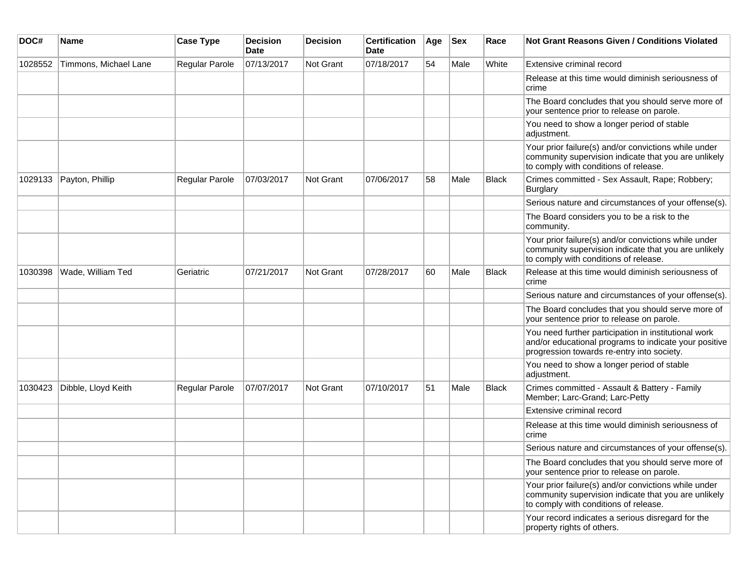| DOC# | Name | Case Type | Decision Date | Decision | Certification Date | Age | Sex | Race | Not Grant Reasons Given / Conditions Violated |
|---|---|---|---|---|---|---|---|---|---|
| 1028552 | Timmons, Michael Lane | Regular Parole | 07/13/2017 | Not Grant | 07/18/2017 | 54 | Male | White | Extensive criminal record |
| | | | | | | | | | Release at this time would diminish seriousness of crime |
| | | | | | | | | | The Board concludes that you should serve more of your sentence prior to release on parole. |
| | | | | | | | | | You need to show a longer period of stable adjustment. |
| | | | | | | | | | Your prior failure(s) and/or convictions while under community supervision indicate that you are unlikely to comply with conditions of release. |
| 1029133 | Payton, Phillip | Regular Parole | 07/03/2017 | Not Grant | 07/06/2017 | 58 | Male | Black | Crimes committed - Sex Assault, Rape; Robbery; Burglary |
| | | | | | | | | | Serious nature and circumstances of your offense(s). |
| | | | | | | | | | The Board considers you to be a risk to the community. |
| | | | | | | | | | Your prior failure(s) and/or convictions while under community supervision indicate that you are unlikely to comply with conditions of release. |
| 1030398 | Wade, William Ted | Geriatric | 07/21/2017 | Not Grant | 07/28/2017 | 60 | Male | Black | Release at this time would diminish seriousness of crime |
| | | | | | | | | | Serious nature and circumstances of your offense(s). |
| | | | | | | | | | The Board concludes that you should serve more of your sentence prior to release on parole. |
| | | | | | | | | | You need further participation in institutional work and/or educational programs to indicate your positive progression towards re-entry into society. |
| | | | | | | | | | You need to show a longer period of stable adjustment. |
| 1030423 | Dibble, Lloyd Keith | Regular Parole | 07/07/2017 | Not Grant | 07/10/2017 | 51 | Male | Black | Crimes committed - Assault & Battery - Family Member; Larc-Grand; Larc-Petty |
| | | | | | | | | | Extensive criminal record |
| | | | | | | | | | Release at this time would diminish seriousness of crime |
| | | | | | | | | | Serious nature and circumstances of your offense(s). |
| | | | | | | | | | The Board concludes that you should serve more of your sentence prior to release on parole. |
| | | | | | | | | | Your prior failure(s) and/or convictions while under community supervision indicate that you are unlikely to comply with conditions of release. |
| | | | | | | | | | Your record indicates a serious disregard for the property rights of others. |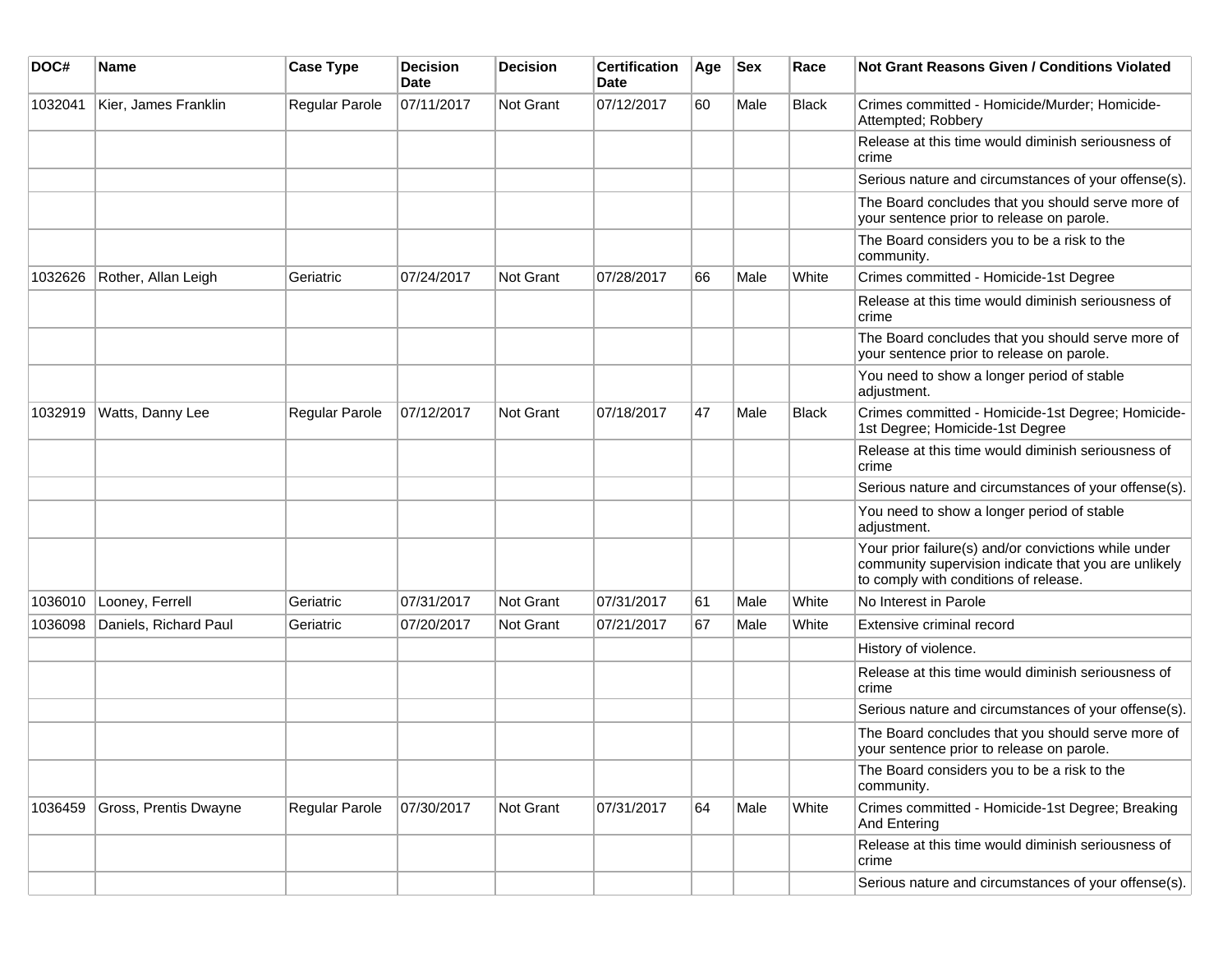| DOC# | Name | Case Type | Decision Date | Decision | Certification Date | Age | Sex | Race | Not Grant Reasons Given / Conditions Violated |
|---|---|---|---|---|---|---|---|---|---|
| 1032041 | Kier, James Franklin | Regular Parole | 07/11/2017 | Not Grant | 07/12/2017 | 60 | Male | Black | Crimes committed - Homicide/Murder; Homicide-Attempted; Robbery |
| | | | | | | | | | Release at this time would diminish seriousness of crime |
| | | | | | | | | | Serious nature and circumstances of your offense(s). |
| | | | | | | | | | The Board concludes that you should serve more of your sentence prior to release on parole. |
| | | | | | | | | | The Board considers you to be a risk to the community. |
| 1032626 | Rother, Allan Leigh | Geriatric | 07/24/2017 | Not Grant | 07/28/2017 | 66 | Male | White | Crimes committed - Homicide-1st Degree |
| | | | | | | | | | Release at this time would diminish seriousness of crime |
| | | | | | | | | | The Board concludes that you should serve more of your sentence prior to release on parole. |
| | | | | | | | | | You need to show a longer period of stable adjustment. |
| 1032919 | Watts, Danny Lee | Regular Parole | 07/12/2017 | Not Grant | 07/18/2017 | 47 | Male | Black | Crimes committed - Homicide-1st Degree; Homicide-1st Degree; Homicide-1st Degree |
| | | | | | | | | | Release at this time would diminish seriousness of crime |
| | | | | | | | | | Serious nature and circumstances of your offense(s). |
| | | | | | | | | | You need to show a longer period of stable adjustment. |
| | | | | | | | | | Your prior failure(s) and/or convictions while under community supervision indicate that you are unlikely to comply with conditions of release. |
| 1036010 | Looney, Ferrell | Geriatric | 07/31/2017 | Not Grant | 07/31/2017 | 61 | Male | White | No Interest in Parole |
| 1036098 | Daniels, Richard Paul | Geriatric | 07/20/2017 | Not Grant | 07/21/2017 | 67 | Male | White | Extensive criminal record |
| | | | | | | | | | History of violence. |
| | | | | | | | | | Release at this time would diminish seriousness of crime |
| | | | | | | | | | Serious nature and circumstances of your offense(s). |
| | | | | | | | | | The Board concludes that you should serve more of your sentence prior to release on parole. |
| | | | | | | | | | The Board considers you to be a risk to the community. |
| 1036459 | Gross, Prentis Dwayne | Regular Parole | 07/30/2017 | Not Grant | 07/31/2017 | 64 | Male | White | Crimes committed - Homicide-1st Degree; Breaking And Entering |
| | | | | | | | | | Release at this time would diminish seriousness of crime |
| | | | | | | | | | Serious nature and circumstances of your offense(s). |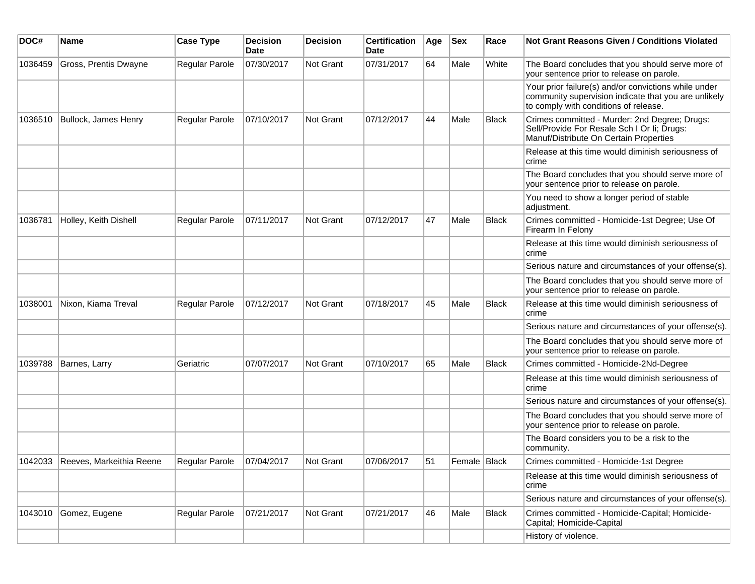| DOC# | Name | Case Type | Decision Date | Decision | Certification Date | Age | Sex | Race | Not Grant Reasons Given / Conditions Violated |
|---|---|---|---|---|---|---|---|---|---|
| 1036459 | Gross, Prentis Dwayne | Regular Parole | 07/30/2017 | Not Grant | 07/31/2017 | 64 | Male | White | The Board concludes that you should serve more of your sentence prior to release on parole. |
| | | | | | | | | | Your prior failure(s) and/or convictions while under community supervision indicate that you are unlikely to comply with conditions of release. |
| 1036510 | Bullock, James Henry | Regular Parole | 07/10/2017 | Not Grant | 07/12/2017 | 44 | Male | Black | Crimes committed - Murder: 2nd Degree; Drugs: Sell/Provide For Resale Sch I Or Ii; Drugs: Manuf/Distribute On Certain Properties |
| | | | | | | | | | Release at this time would diminish seriousness of crime |
| | | | | | | | | | The Board concludes that you should serve more of your sentence prior to release on parole. |
| | | | | | | | | | You need to show a longer period of stable adjustment. |
| 1036781 | Holley, Keith Dishell | Regular Parole | 07/11/2017 | Not Grant | 07/12/2017 | 47 | Male | Black | Crimes committed - Homicide-1st Degree; Use Of Firearm In Felony |
| | | | | | | | | | Release at this time would diminish seriousness of crime |
| | | | | | | | | | Serious nature and circumstances of your offense(s). |
| | | | | | | | | | The Board concludes that you should serve more of your sentence prior to release on parole. |
| 1038001 | Nixon, Kiama Treval | Regular Parole | 07/12/2017 | Not Grant | 07/18/2017 | 45 | Male | Black | Release at this time would diminish seriousness of crime |
| | | | | | | | | | Serious nature and circumstances of your offense(s). |
| | | | | | | | | | The Board concludes that you should serve more of your sentence prior to release on parole. |
| 1039788 | Barnes, Larry | Geriatric | 07/07/2017 | Not Grant | 07/10/2017 | 65 | Male | Black | Crimes committed - Homicide-2Nd-Degree |
| | | | | | | | | | Release at this time would diminish seriousness of crime |
| | | | | | | | | | Serious nature and circumstances of your offense(s). |
| | | | | | | | | | The Board concludes that you should serve more of your sentence prior to release on parole. |
| | | | | | | | | | The Board considers you to be a risk to the community. |
| 1042033 | Reeves, Markeithia Reene | Regular Parole | 07/04/2017 | Not Grant | 07/06/2017 | 51 | Female | Black | Crimes committed - Homicide-1st Degree |
| | | | | | | | | | Release at this time would diminish seriousness of crime |
| | | | | | | | | | Serious nature and circumstances of your offense(s). |
| 1043010 | Gomez, Eugene | Regular Parole | 07/21/2017 | Not Grant | 07/21/2017 | 46 | Male | Black | Crimes committed - Homicide-Capital; Homicide-Capital; Homicide-Capital |
| | | | | | | | | | History of violence. |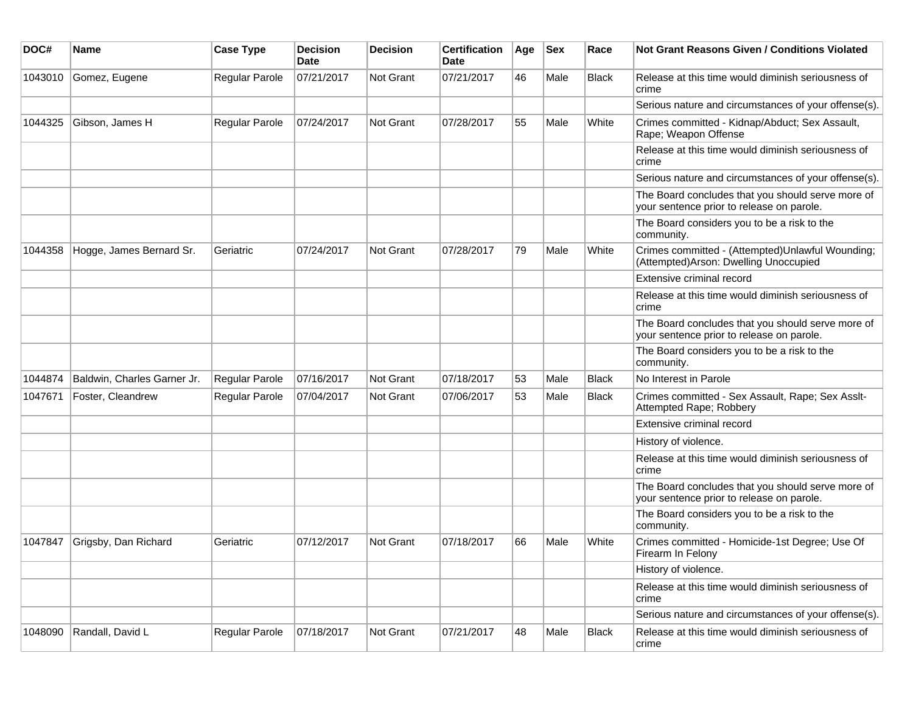| DOC# | Name | Case Type | Decision Date | Decision | Certification Date | Age | Sex | Race | Not Grant Reasons Given / Conditions Violated |
|---|---|---|---|---|---|---|---|---|---|
| 1043010 | Gomez, Eugene | Regular Parole | 07/21/2017 | Not Grant | 07/21/2017 | 46 | Male | Black | Release at this time would diminish seriousness of crime |
| | | | | | | | | | Serious nature and circumstances of your offense(s). |
| 1044325 | Gibson, James H | Regular Parole | 07/24/2017 | Not Grant | 07/28/2017 | 55 | Male | White | Crimes committed - Kidnap/Abduct; Sex Assault, Rape; Weapon Offense |
| | | | | | | | | | Release at this time would diminish seriousness of crime |
| | | | | | | | | | Serious nature and circumstances of your offense(s). |
| | | | | | | | | | The Board concludes that you should serve more of your sentence prior to release on parole. |
| | | | | | | | | | The Board considers you to be a risk to the community. |
| 1044358 | Hogge, James Bernard Sr. | Geriatric | 07/24/2017 | Not Grant | 07/28/2017 | 79 | Male | White | Crimes committed - (Attempted)Unlawful Wounding; (Attempted)Arson: Dwelling Unoccupied |
| | | | | | | | | | Extensive criminal record |
| | | | | | | | | | Release at this time would diminish seriousness of crime |
| | | | | | | | | | The Board concludes that you should serve more of your sentence prior to release on parole. |
| | | | | | | | | | The Board considers you to be a risk to the community. |
| 1044874 | Baldwin, Charles Garner Jr. | Regular Parole | 07/16/2017 | Not Grant | 07/18/2017 | 53 | Male | Black | No Interest in Parole |
| 1047671 | Foster, Cleandrew | Regular Parole | 07/04/2017 | Not Grant | 07/06/2017 | 53 | Male | Black | Crimes committed - Sex Assault, Rape; Sex Asslt-Attempted Rape; Robbery |
| | | | | | | | | | Extensive criminal record |
| | | | | | | | | | History of violence. |
| | | | | | | | | | Release at this time would diminish seriousness of crime |
| | | | | | | | | | The Board concludes that you should serve more of your sentence prior to release on parole. |
| | | | | | | | | | The Board considers you to be a risk to the community. |
| 1047847 | Grigsby, Dan Richard | Geriatric | 07/12/2017 | Not Grant | 07/18/2017 | 66 | Male | White | Crimes committed - Homicide-1st Degree; Use Of Firearm In Felony |
| | | | | | | | | | History of violence. |
| | | | | | | | | | Release at this time would diminish seriousness of crime |
| | | | | | | | | | Serious nature and circumstances of your offense(s). |
| 1048090 | Randall, David L | Regular Parole | 07/18/2017 | Not Grant | 07/21/2017 | 48 | Male | Black | Release at this time would diminish seriousness of crime |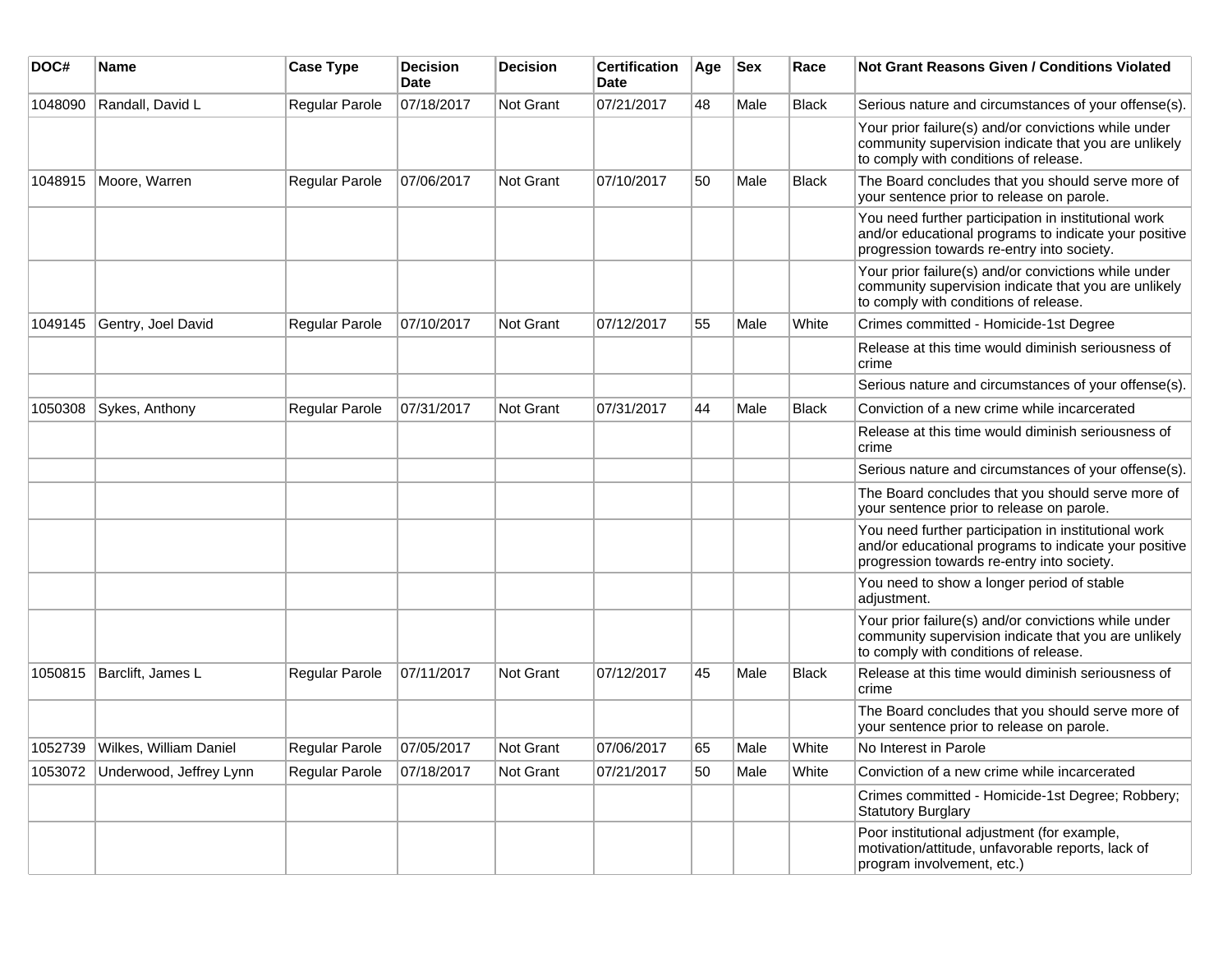| DOC# | Name | Case Type | Decision Date | Decision | Certification Date | Age | Sex | Race | Not Grant Reasons Given / Conditions Violated |
| --- | --- | --- | --- | --- | --- | --- | --- | --- | --- |
| 1048090 | Randall, David L | Regular Parole | 07/18/2017 | Not Grant | 07/21/2017 | 48 | Male | Black | Serious nature and circumstances of your offense(s). |
| | | | | | | | | | Your prior failure(s) and/or convictions while under community supervision indicate that you are unlikely to comply with conditions of release. |
| 1048915 | Moore, Warren | Regular Parole | 07/06/2017 | Not Grant | 07/10/2017 | 50 | Male | Black | The Board concludes that you should serve more of your sentence prior to release on parole. |
| | | | | | | | | | You need further participation in institutional work and/or educational programs to indicate your positive progression towards re-entry into society. |
| | | | | | | | | | Your prior failure(s) and/or convictions while under community supervision indicate that you are unlikely to comply with conditions of release. |
| 1049145 | Gentry, Joel David | Regular Parole | 07/10/2017 | Not Grant | 07/12/2017 | 55 | Male | White | Crimes committed - Homicide-1st Degree |
| | | | | | | | | | Release at this time would diminish seriousness of crime |
| | | | | | | | | | Serious nature and circumstances of your offense(s). |
| 1050308 | Sykes, Anthony | Regular Parole | 07/31/2017 | Not Grant | 07/31/2017 | 44 | Male | Black | Conviction of a new crime while incarcerated |
| | | | | | | | | | Release at this time would diminish seriousness of crime |
| | | | | | | | | | Serious nature and circumstances of your offense(s). |
| | | | | | | | | | The Board concludes that you should serve more of your sentence prior to release on parole. |
| | | | | | | | | | You need further participation in institutional work and/or educational programs to indicate your positive progression towards re-entry into society. |
| | | | | | | | | | You need to show a longer period of stable adjustment. |
| | | | | | | | | | Your prior failure(s) and/or convictions while under community supervision indicate that you are unlikely to comply with conditions of release. |
| 1050815 | Barclift, James L | Regular Parole | 07/11/2017 | Not Grant | 07/12/2017 | 45 | Male | Black | Release at this time would diminish seriousness of crime |
| | | | | | | | | | The Board concludes that you should serve more of your sentence prior to release on parole. |
| 1052739 | Wilkes, William Daniel | Regular Parole | 07/05/2017 | Not Grant | 07/06/2017 | 65 | Male | White | No Interest in Parole |
| 1053072 | Underwood, Jeffrey Lynn | Regular Parole | 07/18/2017 | Not Grant | 07/21/2017 | 50 | Male | White | Conviction of a new crime while incarcerated |
| | | | | | | | | | Crimes committed - Homicide-1st Degree; Robbery; Statutory Burglary |
| | | | | | | | | | Poor institutional adjustment (for example, motivation/attitude, unfavorable reports, lack of program involvement, etc.) |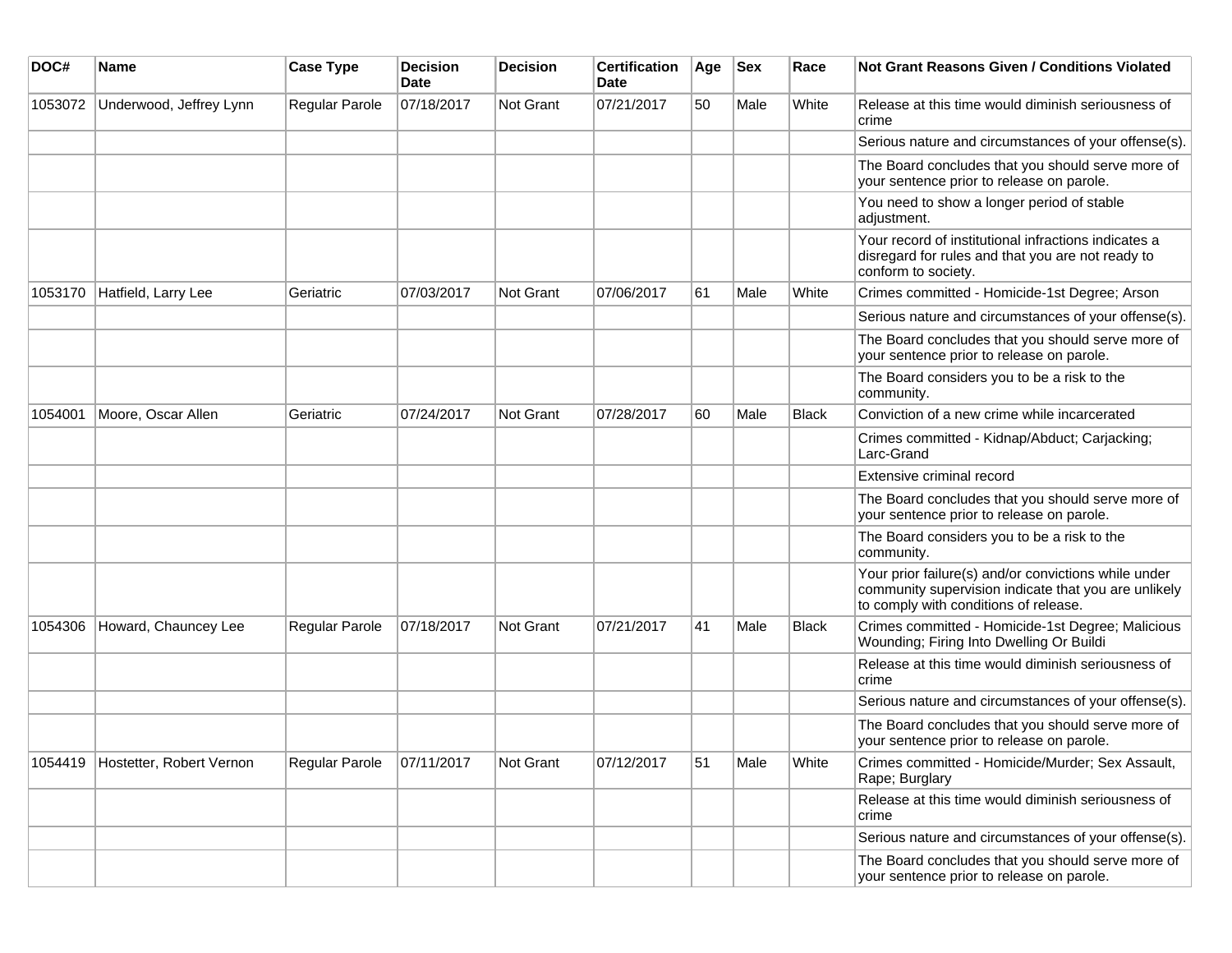| DOC# | Name | Case Type | Decision Date | Decision | Certification Date | Age | Sex | Race | Not Grant Reasons Given / Conditions Violated |
|---|---|---|---|---|---|---|---|---|---|
| 1053072 | Underwood, Jeffrey Lynn | Regular Parole | 07/18/2017 | Not Grant | 07/21/2017 | 50 | Male | White | Release at this time would diminish seriousness of crime |
| | | | | | | | | | Serious nature and circumstances of your offense(s). |
| | | | | | | | | | The Board concludes that you should serve more of your sentence prior to release on parole. |
| | | | | | | | | | You need to show a longer period of stable adjustment. |
| | | | | | | | | | Your record of institutional infractions indicates a disregard for rules and that you are not ready to conform to society. |
| 1053170 | Hatfield, Larry Lee | Geriatric | 07/03/2017 | Not Grant | 07/06/2017 | 61 | Male | White | Crimes committed - Homicide-1st Degree; Arson |
| | | | | | | | | | Serious nature and circumstances of your offense(s). |
| | | | | | | | | | The Board concludes that you should serve more of your sentence prior to release on parole. |
| | | | | | | | | | The Board considers you to be a risk to the community. |
| 1054001 | Moore, Oscar Allen | Geriatric | 07/24/2017 | Not Grant | 07/28/2017 | 60 | Male | Black | Conviction of a new crime while incarcerated |
| | | | | | | | | | Crimes committed - Kidnap/Abduct; Carjacking; Larc-Grand |
| | | | | | | | | | Extensive criminal record |
| | | | | | | | | | The Board concludes that you should serve more of your sentence prior to release on parole. |
| | | | | | | | | | The Board considers you to be a risk to the community. |
| | | | | | | | | | Your prior failure(s) and/or convictions while under community supervision indicate that you are unlikely to comply with conditions of release. |
| 1054306 | Howard, Chauncey Lee | Regular Parole | 07/18/2017 | Not Grant | 07/21/2017 | 41 | Male | Black | Crimes committed - Homicide-1st Degree; Malicious Wounding; Firing Into Dwelling Or Buildi |
| | | | | | | | | | Release at this time would diminish seriousness of crime |
| | | | | | | | | | Serious nature and circumstances of your offense(s). |
| | | | | | | | | | The Board concludes that you should serve more of your sentence prior to release on parole. |
| 1054419 | Hostetter, Robert Vernon | Regular Parole | 07/11/2017 | Not Grant | 07/12/2017 | 51 | Male | White | Crimes committed - Homicide/Murder; Sex Assault, Rape; Burglary |
| | | | | | | | | | Release at this time would diminish seriousness of crime |
| | | | | | | | | | Serious nature and circumstances of your offense(s). |
| | | | | | | | | | The Board concludes that you should serve more of your sentence prior to release on parole. |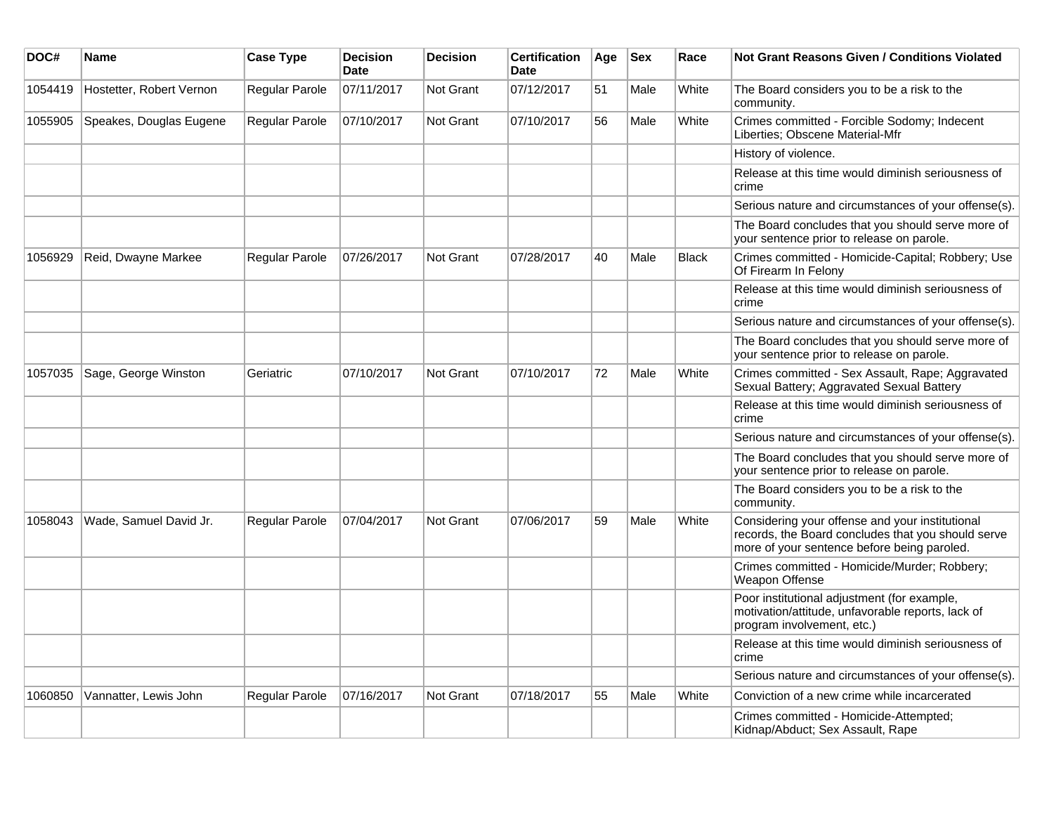| DOC# | Name | Case Type | Decision Date | Decision | Certification Date | Age | Sex | Race | Not Grant Reasons Given / Conditions Violated |
|---|---|---|---|---|---|---|---|---|---|
| 1054419 | Hostetter, Robert Vernon | Regular Parole | 07/11/2017 | Not Grant | 07/12/2017 | 51 | Male | White | The Board considers you to be a risk to the community. |
| 1055905 | Speakes, Douglas Eugene | Regular Parole | 07/10/2017 | Not Grant | 07/10/2017 | 56 | Male | White | Crimes committed - Forcible Sodomy; Indecent Liberties; Obscene Material-Mfr |
| | | | | | | | | | History of violence. |
| | | | | | | | | | Release at this time would diminish seriousness of crime |
| | | | | | | | | | Serious nature and circumstances of your offense(s). |
| | | | | | | | | | The Board concludes that you should serve more of your sentence prior to release on parole. |
| 1056929 | Reid, Dwayne Markee | Regular Parole | 07/26/2017 | Not Grant | 07/28/2017 | 40 | Male | Black | Crimes committed - Homicide-Capital; Robbery; Use Of Firearm In Felony |
| | | | | | | | | | Release at this time would diminish seriousness of crime |
| | | | | | | | | | Serious nature and circumstances of your offense(s). |
| | | | | | | | | | The Board concludes that you should serve more of your sentence prior to release on parole. |
| 1057035 | Sage, George Winston | Geriatric | 07/10/2017 | Not Grant | 07/10/2017 | 72 | Male | White | Crimes committed - Sex Assault, Rape; Aggravated Sexual Battery; Aggravated Sexual Battery |
| | | | | | | | | | Release at this time would diminish seriousness of crime |
| | | | | | | | | | Serious nature and circumstances of your offense(s). |
| | | | | | | | | | The Board concludes that you should serve more of your sentence prior to release on parole. |
| | | | | | | | | | The Board considers you to be a risk to the community. |
| 1058043 | Wade, Samuel David Jr. | Regular Parole | 07/04/2017 | Not Grant | 07/06/2017 | 59 | Male | White | Considering your offense and your institutional records, the Board concludes that you should serve more of your sentence before being paroled. |
| | | | | | | | | | Crimes committed - Homicide/Murder; Robbery; Weapon Offense |
| | | | | | | | | | Poor institutional adjustment (for example, motivation/attitude, unfavorable reports, lack of program involvement, etc.) |
| | | | | | | | | | Release at this time would diminish seriousness of crime |
| | | | | | | | | | Serious nature and circumstances of your offense(s). |
| 1060850 | Vannatter, Lewis John | Regular Parole | 07/16/2017 | Not Grant | 07/18/2017 | 55 | Male | White | Conviction of a new crime while incarcerated |
| | | | | | | | | | Crimes committed - Homicide-Attempted; Kidnap/Abduct; Sex Assault, Rape |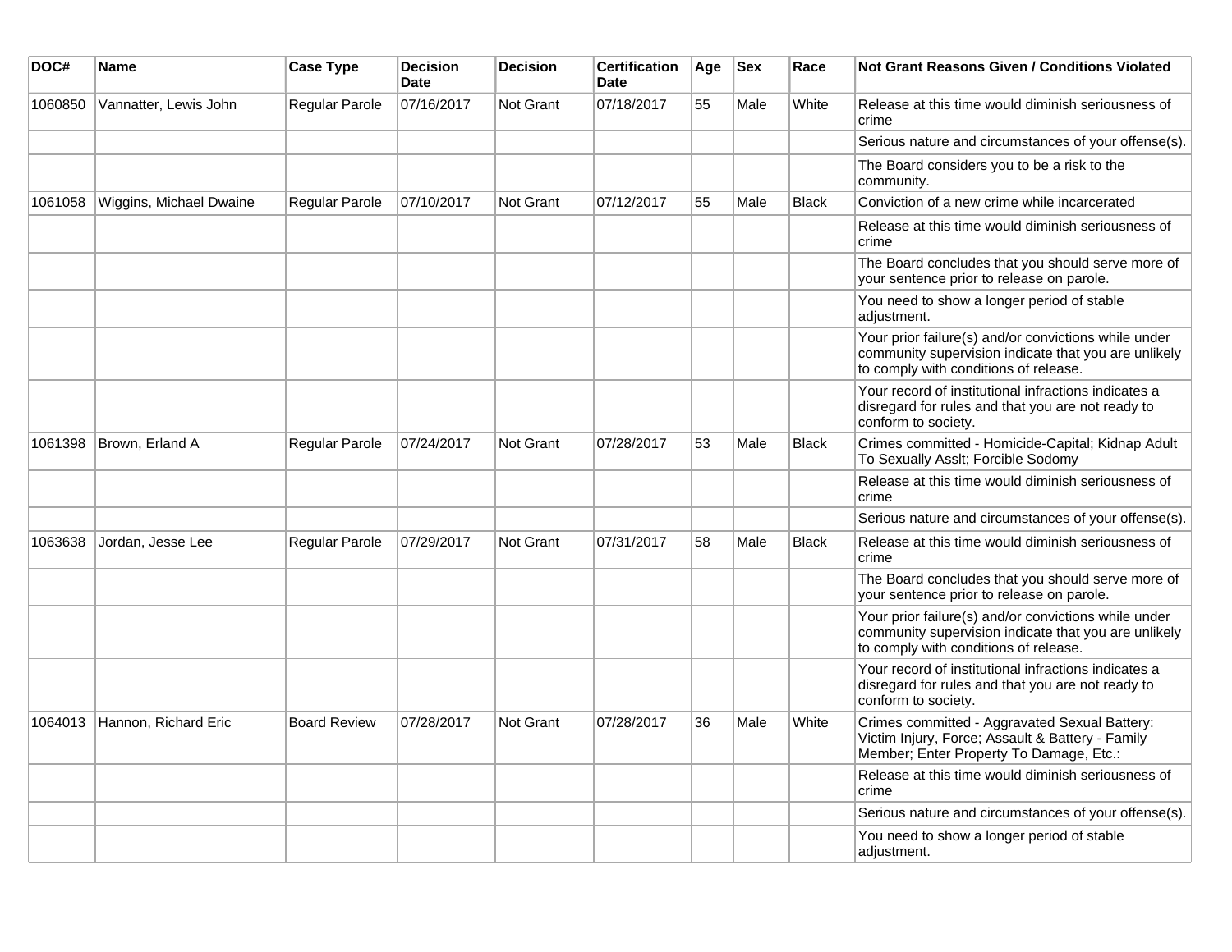| DOC# | Name | Case Type | Decision Date | Decision | Certification Date | Age | Sex | Race | Not Grant Reasons Given / Conditions Violated |
|---|---|---|---|---|---|---|---|---|---|
| 1060850 | Vannatter, Lewis John | Regular Parole | 07/16/2017 | Not Grant | 07/18/2017 | 55 | Male | White | Release at this time would diminish seriousness of crime |
| | | | | | | | | | Serious nature and circumstances of your offense(s). |
| | | | | | | | | | The Board considers you to be a risk to the community. |
| 1061058 | Wiggins, Michael Dwaine | Regular Parole | 07/10/2017 | Not Grant | 07/12/2017 | 55 | Male | Black | Conviction of a new crime while incarcerated |
| | | | | | | | | | Release at this time would diminish seriousness of crime |
| | | | | | | | | | The Board concludes that you should serve more of your sentence prior to release on parole. |
| | | | | | | | | | You need to show a longer period of stable adjustment. |
| | | | | | | | | | Your prior failure(s) and/or convictions while under community supervision indicate that you are unlikely to comply with conditions of release. |
| | | | | | | | | | Your record of institutional infractions indicates a disregard for rules and that you are not ready to conform to society. |
| 1061398 | Brown, Erland A | Regular Parole | 07/24/2017 | Not Grant | 07/28/2017 | 53 | Male | Black | Crimes committed - Homicide-Capital; Kidnap Adult To Sexually Asslt; Forcible Sodomy |
| | | | | | | | | | Release at this time would diminish seriousness of crime |
| | | | | | | | | | Serious nature and circumstances of your offense(s). |
| 1063638 | Jordan, Jesse Lee | Regular Parole | 07/29/2017 | Not Grant | 07/31/2017 | 58 | Male | Black | Release at this time would diminish seriousness of crime |
| | | | | | | | | | The Board concludes that you should serve more of your sentence prior to release on parole. |
| | | | | | | | | | Your prior failure(s) and/or convictions while under community supervision indicate that you are unlikely to comply with conditions of release. |
| | | | | | | | | | Your record of institutional infractions indicates a disregard for rules and that you are not ready to conform to society. |
| 1064013 | Hannon, Richard Eric | Board Review | 07/28/2017 | Not Grant | 07/28/2017 | 36 | Male | White | Crimes committed - Aggravated Sexual Battery: Victim Injury, Force; Assault & Battery - Family Member; Enter Property To Damage, Etc.: |
| | | | | | | | | | Release at this time would diminish seriousness of crime |
| | | | | | | | | | Serious nature and circumstances of your offense(s). |
| | | | | | | | | | You need to show a longer period of stable adjustment. |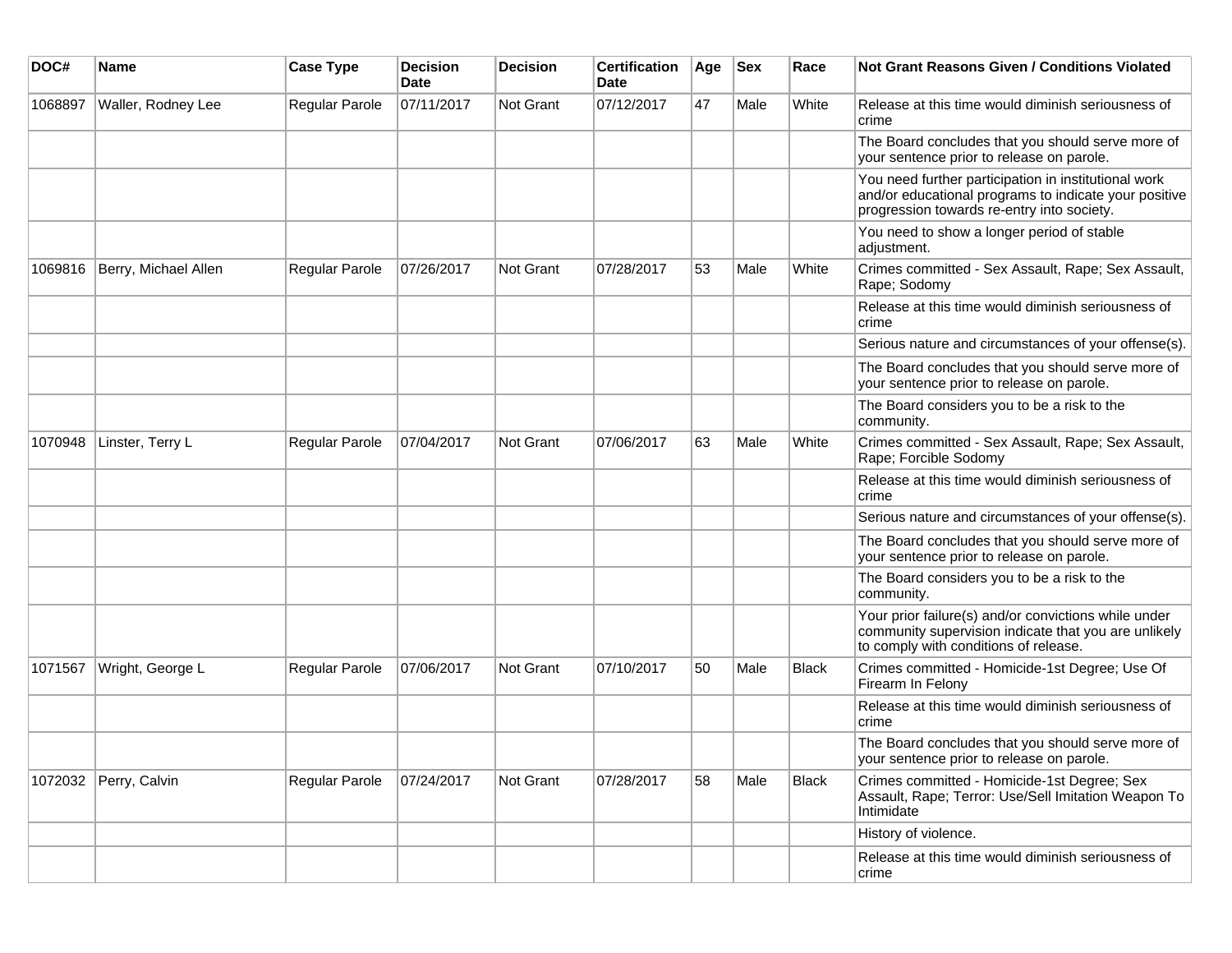| DOC# | Name | Case Type | Decision Date | Decision | Certification Date | Age | Sex | Race | Not Grant Reasons Given / Conditions Violated |
|---|---|---|---|---|---|---|---|---|---|
| 1068897 | Waller, Rodney Lee | Regular Parole | 07/11/2017 | Not Grant | 07/12/2017 | 47 | Male | White | Release at this time would diminish seriousness of crime |
| | | | | | | | | | The Board concludes that you should serve more of your sentence prior to release on parole. |
| | | | | | | | | | You need further participation in institutional work and/or educational programs to indicate your positive progression towards re-entry into society. |
| | | | | | | | | | You need to show a longer period of stable adjustment. |
| 1069816 | Berry, Michael Allen | Regular Parole | 07/26/2017 | Not Grant | 07/28/2017 | 53 | Male | White | Crimes committed - Sex Assault, Rape; Sex Assault, Rape; Sodomy |
| | | | | | | | | | Release at this time would diminish seriousness of crime |
| | | | | | | | | | Serious nature and circumstances of your offense(s). |
| | | | | | | | | | The Board concludes that you should serve more of your sentence prior to release on parole. |
| | | | | | | | | | The Board considers you to be a risk to the community. |
| 1070948 | Linster, Terry L | Regular Parole | 07/04/2017 | Not Grant | 07/06/2017 | 63 | Male | White | Crimes committed - Sex Assault, Rape; Sex Assault, Rape; Forcible Sodomy |
| | | | | | | | | | Release at this time would diminish seriousness of crime |
| | | | | | | | | | Serious nature and circumstances of your offense(s). |
| | | | | | | | | | The Board concludes that you should serve more of your sentence prior to release on parole. |
| | | | | | | | | | The Board considers you to be a risk to the community. |
| | | | | | | | | | Your prior failure(s) and/or convictions while under community supervision indicate that you are unlikely to comply with conditions of release. |
| 1071567 | Wright, George L | Regular Parole | 07/06/2017 | Not Grant | 07/10/2017 | 50 | Male | Black | Crimes committed - Homicide-1st Degree; Use Of Firearm In Felony |
| | | | | | | | | | Release at this time would diminish seriousness of crime |
| | | | | | | | | | The Board concludes that you should serve more of your sentence prior to release on parole. |
| 1072032 | Perry, Calvin | Regular Parole | 07/24/2017 | Not Grant | 07/28/2017 | 58 | Male | Black | Crimes committed - Homicide-1st Degree; Sex Assault, Rape; Terror: Use/Sell Imitation Weapon To Intimidate |
| | | | | | | | | | History of violence. |
| | | | | | | | | | Release at this time would diminish seriousness of crime |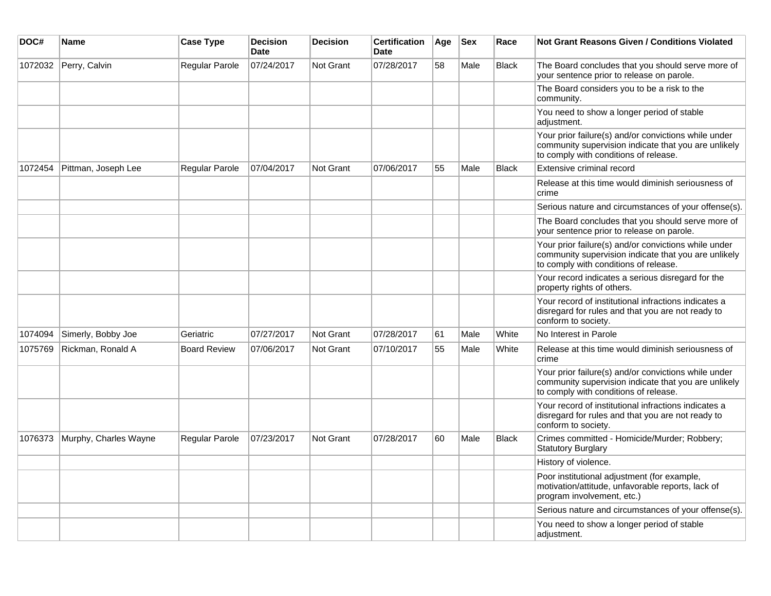| DOC# | Name | Case Type | Decision Date | Decision | Certification Date | Age | Sex | Race | Not Grant Reasons Given / Conditions Violated |
|---|---|---|---|---|---|---|---|---|---|
| 1072032 | Perry, Calvin | Regular Parole | 07/24/2017 | Not Grant | 07/28/2017 | 58 | Male | Black | The Board concludes that you should serve more of your sentence prior to release on parole. |
| | | | | | | | | | The Board considers you to be a risk to the community. |
| | | | | | | | | | You need to show a longer period of stable adjustment. |
| | | | | | | | | | Your prior failure(s) and/or convictions while under community supervision indicate that you are unlikely to comply with conditions of release. |
| 1072454 | Pittman, Joseph Lee | Regular Parole | 07/04/2017 | Not Grant | 07/06/2017 | 55 | Male | Black | Extensive criminal record |
| | | | | | | | | | Release at this time would diminish seriousness of crime |
| | | | | | | | | | Serious nature and circumstances of your offense(s). |
| | | | | | | | | | The Board concludes that you should serve more of your sentence prior to release on parole. |
| | | | | | | | | | Your prior failure(s) and/or convictions while under community supervision indicate that you are unlikely to comply with conditions of release. |
| | | | | | | | | | Your record indicates a serious disregard for the property rights of others. |
| | | | | | | | | | Your record of institutional infractions indicates a disregard for rules and that you are not ready to conform to society. |
| 1074094 | Simerly, Bobby Joe | Geriatric | 07/27/2017 | Not Grant | 07/28/2017 | 61 | Male | White | No Interest in Parole |
| 1075769 | Rickman, Ronald A | Board Review | 07/06/2017 | Not Grant | 07/10/2017 | 55 | Male | White | Release at this time would diminish seriousness of crime |
| | | | | | | | | | Your prior failure(s) and/or convictions while under community supervision indicate that you are unlikely to comply with conditions of release. |
| | | | | | | | | | Your record of institutional infractions indicates a disregard for rules and that you are not ready to conform to society. |
| 1076373 | Murphy, Charles Wayne | Regular Parole | 07/23/2017 | Not Grant | 07/28/2017 | 60 | Male | Black | Crimes committed - Homicide/Murder; Robbery; Statutory Burglary |
| | | | | | | | | | History of violence. |
| | | | | | | | | | Poor institutional adjustment (for example, motivation/attitude, unfavorable reports, lack of program involvement, etc.) |
| | | | | | | | | | Serious nature and circumstances of your offense(s). |
| | | | | | | | | | You need to show a longer period of stable adjustment. |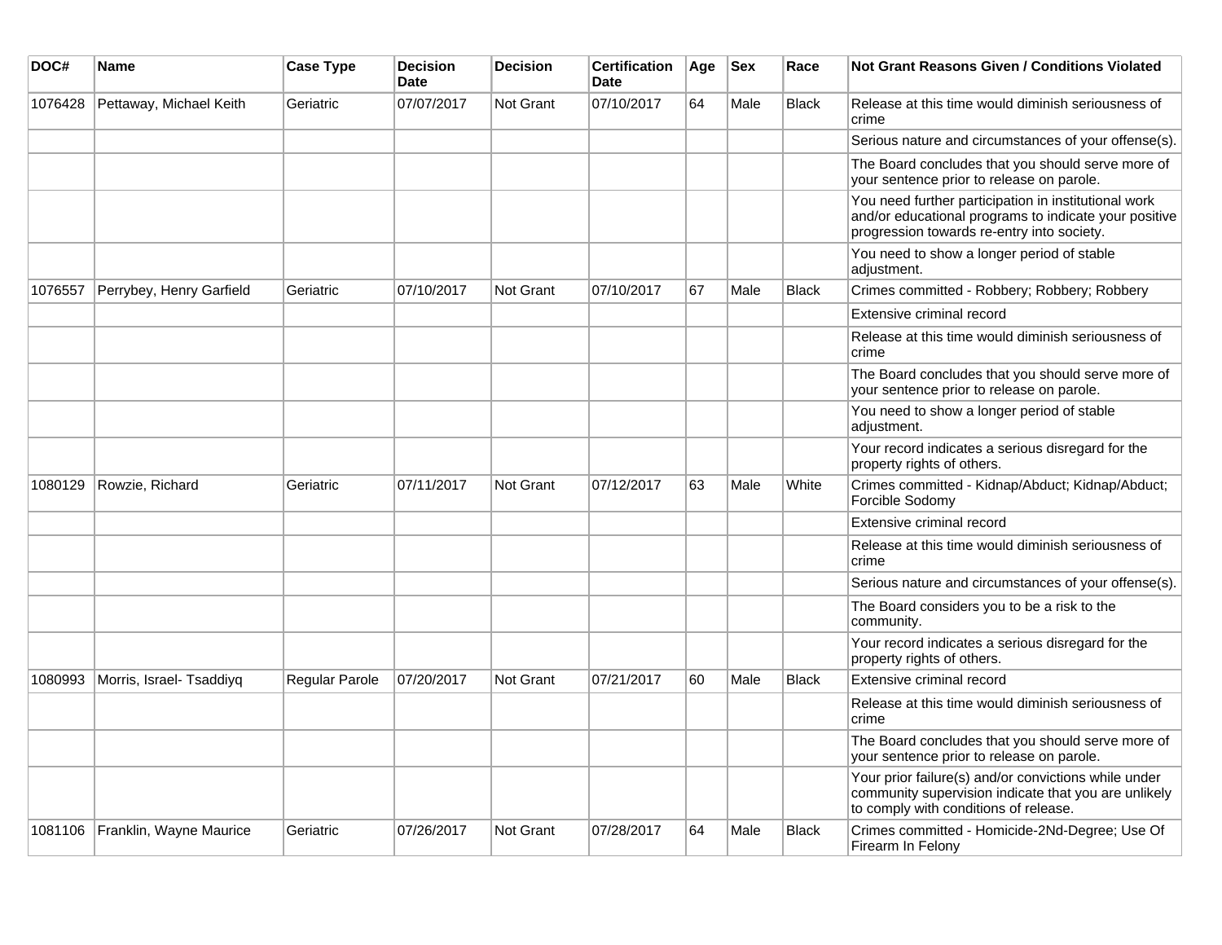| DOC# | Name | Case Type | Decision Date | Decision | Certification Date | Age | Sex | Race | Not Grant Reasons Given / Conditions Violated |
|---|---|---|---|---|---|---|---|---|---|
| 1076428 | Pettaway, Michael Keith | Geriatric | 07/07/2017 | Not Grant | 07/10/2017 | 64 | Male | Black | Release at this time would diminish seriousness of crime |
| | | | | | | | | | Serious nature and circumstances of your offense(s). |
| | | | | | | | | | The Board concludes that you should serve more of your sentence prior to release on parole. |
| | | | | | | | | | You need further participation in institutional work and/or educational programs to indicate your positive progression towards re-entry into society. |
| | | | | | | | | | You need to show a longer period of stable adjustment. |
| 1076557 | Perrybey, Henry Garfield | Geriatric | 07/10/2017 | Not Grant | 07/10/2017 | 67 | Male | Black | Crimes committed - Robbery; Robbery; Robbery |
| | | | | | | | | | Extensive criminal record |
| | | | | | | | | | Release at this time would diminish seriousness of crime |
| | | | | | | | | | The Board concludes that you should serve more of your sentence prior to release on parole. |
| | | | | | | | | | You need to show a longer period of stable adjustment. |
| | | | | | | | | | Your record indicates a serious disregard for the property rights of others. |
| 1080129 | Rowzie, Richard | Geriatric | 07/11/2017 | Not Grant | 07/12/2017 | 63 | Male | White | Crimes committed - Kidnap/Abduct; Kidnap/Abduct; Forcible Sodomy |
| | | | | | | | | | Extensive criminal record |
| | | | | | | | | | Release at this time would diminish seriousness of crime |
| | | | | | | | | | Serious nature and circumstances of your offense(s). |
| | | | | | | | | | The Board considers you to be a risk to the community. |
| | | | | | | | | | Your record indicates a serious disregard for the property rights of others. |
| 1080993 | Morris, Israel- Tsaddiyq | Regular Parole | 07/20/2017 | Not Grant | 07/21/2017 | 60 | Male | Black | Extensive criminal record |
| | | | | | | | | | Release at this time would diminish seriousness of crime |
| | | | | | | | | | The Board concludes that you should serve more of your sentence prior to release on parole. |
| | | | | | | | | | Your prior failure(s) and/or convictions while under community supervision indicate that you are unlikely to comply with conditions of release. |
| 1081106 | Franklin, Wayne Maurice | Geriatric | 07/26/2017 | Not Grant | 07/28/2017 | 64 | Male | Black | Crimes committed - Homicide-2Nd-Degree; Use Of Firearm In Felony |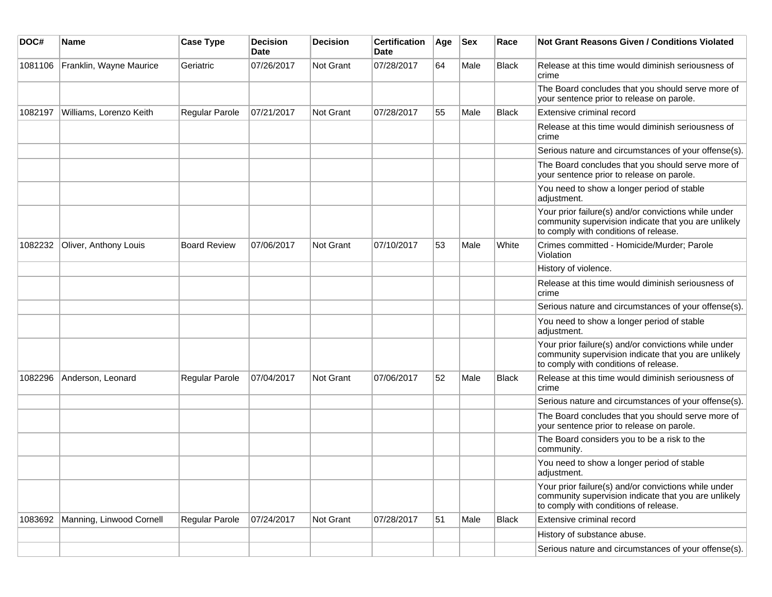| DOC# | Name | Case Type | Decision Date | Decision | Certification Date | Age | Sex | Race | Not Grant Reasons Given / Conditions Violated |
| --- | --- | --- | --- | --- | --- | --- | --- | --- | --- |
| 1081106 | Franklin, Wayne Maurice | Geriatric | 07/26/2017 | Not Grant | 07/28/2017 | 64 | Male | Black | Release at this time would diminish seriousness of crime |
| | | | | | | | | | The Board concludes that you should serve more of your sentence prior to release on parole. |
| 1082197 | Williams, Lorenzo Keith | Regular Parole | 07/21/2017 | Not Grant | 07/28/2017 | 55 | Male | Black | Extensive criminal record |
| | | | | | | | | | Release at this time would diminish seriousness of crime |
| | | | | | | | | | Serious nature and circumstances of your offense(s). |
| | | | | | | | | | The Board concludes that you should serve more of your sentence prior to release on parole. |
| | | | | | | | | | You need to show a longer period of stable adjustment. |
| | | | | | | | | | Your prior failure(s) and/or convictions while under community supervision indicate that you are unlikely to comply with conditions of release. |
| 1082232 | Oliver, Anthony Louis | Board Review | 07/06/2017 | Not Grant | 07/10/2017 | 53 | Male | White | Crimes committed - Homicide/Murder; Parole Violation |
| | | | | | | | | | History of violence. |
| | | | | | | | | | Release at this time would diminish seriousness of crime |
| | | | | | | | | | Serious nature and circumstances of your offense(s). |
| | | | | | | | | | You need to show a longer period of stable adjustment. |
| | | | | | | | | | Your prior failure(s) and/or convictions while under community supervision indicate that you are unlikely to comply with conditions of release. |
| 1082296 | Anderson, Leonard | Regular Parole | 07/04/2017 | Not Grant | 07/06/2017 | 52 | Male | Black | Release at this time would diminish seriousness of crime |
| | | | | | | | | | Serious nature and circumstances of your offense(s). |
| | | | | | | | | | The Board concludes that you should serve more of your sentence prior to release on parole. |
| | | | | | | | | | The Board considers you to be a risk to the community. |
| | | | | | | | | | You need to show a longer period of stable adjustment. |
| | | | | | | | | | Your prior failure(s) and/or convictions while under community supervision indicate that you are unlikely to comply with conditions of release. |
| 1083692 | Manning, Linwood Cornell | Regular Parole | 07/24/2017 | Not Grant | 07/28/2017 | 51 | Male | Black | Extensive criminal record |
| | | | | | | | | | History of substance abuse. |
| | | | | | | | | | Serious nature and circumstances of your offense(s). |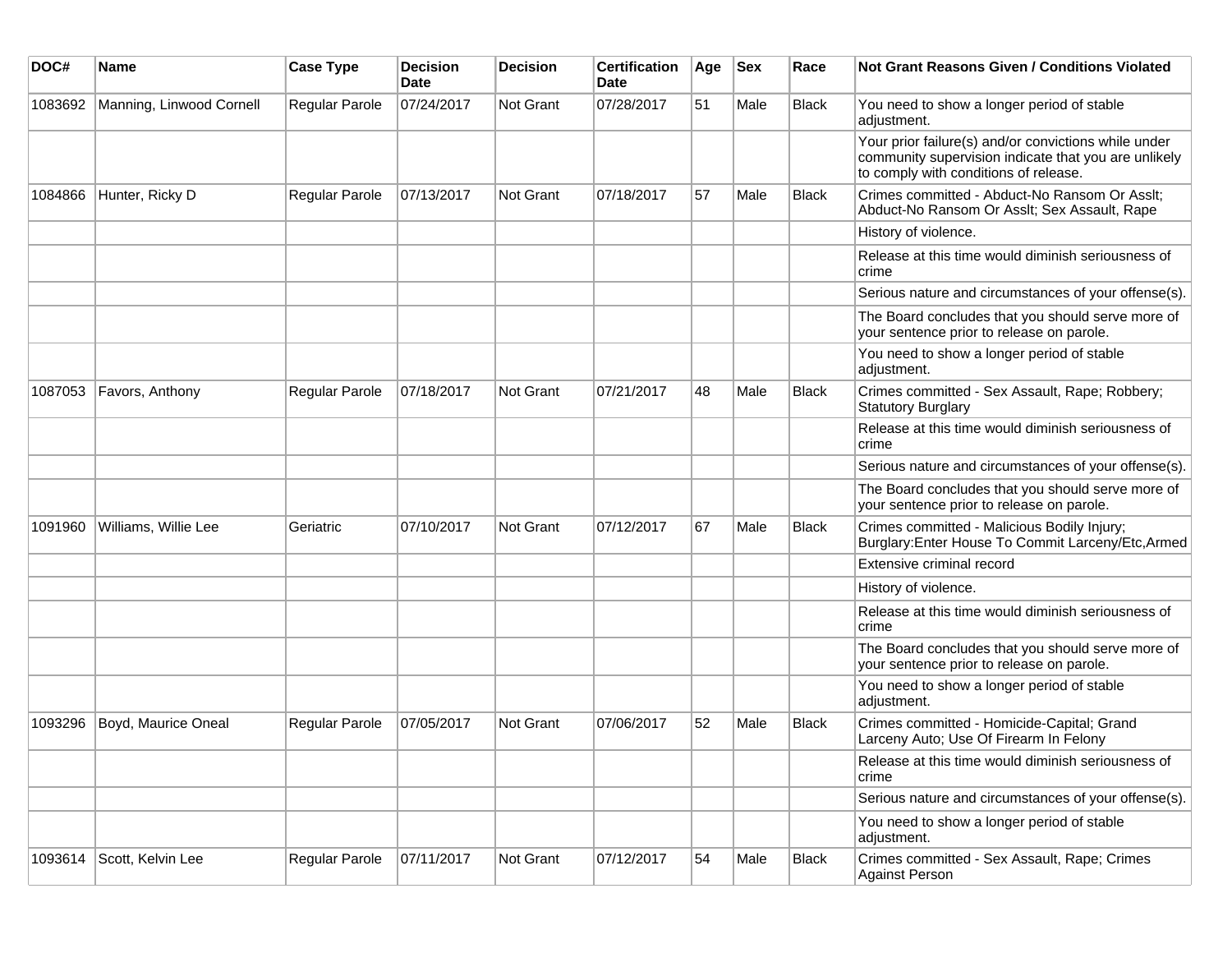| DOC# | Name | Case Type | Decision Date | Decision | Certification Date | Age | Sex | Race | Not Grant Reasons Given / Conditions Violated |
|---|---|---|---|---|---|---|---|---|---|
| 1083692 | Manning, Linwood Cornell | Regular Parole | 07/24/2017 | Not Grant | 07/28/2017 | 51 | Male | Black | You need to show a longer period of stable adjustment. |
| | | | | | | | | | Your prior failure(s) and/or convictions while under community supervision indicate that you are unlikely to comply with conditions of release. |
| 1084866 | Hunter, Ricky D | Regular Parole | 07/13/2017 | Not Grant | 07/18/2017 | 57 | Male | Black | Crimes committed - Abduct-No Ransom Or Asslt; Abduct-No Ransom Or Asslt; Sex Assault, Rape |
| | | | | | | | | | History of violence. |
| | | | | | | | | | Release at this time would diminish seriousness of crime |
| | | | | | | | | | Serious nature and circumstances of your offense(s). |
| | | | | | | | | | The Board concludes that you should serve more of your sentence prior to release on parole. |
| | | | | | | | | | You need to show a longer period of stable adjustment. |
| 1087053 | Favors, Anthony | Regular Parole | 07/18/2017 | Not Grant | 07/21/2017 | 48 | Male | Black | Crimes committed - Sex Assault, Rape; Robbery; Statutory Burglary |
| | | | | | | | | | Release at this time would diminish seriousness of crime |
| | | | | | | | | | Serious nature and circumstances of your offense(s). |
| | | | | | | | | | The Board concludes that you should serve more of your sentence prior to release on parole. |
| 1091960 | Williams, Willie Lee | Geriatric | 07/10/2017 | Not Grant | 07/12/2017 | 67 | Male | Black | Crimes committed - Malicious Bodily Injury; Burglary:Enter House To Commit Larceny/Etc,Armed |
| | | | | | | | | | Extensive criminal record |
| | | | | | | | | | History of violence. |
| | | | | | | | | | Release at this time would diminish seriousness of crime |
| | | | | | | | | | The Board concludes that you should serve more of your sentence prior to release on parole. |
| | | | | | | | | | You need to show a longer period of stable adjustment. |
| 1093296 | Boyd, Maurice Oneal | Regular Parole | 07/05/2017 | Not Grant | 07/06/2017 | 52 | Male | Black | Crimes committed - Homicide-Capital; Grand Larceny Auto; Use Of Firearm In Felony |
| | | | | | | | | | Release at this time would diminish seriousness of crime |
| | | | | | | | | | Serious nature and circumstances of your offense(s). |
| | | | | | | | | | You need to show a longer period of stable adjustment. |
| 1093614 | Scott, Kelvin Lee | Regular Parole | 07/11/2017 | Not Grant | 07/12/2017 | 54 | Male | Black | Crimes committed - Sex Assault, Rape; Crimes Against Person |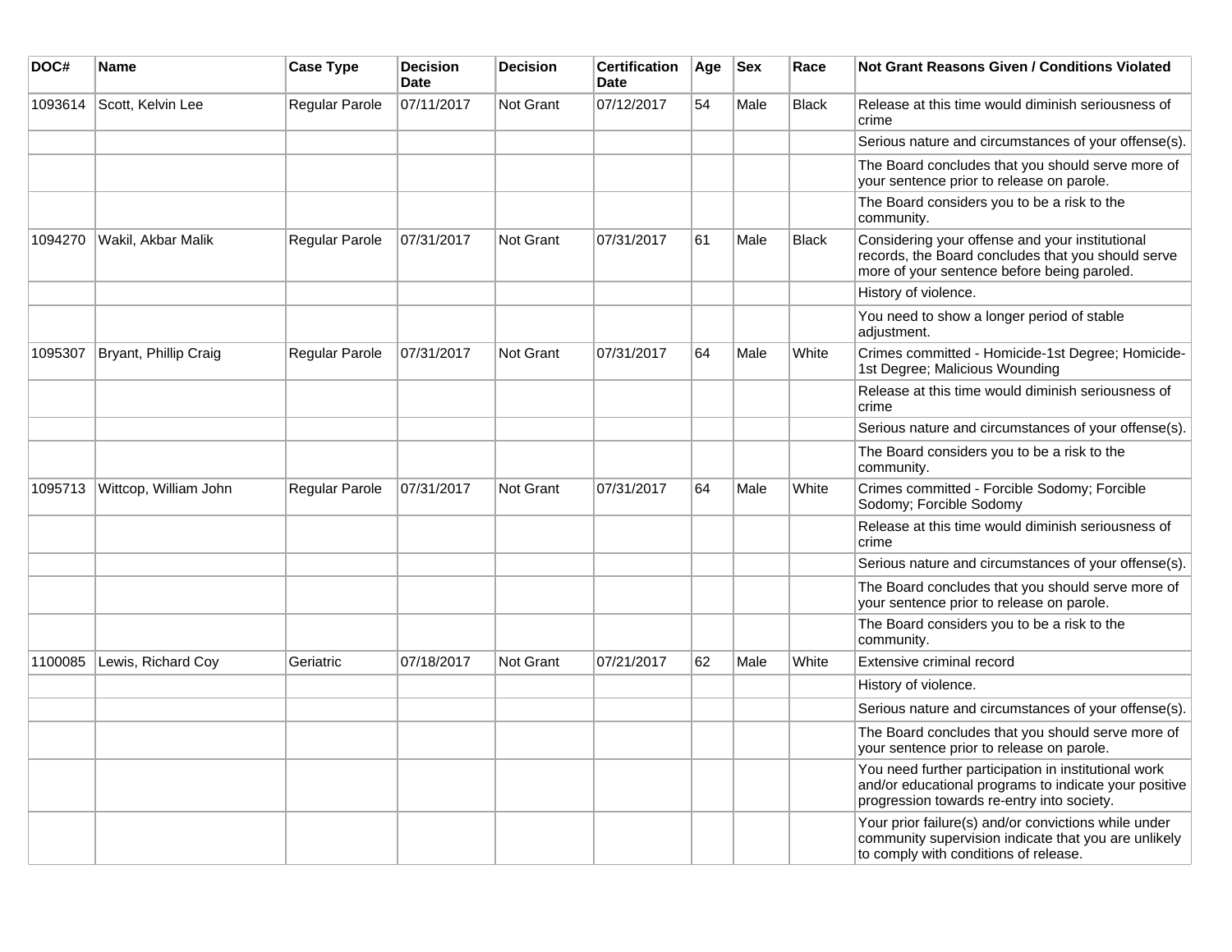| DOC# | Name | Case Type | Decision Date | Decision | Certification Date | Age | Sex | Race | Not Grant Reasons Given / Conditions Violated |
| --- | --- | --- | --- | --- | --- | --- | --- | --- | --- |
| 1093614 | Scott, Kelvin Lee | Regular Parole | 07/11/2017 | Not Grant | 07/12/2017 | 54 | Male | Black | Release at this time would diminish seriousness of crime |
| | | | | | | | | | Serious nature and circumstances of your offense(s). |
| | | | | | | | | | The Board concludes that you should serve more of your sentence prior to release on parole. |
| | | | | | | | | | The Board considers you to be a risk to the community. |
| 1094270 | Wakil, Akbar Malik | Regular Parole | 07/31/2017 | Not Grant | 07/31/2017 | 61 | Male | Black | Considering your offense and your institutional records, the Board concludes that you should serve more of your sentence before being paroled. |
| | | | | | | | | | History of violence. |
| | | | | | | | | | You need to show a longer period of stable adjustment. |
| 1095307 | Bryant, Phillip Craig | Regular Parole | 07/31/2017 | Not Grant | 07/31/2017 | 64 | Male | White | Crimes committed - Homicide-1st Degree; Homicide-1st Degree; Malicious Wounding |
| | | | | | | | | | Release at this time would diminish seriousness of crime |
| | | | | | | | | | Serious nature and circumstances of your offense(s). |
| | | | | | | | | | The Board considers you to be a risk to the community. |
| 1095713 | Wittcop, William John | Regular Parole | 07/31/2017 | Not Grant | 07/31/2017 | 64 | Male | White | Crimes committed - Forcible Sodomy; Forcible Sodomy; Forcible Sodomy |
| | | | | | | | | | Release at this time would diminish seriousness of crime |
| | | | | | | | | | Serious nature and circumstances of your offense(s). |
| | | | | | | | | | The Board concludes that you should serve more of your sentence prior to release on parole. |
| | | | | | | | | | The Board considers you to be a risk to the community. |
| 1100085 | Lewis, Richard Coy | Geriatric | 07/18/2017 | Not Grant | 07/21/2017 | 62 | Male | White | Extensive criminal record |
| | | | | | | | | | History of violence. |
| | | | | | | | | | Serious nature and circumstances of your offense(s). |
| | | | | | | | | | The Board concludes that you should serve more of your sentence prior to release on parole. |
| | | | | | | | | | You need further participation in institutional work and/or educational programs to indicate your positive progression towards re-entry into society. |
| | | | | | | | | | Your prior failure(s) and/or convictions while under community supervision indicate that you are unlikely to comply with conditions of release. |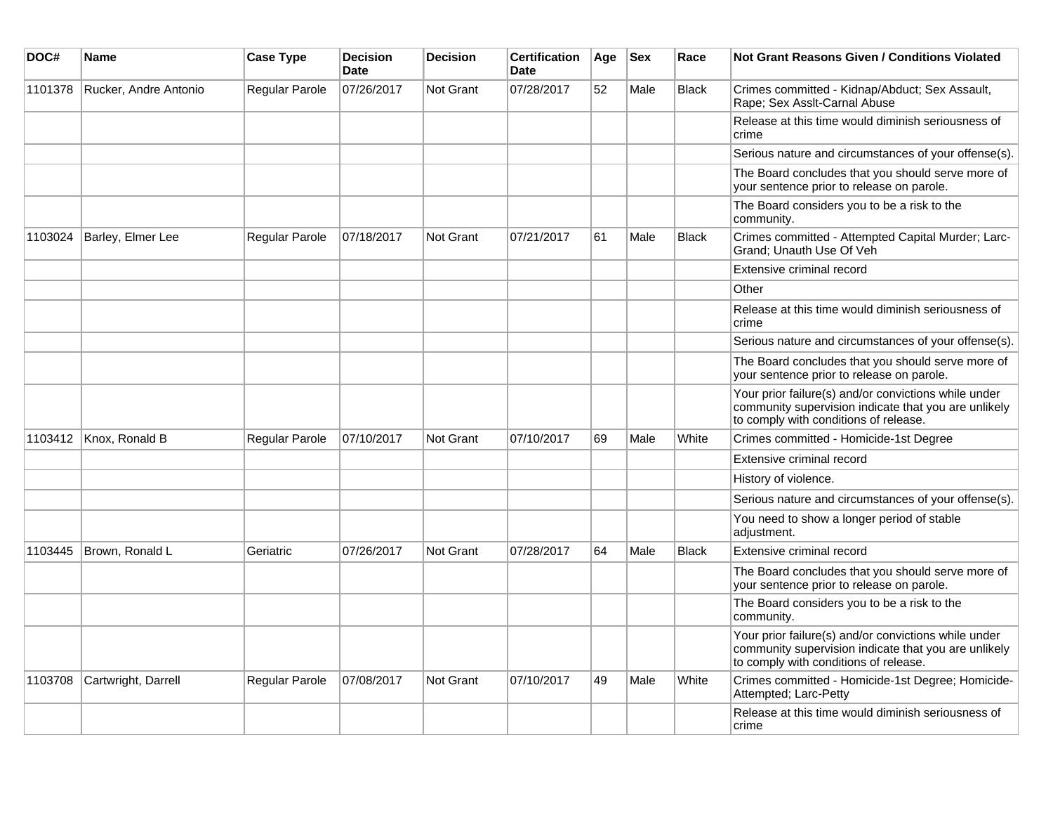| DOC# | Name | Case Type | Decision Date | Decision | Certification Date | Age | Sex | Race | Not Grant Reasons Given / Conditions Violated |
|---|---|---|---|---|---|---|---|---|---|
| 1101378 | Rucker, Andre Antonio | Regular Parole | 07/26/2017 | Not Grant | 07/28/2017 | 52 | Male | Black | Crimes committed - Kidnap/Abduct; Sex Assault, Rape; Sex Asslt-Carnal Abuse |
| | | | | | | | | | Release at this time would diminish seriousness of crime |
| | | | | | | | | | Serious nature and circumstances of your offense(s). |
| | | | | | | | | | The Board concludes that you should serve more of your sentence prior to release on parole. |
| | | | | | | | | | The Board considers you to be a risk to the community. |
| 1103024 | Barley, Elmer Lee | Regular Parole | 07/18/2017 | Not Grant | 07/21/2017 | 61 | Male | Black | Crimes committed - Attempted Capital Murder; Larc-Grand; Unauth Use Of Veh |
| | | | | | | | | | Extensive criminal record |
| | | | | | | | | | Other |
| | | | | | | | | | Release at this time would diminish seriousness of crime |
| | | | | | | | | | Serious nature and circumstances of your offense(s). |
| | | | | | | | | | The Board concludes that you should serve more of your sentence prior to release on parole. |
| | | | | | | | | | Your prior failure(s) and/or convictions while under community supervision indicate that you are unlikely to comply with conditions of release. |
| 1103412 | Knox, Ronald B | Regular Parole | 07/10/2017 | Not Grant | 07/10/2017 | 69 | Male | White | Crimes committed - Homicide-1st Degree |
| | | | | | | | | | Extensive criminal record |
| | | | | | | | | | History of violence. |
| | | | | | | | | | Serious nature and circumstances of your offense(s). |
| | | | | | | | | | You need to show a longer period of stable adjustment. |
| 1103445 | Brown, Ronald L | Geriatric | 07/26/2017 | Not Grant | 07/28/2017 | 64 | Male | Black | Extensive criminal record |
| | | | | | | | | | The Board concludes that you should serve more of your sentence prior to release on parole. |
| | | | | | | | | | The Board considers you to be a risk to the community. |
| | | | | | | | | | Your prior failure(s) and/or convictions while under community supervision indicate that you are unlikely to comply with conditions of release. |
| 1103708 | Cartwright, Darrell | Regular Parole | 07/08/2017 | Not Grant | 07/10/2017 | 49 | Male | White | Crimes committed - Homicide-1st Degree; Homicide-Attempted; Larc-Petty |
| | | | | | | | | | Release at this time would diminish seriousness of crime |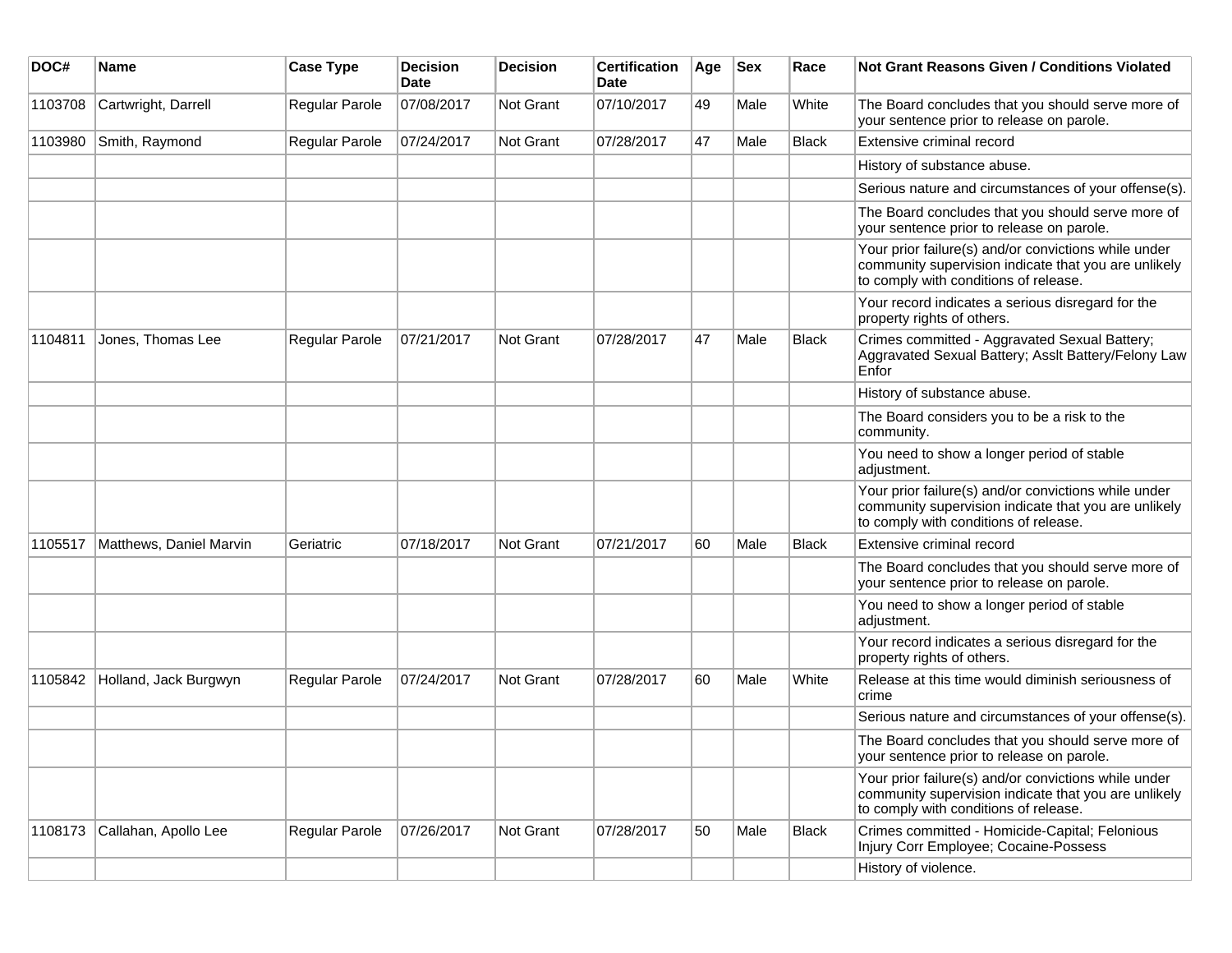| DOC# | Name | Case Type | Decision Date | Decision | Certification Date | Age | Sex | Race | Not Grant Reasons Given / Conditions Violated |
|---|---|---|---|---|---|---|---|---|---|
| 1103708 | Cartwright, Darrell | Regular Parole | 07/08/2017 | Not Grant | 07/10/2017 | 49 | Male | White | The Board concludes that you should serve more of your sentence prior to release on parole. |
| 1103980 | Smith, Raymond | Regular Parole | 07/24/2017 | Not Grant | 07/28/2017 | 47 | Male | Black | Extensive criminal record |
| | | | | | | | | | History of substance abuse. |
| | | | | | | | | | Serious nature and circumstances of your offense(s). |
| | | | | | | | | | The Board concludes that you should serve more of your sentence prior to release on parole. |
| | | | | | | | | | Your prior failure(s) and/or convictions while under community supervision indicate that you are unlikely to comply with conditions of release. |
| | | | | | | | | | Your record indicates a serious disregard for the property rights of others. |
| 1104811 | Jones, Thomas Lee | Regular Parole | 07/21/2017 | Not Grant | 07/28/2017 | 47 | Male | Black | Crimes committed - Aggravated Sexual Battery; Aggravated Sexual Battery; Asslt Battery/Felony Law Enfor |
| | | | | | | | | | History of substance abuse. |
| | | | | | | | | | The Board considers you to be a risk to the community. |
| | | | | | | | | | You need to show a longer period of stable adjustment. |
| | | | | | | | | | Your prior failure(s) and/or convictions while under community supervision indicate that you are unlikely to comply with conditions of release. |
| 1105517 | Matthews, Daniel Marvin | Geriatric | 07/18/2017 | Not Grant | 07/21/2017 | 60 | Male | Black | Extensive criminal record |
| | | | | | | | | | The Board concludes that you should serve more of your sentence prior to release on parole. |
| | | | | | | | | | You need to show a longer period of stable adjustment. |
| | | | | | | | | | Your record indicates a serious disregard for the property rights of others. |
| 1105842 | Holland, Jack Burgwyn | Regular Parole | 07/24/2017 | Not Grant | 07/28/2017 | 60 | Male | White | Release at this time would diminish seriousness of crime |
| | | | | | | | | | Serious nature and circumstances of your offense(s). |
| | | | | | | | | | The Board concludes that you should serve more of your sentence prior to release on parole. |
| | | | | | | | | | Your prior failure(s) and/or convictions while under community supervision indicate that you are unlikely to comply with conditions of release. |
| 1108173 | Callahan, Apollo Lee | Regular Parole | 07/26/2017 | Not Grant | 07/28/2017 | 50 | Male | Black | Crimes committed - Homicide-Capital; Felonious Injury Corr Employee; Cocaine-Possess |
| | | | | | | | | | History of violence. |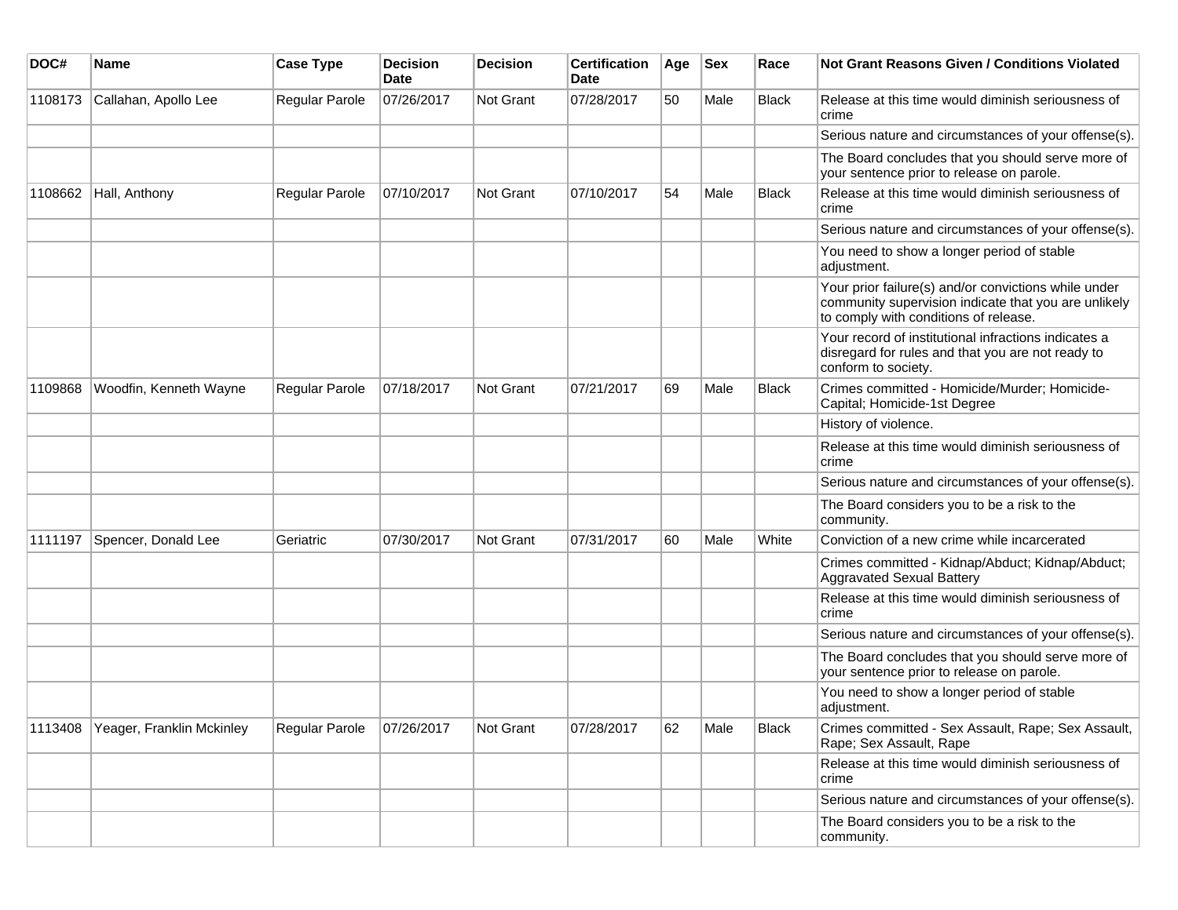| DOC# | Name | Case Type | Decision Date | Decision | Certification Date | Age | Sex | Race | Not Grant Reasons Given / Conditions Violated |
| --- | --- | --- | --- | --- | --- | --- | --- | --- | --- |
| 1108173 | Callahan, Apollo Lee | Regular Parole | 07/26/2017 | Not Grant | 07/28/2017 | 50 | Male | Black | Release at this time would diminish seriousness of crime |
| | | | | | | | | | Serious nature and circumstances of your offense(s). |
| | | | | | | | | | The Board concludes that you should serve more of your sentence prior to release on parole. |
| 1108662 | Hall, Anthony | Regular Parole | 07/10/2017 | Not Grant | 07/10/2017 | 54 | Male | Black | Release at this time would diminish seriousness of crime |
| | | | | | | | | | Serious nature and circumstances of your offense(s). |
| | | | | | | | | | You need to show a longer period of stable adjustment. |
| | | | | | | | | | Your prior failure(s) and/or convictions while under community supervision indicate that you are unlikely to comply with conditions of release. |
| | | | | | | | | | Your record of institutional infractions indicates a disregard for rules and that you are not ready to conform to society. |
| 1109868 | Woodfin, Kenneth Wayne | Regular Parole | 07/18/2017 | Not Grant | 07/21/2017 | 69 | Male | Black | Crimes committed - Homicide/Murder; Homicide-Capital; Homicide-1st Degree |
| | | | | | | | | | History of violence. |
| | | | | | | | | | Release at this time would diminish seriousness of crime |
| | | | | | | | | | Serious nature and circumstances of your offense(s). |
| | | | | | | | | | The Board considers you to be a risk to the community. |
| 1111197 | Spencer, Donald Lee | Geriatric | 07/30/2017 | Not Grant | 07/31/2017 | 60 | Male | White | Conviction of a new crime while incarcerated |
| | | | | | | | | | Crimes committed - Kidnap/Abduct; Kidnap/Abduct; Aggravated Sexual Battery |
| | | | | | | | | | Release at this time would diminish seriousness of crime |
| | | | | | | | | | Serious nature and circumstances of your offense(s). |
| | | | | | | | | | The Board concludes that you should serve more of your sentence prior to release on parole. |
| | | | | | | | | | You need to show a longer period of stable adjustment. |
| 1113408 | Yeager, Franklin Mckinley | Regular Parole | 07/26/2017 | Not Grant | 07/28/2017 | 62 | Male | Black | Crimes committed - Sex Assault, Rape; Sex Assault, Rape; Sex Assault, Rape |
| | | | | | | | | | Release at this time would diminish seriousness of crime |
| | | | | | | | | | Serious nature and circumstances of your offense(s). |
| | | | | | | | | | The Board considers you to be a risk to the community. |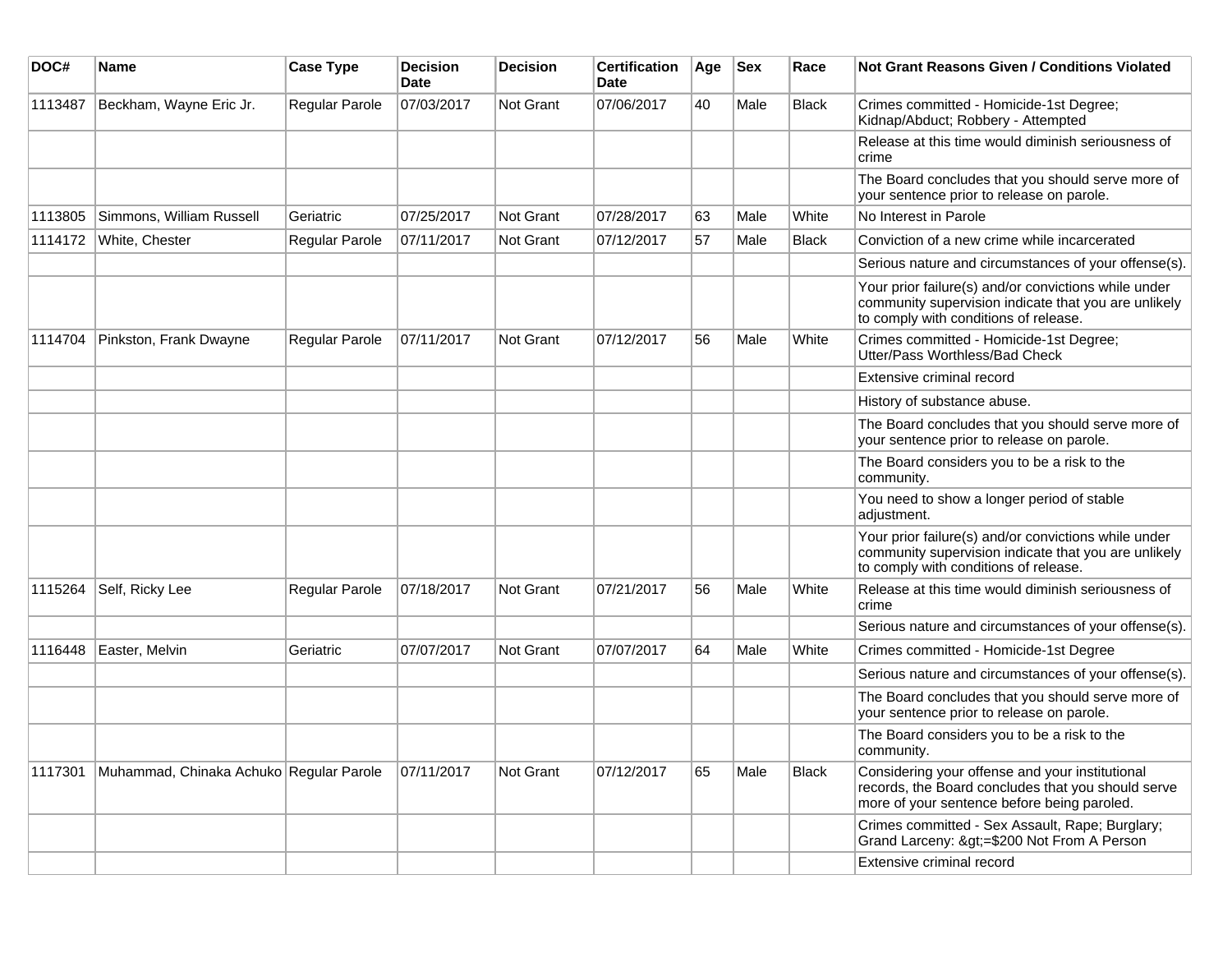| DOC# | Name | Case Type | Decision Date | Decision | Certification Date | Age | Sex | Race | Not Grant Reasons Given / Conditions Violated |
|---|---|---|---|---|---|---|---|---|---|
| 1113487 | Beckham, Wayne Eric Jr. | Regular Parole | 07/03/2017 | Not Grant | 07/06/2017 | 40 | Male | Black | Crimes committed - Homicide-1st Degree; Kidnap/Abduct; Robbery - Attempted |
| | | | | | | | | | Release at this time would diminish seriousness of crime |
| | | | | | | | | | The Board concludes that you should serve more of your sentence prior to release on parole. |
| 1113805 | Simmons, William Russell | Geriatric | 07/25/2017 | Not Grant | 07/28/2017 | 63 | Male | White | No Interest in Parole |
| 1114172 | White, Chester | Regular Parole | 07/11/2017 | Not Grant | 07/12/2017 | 57 | Male | Black | Conviction of a new crime while incarcerated |
| | | | | | | | | | Serious nature and circumstances of your offense(s). |
| | | | | | | | | | Your prior failure(s) and/or convictions while under community supervision indicate that you are unlikely to comply with conditions of release. |
| 1114704 | Pinkston, Frank Dwayne | Regular Parole | 07/11/2017 | Not Grant | 07/12/2017 | 56 | Male | White | Crimes committed - Homicide-1st Degree; Utter/Pass Worthless/Bad Check |
| | | | | | | | | | Extensive criminal record |
| | | | | | | | | | History of substance abuse. |
| | | | | | | | | | The Board concludes that you should serve more of your sentence prior to release on parole. |
| | | | | | | | | | The Board considers you to be a risk to the community. |
| | | | | | | | | | You need to show a longer period of stable adjustment. |
| | | | | | | | | | Your prior failure(s) and/or convictions while under community supervision indicate that you are unlikely to comply with conditions of release. |
| 1115264 | Self, Ricky Lee | Regular Parole | 07/18/2017 | Not Grant | 07/21/2017 | 56 | Male | White | Release at this time would diminish seriousness of crime |
| | | | | | | | | | Serious nature and circumstances of your offense(s). |
| 1116448 | Easter, Melvin | Geriatric | 07/07/2017 | Not Grant | 07/07/2017 | 64 | Male | White | Crimes committed - Homicide-1st Degree |
| | | | | | | | | | Serious nature and circumstances of your offense(s). |
| | | | | | | | | | The Board concludes that you should serve more of your sentence prior to release on parole. |
| | | | | | | | | | The Board considers you to be a risk to the community. |
| 1117301 | Muhammad, Chinaka Achuko | Regular Parole | 07/11/2017 | Not Grant | 07/12/2017 | 65 | Male | Black | Considering your offense and your institutional records, the Board concludes that you should serve more of your sentence before being paroled. |
| | | | | | | | | | Crimes committed - Sex Assault, Rape; Burglary; Grand Larceny: &gt;=$200 Not From A Person |
| | | | | | | | | | Extensive criminal record |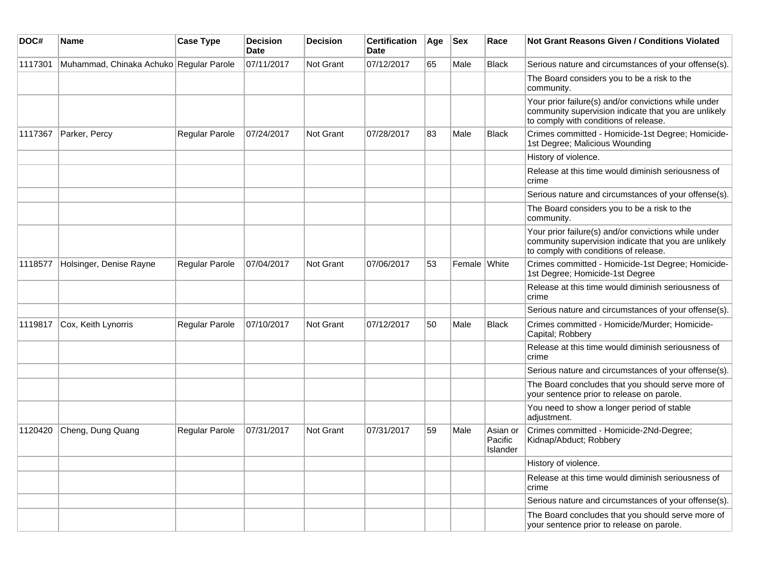| DOC# | Name | Case Type | Decision Date | Decision | Certification Date | Age | Sex | Race | Not Grant Reasons Given / Conditions Violated |
|---|---|---|---|---|---|---|---|---|---|
| 1117301 | Muhammad, Chinaka Achuko | Regular Parole | 07/11/2017 | Not Grant | 07/12/2017 | 65 | Male | Black | Serious nature and circumstances of your offense(s). |
| | | | | | | | | | The Board considers you to be a risk to the community. |
| | | | | | | | | | Your prior failure(s) and/or convictions while under community supervision indicate that you are unlikely to comply with conditions of release. |
| 1117367 | Parker, Percy | Regular Parole | 07/24/2017 | Not Grant | 07/28/2017 | 83 | Male | Black | Crimes committed - Homicide-1st Degree; Homicide-1st Degree; Malicious Wounding |
| | | | | | | | | | History of violence. |
| | | | | | | | | | Release at this time would diminish seriousness of crime |
| | | | | | | | | | Serious nature and circumstances of your offense(s). |
| | | | | | | | | | The Board considers you to be a risk to the community. |
| | | | | | | | | | Your prior failure(s) and/or convictions while under community supervision indicate that you are unlikely to comply with conditions of release. |
| 1118577 | Holsinger, Denise Rayne | Regular Parole | 07/04/2017 | Not Grant | 07/06/2017 | 53 | Female | White | Crimes committed - Homicide-1st Degree; Homicide-1st Degree; Homicide-1st Degree |
| | | | | | | | | | Release at this time would diminish seriousness of crime |
| | | | | | | | | | Serious nature and circumstances of your offense(s). |
| 1119817 | Cox, Keith Lynorris | Regular Parole | 07/10/2017 | Not Grant | 07/12/2017 | 50 | Male | Black | Crimes committed - Homicide/Murder; Homicide-Capital; Robbery |
| | | | | | | | | | Release at this time would diminish seriousness of crime |
| | | | | | | | | | Serious nature and circumstances of your offense(s). |
| | | | | | | | | | The Board concludes that you should serve more of your sentence prior to release on parole. |
| | | | | | | | | | You need to show a longer period of stable adjustment. |
| 1120420 | Cheng, Dung Quang | Regular Parole | 07/31/2017 | Not Grant | 07/31/2017 | 59 | Male | Asian or Pacific Islander | Crimes committed - Homicide-2Nd-Degree; Kidnap/Abduct; Robbery |
| | | | | | | | | | History of violence. |
| | | | | | | | | | Release at this time would diminish seriousness of crime |
| | | | | | | | | | Serious nature and circumstances of your offense(s). |
| | | | | | | | | | The Board concludes that you should serve more of your sentence prior to release on parole. |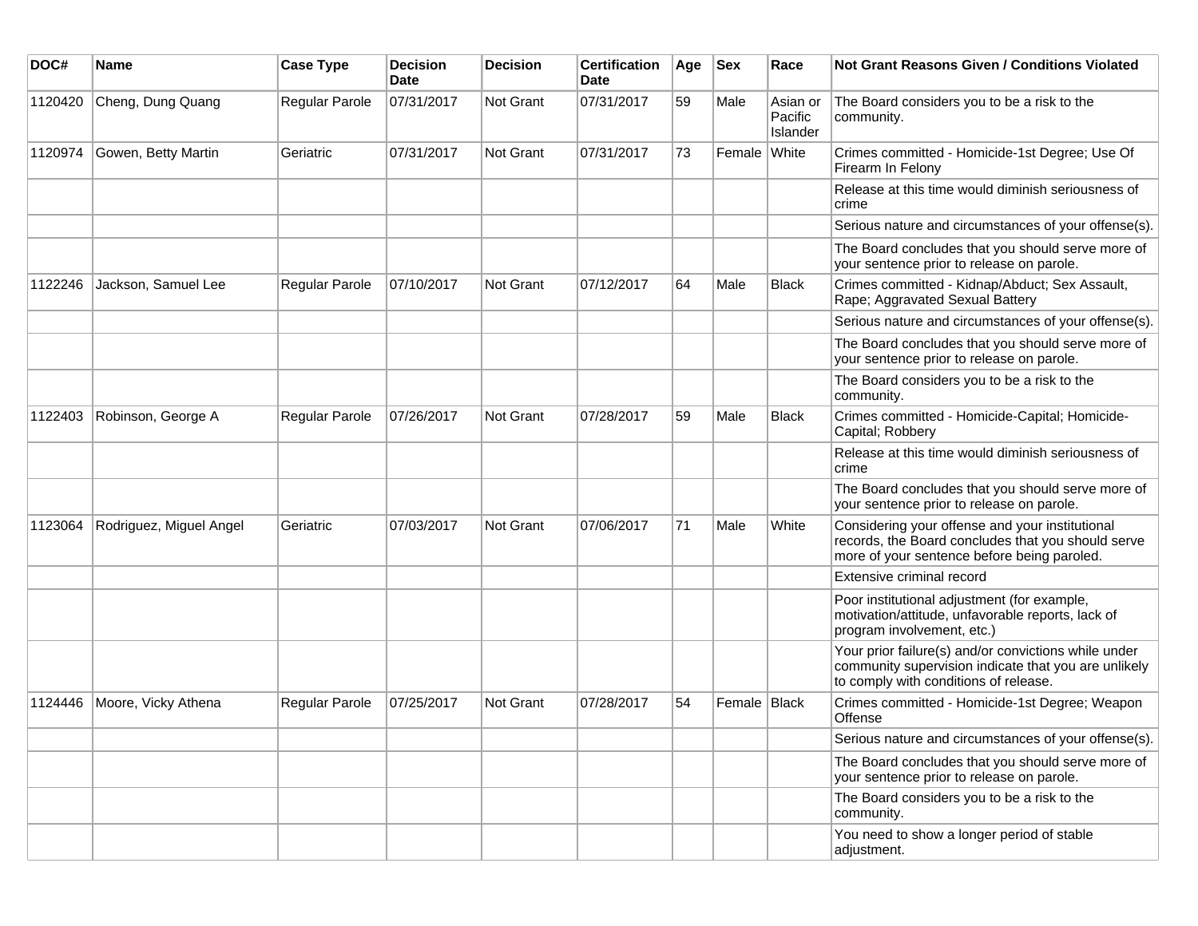| DOC# | Name | Case Type | Decision Date | Decision | Certification Date | Age | Sex | Race | Not Grant Reasons Given / Conditions Violated |
|---|---|---|---|---|---|---|---|---|---|
| 1120420 | Cheng, Dung Quang | Regular Parole | 07/31/2017 | Not Grant | 07/31/2017 | 59 | Male | Asian or Pacific Islander | The Board considers you to be a risk to the community. |
| 1120974 | Gowen, Betty Martin | Geriatric | 07/31/2017 | Not Grant | 07/31/2017 | 73 | Female | White | Crimes committed - Homicide-1st Degree; Use Of Firearm In Felony |
| | | | | | | | | | Release at this time would diminish seriousness of crime |
| | | | | | | | | | Serious nature and circumstances of your offense(s). |
| | | | | | | | | | The Board concludes that you should serve more of your sentence prior to release on parole. |
| 1122246 | Jackson, Samuel Lee | Regular Parole | 07/10/2017 | Not Grant | 07/12/2017 | 64 | Male | Black | Crimes committed - Kidnap/Abduct; Sex Assault, Rape; Aggravated Sexual Battery |
| | | | | | | | | | Serious nature and circumstances of your offense(s). |
| | | | | | | | | | The Board concludes that you should serve more of your sentence prior to release on parole. |
| | | | | | | | | | The Board considers you to be a risk to the community. |
| 1122403 | Robinson, George A | Regular Parole | 07/26/2017 | Not Grant | 07/28/2017 | 59 | Male | Black | Crimes committed - Homicide-Capital; Homicide-Capital; Robbery |
| | | | | | | | | | Release at this time would diminish seriousness of crime |
| | | | | | | | | | The Board concludes that you should serve more of your sentence prior to release on parole. |
| 1123064 | Rodriguez, Miguel Angel | Geriatric | 07/03/2017 | Not Grant | 07/06/2017 | 71 | Male | White | Considering your offense and your institutional records, the Board concludes that you should serve more of your sentence before being paroled. |
| | | | | | | | | | Extensive criminal record |
| | | | | | | | | | Poor institutional adjustment (for example, motivation/attitude, unfavorable reports, lack of program involvement, etc.) |
| | | | | | | | | | Your prior failure(s) and/or convictions while under community supervision indicate that you are unlikely to comply with conditions of release. |
| 1124446 | Moore, Vicky Athena | Regular Parole | 07/25/2017 | Not Grant | 07/28/2017 | 54 | Female | Black | Crimes committed - Homicide-1st Degree; Weapon Offense |
| | | | | | | | | | Serious nature and circumstances of your offense(s). |
| | | | | | | | | | The Board concludes that you should serve more of your sentence prior to release on parole. |
| | | | | | | | | | The Board considers you to be a risk to the community. |
| | | | | | | | | | You need to show a longer period of stable adjustment. |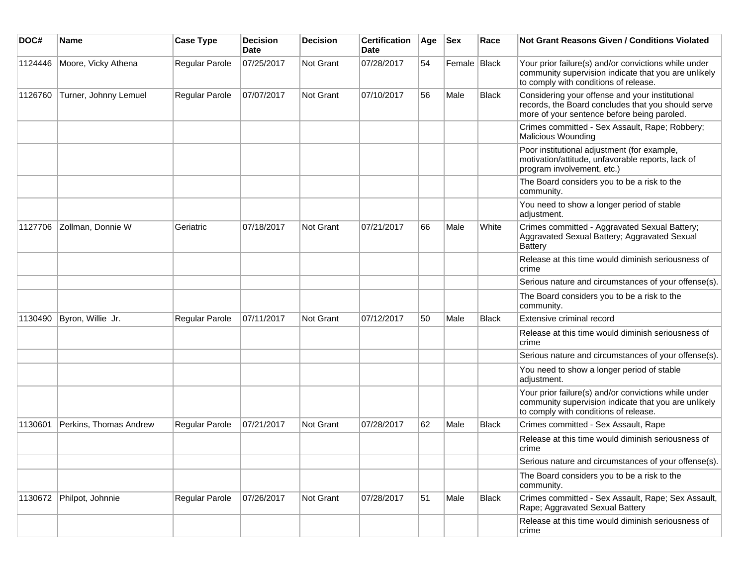| DOC# | Name | Case Type | Decision Date | Decision | Certification Date | Age | Sex | Race | Not Grant Reasons Given / Conditions Violated |
|---|---|---|---|---|---|---|---|---|---|
| 1124446 | Moore, Vicky Athena | Regular Parole | 07/25/2017 | Not Grant | 07/28/2017 | 54 | Female | Black | Your prior failure(s) and/or convictions while under community supervision indicate that you are unlikely to comply with conditions of release. |
| 1126760 | Turner, Johnny Lemuel | Regular Parole | 07/07/2017 | Not Grant | 07/10/2017 | 56 | Male | Black | Considering your offense and your institutional records, the Board concludes that you should serve more of your sentence before being paroled. |
| | | | | | | | | | Crimes committed - Sex Assault, Rape; Robbery; Malicious Wounding |
| | | | | | | | | | Poor institutional adjustment (for example, motivation/attitude, unfavorable reports, lack of program involvement, etc.) |
| | | | | | | | | | The Board considers you to be a risk to the community. |
| | | | | | | | | | You need to show a longer period of stable adjustment. |
| 1127706 | Zollman, Donnie W | Geriatric | 07/18/2017 | Not Grant | 07/21/2017 | 66 | Male | White | Crimes committed - Aggravated Sexual Battery; Aggravated Sexual Battery; Aggravated Sexual Battery |
| | | | | | | | | | Release at this time would diminish seriousness of crime |
| | | | | | | | | | Serious nature and circumstances of your offense(s). |
| | | | | | | | | | The Board considers you to be a risk to the community. |
| 1130490 | Byron, Willie Jr. | Regular Parole | 07/11/2017 | Not Grant | 07/12/2017 | 50 | Male | Black | Extensive criminal record |
| | | | | | | | | | Release at this time would diminish seriousness of crime |
| | | | | | | | | | Serious nature and circumstances of your offense(s). |
| | | | | | | | | | You need to show a longer period of stable adjustment. |
| | | | | | | | | | Your prior failure(s) and/or convictions while under community supervision indicate that you are unlikely to comply with conditions of release. |
| 1130601 | Perkins, Thomas Andrew | Regular Parole | 07/21/2017 | Not Grant | 07/28/2017 | 62 | Male | Black | Crimes committed - Sex Assault, Rape |
| | | | | | | | | | Release at this time would diminish seriousness of crime |
| | | | | | | | | | Serious nature and circumstances of your offense(s). |
| | | | | | | | | | The Board considers you to be a risk to the community. |
| 1130672 | Philpot, Johnnie | Regular Parole | 07/26/2017 | Not Grant | 07/28/2017 | 51 | Male | Black | Crimes committed - Sex Assault, Rape; Sex Assault, Rape; Aggravated Sexual Battery |
| | | | | | | | | | Release at this time would diminish seriousness of crime |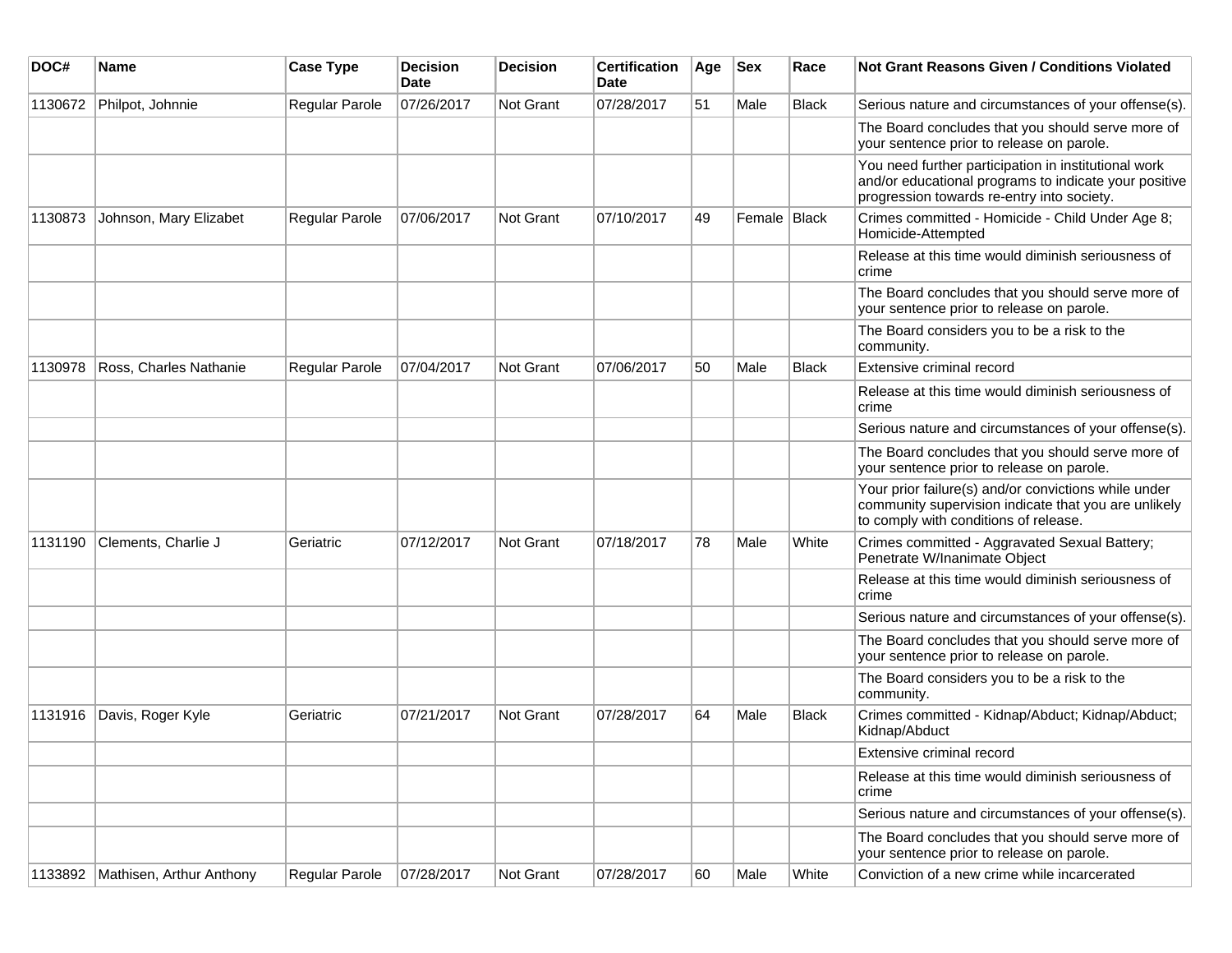| DOC# | Name | Case Type | Decision Date | Decision | Certification Date | Age | Sex | Race | Not Grant Reasons Given / Conditions Violated |
|---|---|---|---|---|---|---|---|---|---|
| 1130672 | Philpot, Johnnie | Regular Parole | 07/26/2017 | Not Grant | 07/28/2017 | 51 | Male | Black | Serious nature and circumstances of your offense(s). |
| | | | | | | | | | The Board concludes that you should serve more of your sentence prior to release on parole. |
| | | | | | | | | | You need further participation in institutional work and/or educational programs to indicate your positive progression towards re-entry into society. |
| 1130873 | Johnson, Mary Elizabet | Regular Parole | 07/06/2017 | Not Grant | 07/10/2017 | 49 | Female | Black | Crimes committed - Homicide - Child Under Age 8; Homicide-Attempted |
| | | | | | | | | | Release at this time would diminish seriousness of crime |
| | | | | | | | | | The Board concludes that you should serve more of your sentence prior to release on parole. |
| | | | | | | | | | The Board considers you to be a risk to the community. |
| 1130978 | Ross, Charles Nathanie | Regular Parole | 07/04/2017 | Not Grant | 07/06/2017 | 50 | Male | Black | Extensive criminal record |
| | | | | | | | | | Release at this time would diminish seriousness of crime |
| | | | | | | | | | Serious nature and circumstances of your offense(s). |
| | | | | | | | | | The Board concludes that you should serve more of your sentence prior to release on parole. |
| | | | | | | | | | Your prior failure(s) and/or convictions while under community supervision indicate that you are unlikely to comply with conditions of release. |
| 1131190 | Clements, Charlie J | Geriatric | 07/12/2017 | Not Grant | 07/18/2017 | 78 | Male | White | Crimes committed - Aggravated Sexual Battery; Penetrate W/Inanimate Object |
| | | | | | | | | | Release at this time would diminish seriousness of crime |
| | | | | | | | | | Serious nature and circumstances of your offense(s). |
| | | | | | | | | | The Board concludes that you should serve more of your sentence prior to release on parole. |
| | | | | | | | | | The Board considers you to be a risk to the community. |
| 1131916 | Davis, Roger Kyle | Geriatric | 07/21/2017 | Not Grant | 07/28/2017 | 64 | Male | Black | Crimes committed - Kidnap/Abduct; Kidnap/Abduct; Kidnap/Abduct |
| | | | | | | | | | Extensive criminal record |
| | | | | | | | | | Release at this time would diminish seriousness of crime |
| | | | | | | | | | Serious nature and circumstances of your offense(s). |
| | | | | | | | | | The Board concludes that you should serve more of your sentence prior to release on parole. |
| 1133892 | Mathisen, Arthur Anthony | Regular Parole | 07/28/2017 | Not Grant | 07/28/2017 | 60 | Male | White | Conviction of a new crime while incarcerated |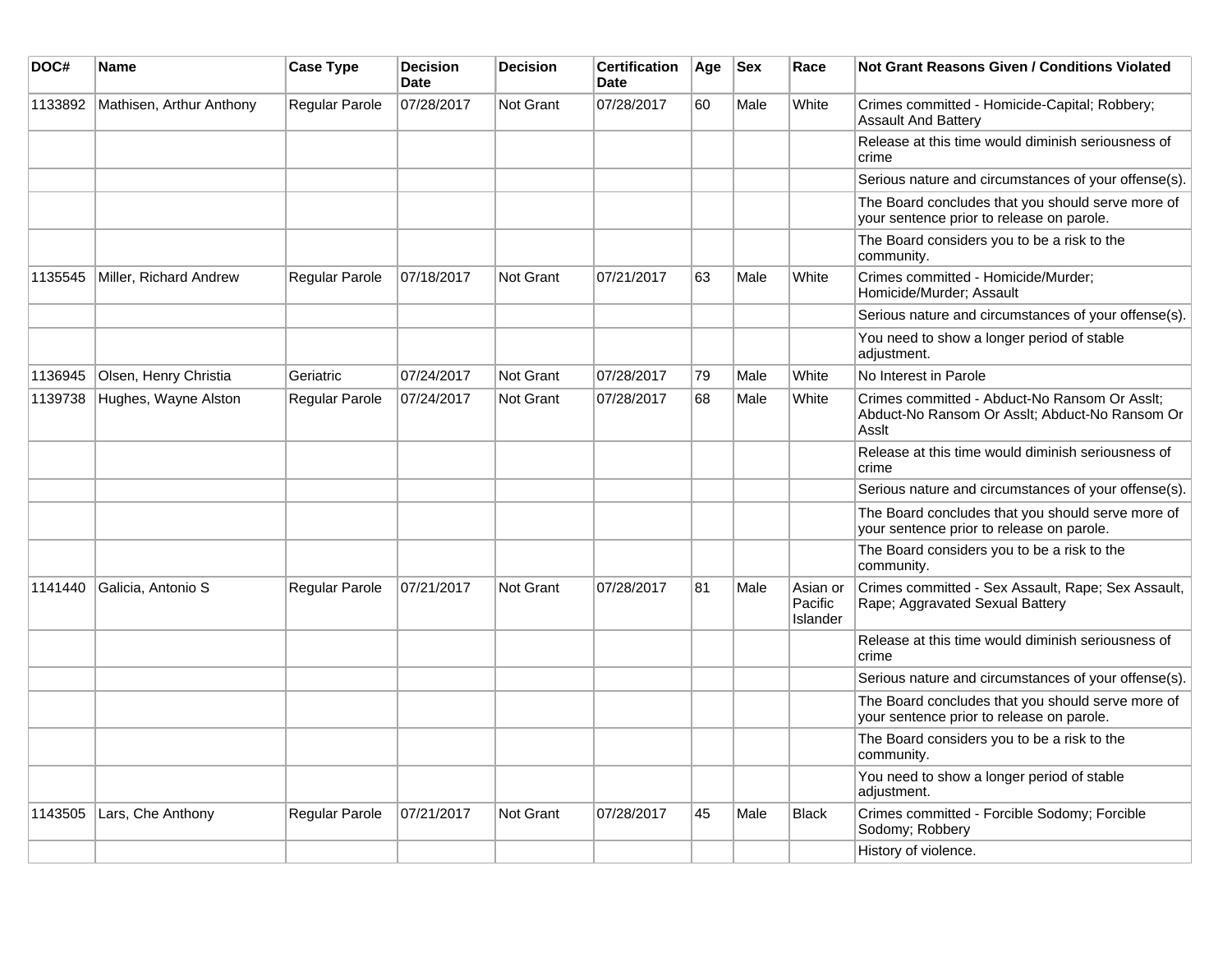| DOC# | Name | Case Type | Decision Date | Decision | Certification Date | Age | Sex | Race | Not Grant Reasons Given / Conditions Violated |
|---|---|---|---|---|---|---|---|---|---|
| 1133892 | Mathisen, Arthur Anthony | Regular Parole | 07/28/2017 | Not Grant | 07/28/2017 | 60 | Male | White | Crimes committed - Homicide-Capital; Robbery; Assault And Battery |
| | | | | | | | | | Release at this time would diminish seriousness of crime |
| | | | | | | | | | Serious nature and circumstances of your offense(s). |
| | | | | | | | | | The Board concludes that you should serve more of your sentence prior to release on parole. |
| | | | | | | | | | The Board considers you to be a risk to the community. |
| 1135545 | Miller, Richard Andrew | Regular Parole | 07/18/2017 | Not Grant | 07/21/2017 | 63 | Male | White | Crimes committed - Homicide/Murder; Homicide/Murder; Assault |
| | | | | | | | | | Serious nature and circumstances of your offense(s). |
| | | | | | | | | | You need to show a longer period of stable adjustment. |
| 1136945 | Olsen, Henry Christia | Geriatric | 07/24/2017 | Not Grant | 07/28/2017 | 79 | Male | White | No Interest in Parole |
| 1139738 | Hughes, Wayne Alston | Regular Parole | 07/24/2017 | Not Grant | 07/28/2017 | 68 | Male | White | Crimes committed - Abduct-No Ransom Or Asslt; Abduct-No Ransom Or Asslt; Abduct-No Ransom Or Asslt |
| | | | | | | | | | Release at this time would diminish seriousness of crime |
| | | | | | | | | | Serious nature and circumstances of your offense(s). |
| | | | | | | | | | The Board concludes that you should serve more of your sentence prior to release on parole. |
| | | | | | | | | | The Board considers you to be a risk to the community. |
| 1141440 | Galicia, Antonio S | Regular Parole | 07/21/2017 | Not Grant | 07/28/2017 | 81 | Male | Asian or Pacific Islander | Crimes committed - Sex Assault, Rape; Sex Assault, Rape; Aggravated Sexual Battery |
| | | | | | | | | | Release at this time would diminish seriousness of crime |
| | | | | | | | | | Serious nature and circumstances of your offense(s). |
| | | | | | | | | | The Board concludes that you should serve more of your sentence prior to release on parole. |
| | | | | | | | | | The Board considers you to be a risk to the community. |
| | | | | | | | | | You need to show a longer period of stable adjustment. |
| 1143505 | Lars, Che Anthony | Regular Parole | 07/21/2017 | Not Grant | 07/28/2017 | 45 | Male | Black | Crimes committed - Forcible Sodomy; Forcible Sodomy; Robbery |
| | | | | | | | | | History of violence. |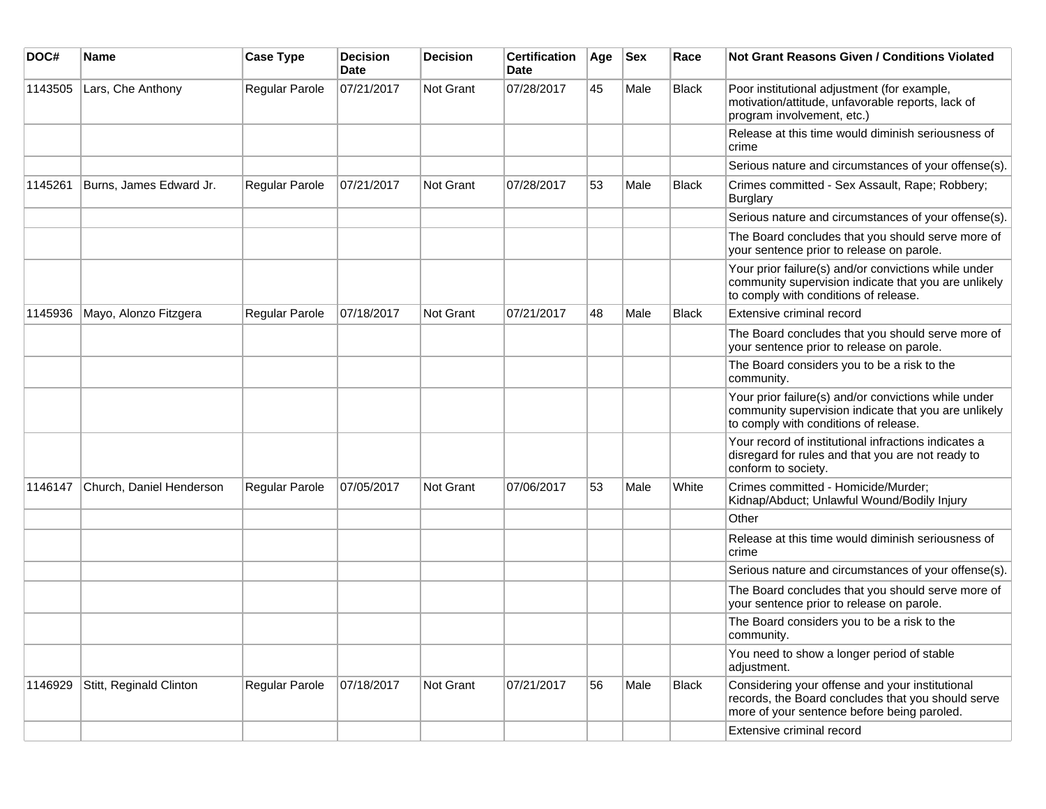| DOC# | Name | Case Type | Decision Date | Decision | Certification Date | Age | Sex | Race | Not Grant Reasons Given / Conditions Violated |
|---|---|---|---|---|---|---|---|---|---|
| 1143505 | Lars, Che Anthony | Regular Parole | 07/21/2017 | Not Grant | 07/28/2017 | 45 | Male | Black | Poor institutional adjustment (for example, motivation/attitude, unfavorable reports, lack of program involvement, etc.) |
| | | | | | | | | | Release at this time would diminish seriousness of crime |
| | | | | | | | | | Serious nature and circumstances of your offense(s). |
| 1145261 | Burns, James Edward Jr. | Regular Parole | 07/21/2017 | Not Grant | 07/28/2017 | 53 | Male | Black | Crimes committed - Sex Assault, Rape; Robbery; Burglary |
| | | | | | | | | | Serious nature and circumstances of your offense(s). |
| | | | | | | | | | The Board concludes that you should serve more of your sentence prior to release on parole. |
| | | | | | | | | | Your prior failure(s) and/or convictions while under community supervision indicate that you are unlikely to comply with conditions of release. |
| 1145936 | Mayo, Alonzo Fitzgera | Regular Parole | 07/18/2017 | Not Grant | 07/21/2017 | 48 | Male | Black | Extensive criminal record |
| | | | | | | | | | The Board concludes that you should serve more of your sentence prior to release on parole. |
| | | | | | | | | | The Board considers you to be a risk to the community. |
| | | | | | | | | | Your prior failure(s) and/or convictions while under community supervision indicate that you are unlikely to comply with conditions of release. |
| | | | | | | | | | Your record of institutional infractions indicates a disregard for rules and that you are not ready to conform to society. |
| 1146147 | Church, Daniel Henderson | Regular Parole | 07/05/2017 | Not Grant | 07/06/2017 | 53 | Male | White | Crimes committed - Homicide/Murder; Kidnap/Abduct; Unlawful Wound/Bodily Injury |
| | | | | | | | | | Other |
| | | | | | | | | | Release at this time would diminish seriousness of crime |
| | | | | | | | | | Serious nature and circumstances of your offense(s). |
| | | | | | | | | | The Board concludes that you should serve more of your sentence prior to release on parole. |
| | | | | | | | | | The Board considers you to be a risk to the community. |
| | | | | | | | | | You need to show a longer period of stable adjustment. |
| 1146929 | Stitt, Reginald Clinton | Regular Parole | 07/18/2017 | Not Grant | 07/21/2017 | 56 | Male | Black | Considering your offense and your institutional records, the Board concludes that you should serve more of your sentence before being paroled. |
| | | | | | | | | | Extensive criminal record |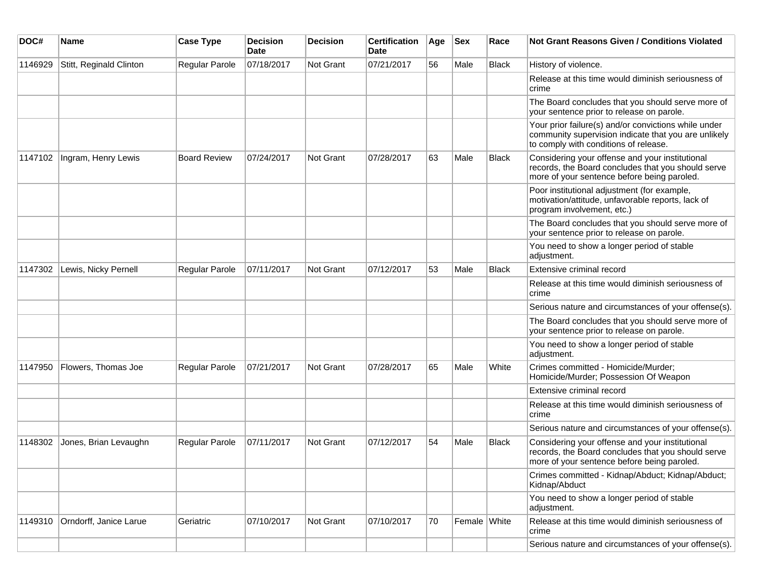| DOC# | Name | Case Type | Decision Date | Decision | Certification Date | Age | Sex | Race | Not Grant Reasons Given / Conditions Violated |
|---|---|---|---|---|---|---|---|---|---|
| 1146929 | Stitt, Reginald Clinton | Regular Parole | 07/18/2017 | Not Grant | 07/21/2017 | 56 | Male | Black | History of violence. |
| | | | | | | | | | Release at this time would diminish seriousness of crime |
| | | | | | | | | | The Board concludes that you should serve more of your sentence prior to release on parole. |
| | | | | | | | | | Your prior failure(s) and/or convictions while under community supervision indicate that you are unlikely to comply with conditions of release. |
| 1147102 | Ingram, Henry Lewis | Board Review | 07/24/2017 | Not Grant | 07/28/2017 | 63 | Male | Black | Considering your offense and your institutional records, the Board concludes that you should serve more of your sentence before being paroled. |
| | | | | | | | | | Poor institutional adjustment (for example, motivation/attitude, unfavorable reports, lack of program involvement, etc.) |
| | | | | | | | | | The Board concludes that you should serve more of your sentence prior to release on parole. |
| | | | | | | | | | You need to show a longer period of stable adjustment. |
| 1147302 | Lewis, Nicky Pernell | Regular Parole | 07/11/2017 | Not Grant | 07/12/2017 | 53 | Male | Black | Extensive criminal record |
| | | | | | | | | | Release at this time would diminish seriousness of crime |
| | | | | | | | | | Serious nature and circumstances of your offense(s). |
| | | | | | | | | | The Board concludes that you should serve more of your sentence prior to release on parole. |
| | | | | | | | | | You need to show a longer period of stable adjustment. |
| 1147950 | Flowers, Thomas Joe | Regular Parole | 07/21/2017 | Not Grant | 07/28/2017 | 65 | Male | White | Crimes committed - Homicide/Murder; Homicide/Murder; Possession Of Weapon |
| | | | | | | | | | Extensive criminal record |
| | | | | | | | | | Release at this time would diminish seriousness of crime |
| | | | | | | | | | Serious nature and circumstances of your offense(s). |
| 1148302 | Jones, Brian Levaughn | Regular Parole | 07/11/2017 | Not Grant | 07/12/2017 | 54 | Male | Black | Considering your offense and your institutional records, the Board concludes that you should serve more of your sentence before being paroled. |
| | | | | | | | | | Crimes committed - Kidnap/Abduct; Kidnap/Abduct; Kidnap/Abduct |
| | | | | | | | | | You need to show a longer period of stable adjustment. |
| 1149310 | Orndorff, Janice Larue | Geriatric | 07/10/2017 | Not Grant | 07/10/2017 | 70 | Female | White | Release at this time would diminish seriousness of crime |
| | | | | | | | | | Serious nature and circumstances of your offense(s). |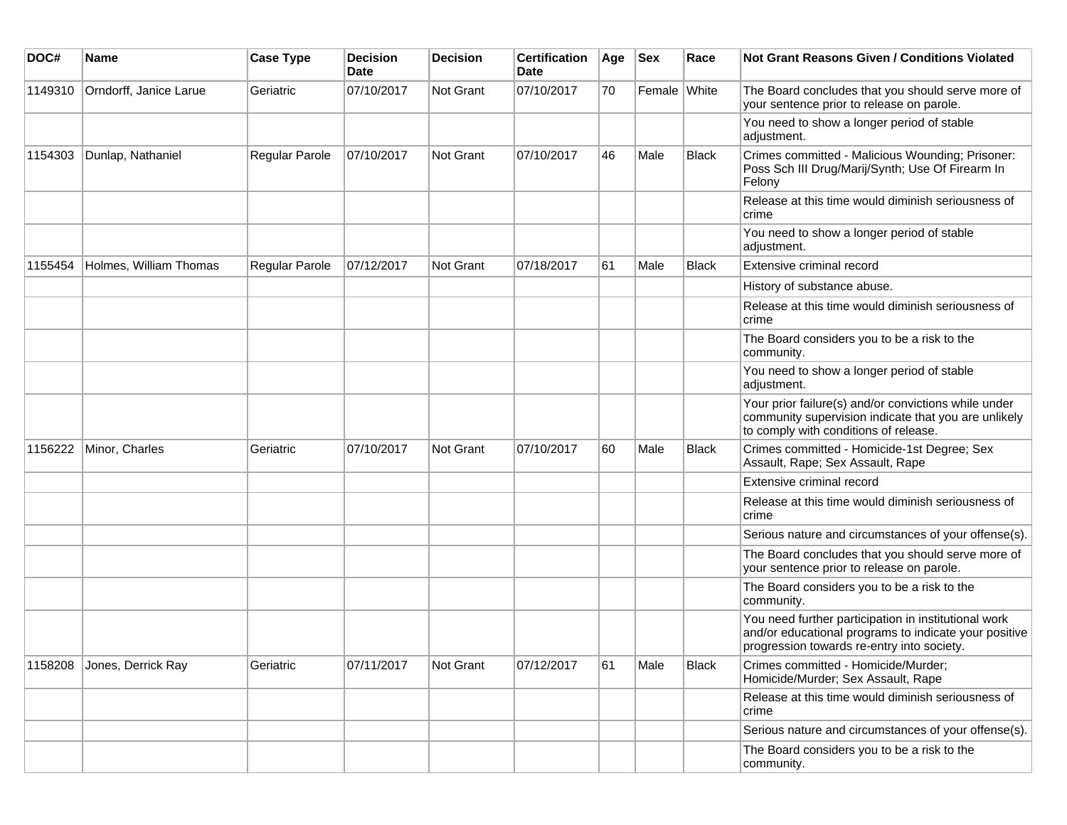| DOC# | Name | Case Type | Decision Date | Decision | Certification Date | Age | Sex | Race | Not Grant Reasons Given / Conditions Violated |
|---|---|---|---|---|---|---|---|---|---|
| 1149310 | Orndorff, Janice Larue | Geriatric | 07/10/2017 | Not Grant | 07/10/2017 | 70 | Female | White | The Board concludes that you should serve more of your sentence prior to release on parole. |
| | | | | | | | | | You need to show a longer period of stable adjustment. |
| 1154303 | Dunlap, Nathaniel | Regular Parole | 07/10/2017 | Not Grant | 07/10/2017 | 46 | Male | Black | Crimes committed - Malicious Wounding; Prisoner: Poss Sch III Drug/Marij/Synth; Use Of Firearm In Felony |
| | | | | | | | | | Release at this time would diminish seriousness of crime |
| | | | | | | | | | You need to show a longer period of stable adjustment. |
| 1155454 | Holmes, William Thomas | Regular Parole | 07/12/2017 | Not Grant | 07/18/2017 | 61 | Male | Black | Extensive criminal record |
| | | | | | | | | | History of substance abuse. |
| | | | | | | | | | Release at this time would diminish seriousness of crime |
| | | | | | | | | | The Board considers you to be a risk to the community. |
| | | | | | | | | | You need to show a longer period of stable adjustment. |
| | | | | | | | | | Your prior failure(s) and/or convictions while under community supervision indicate that you are unlikely to comply with conditions of release. |
| 1156222 | Minor, Charles | Geriatric | 07/10/2017 | Not Grant | 07/10/2017 | 60 | Male | Black | Crimes committed - Homicide-1st Degree; Sex Assault, Rape; Sex Assault, Rape |
| | | | | | | | | | Extensive criminal record |
| | | | | | | | | | Release at this time would diminish seriousness of crime |
| | | | | | | | | | Serious nature and circumstances of your offense(s). |
| | | | | | | | | | The Board concludes that you should serve more of your sentence prior to release on parole. |
| | | | | | | | | | The Board considers you to be a risk to the community. |
| | | | | | | | | | You need further participation in institutional work and/or educational programs to indicate your positive progression towards re-entry into society. |
| 1158208 | Jones, Derrick Ray | Geriatric | 07/11/2017 | Not Grant | 07/12/2017 | 61 | Male | Black | Crimes committed - Homicide/Murder; Homicide/Murder; Sex Assault, Rape |
| | | | | | | | | | Release at this time would diminish seriousness of crime |
| | | | | | | | | | Serious nature and circumstances of your offense(s). |
| | | | | | | | | | The Board considers you to be a risk to the community. |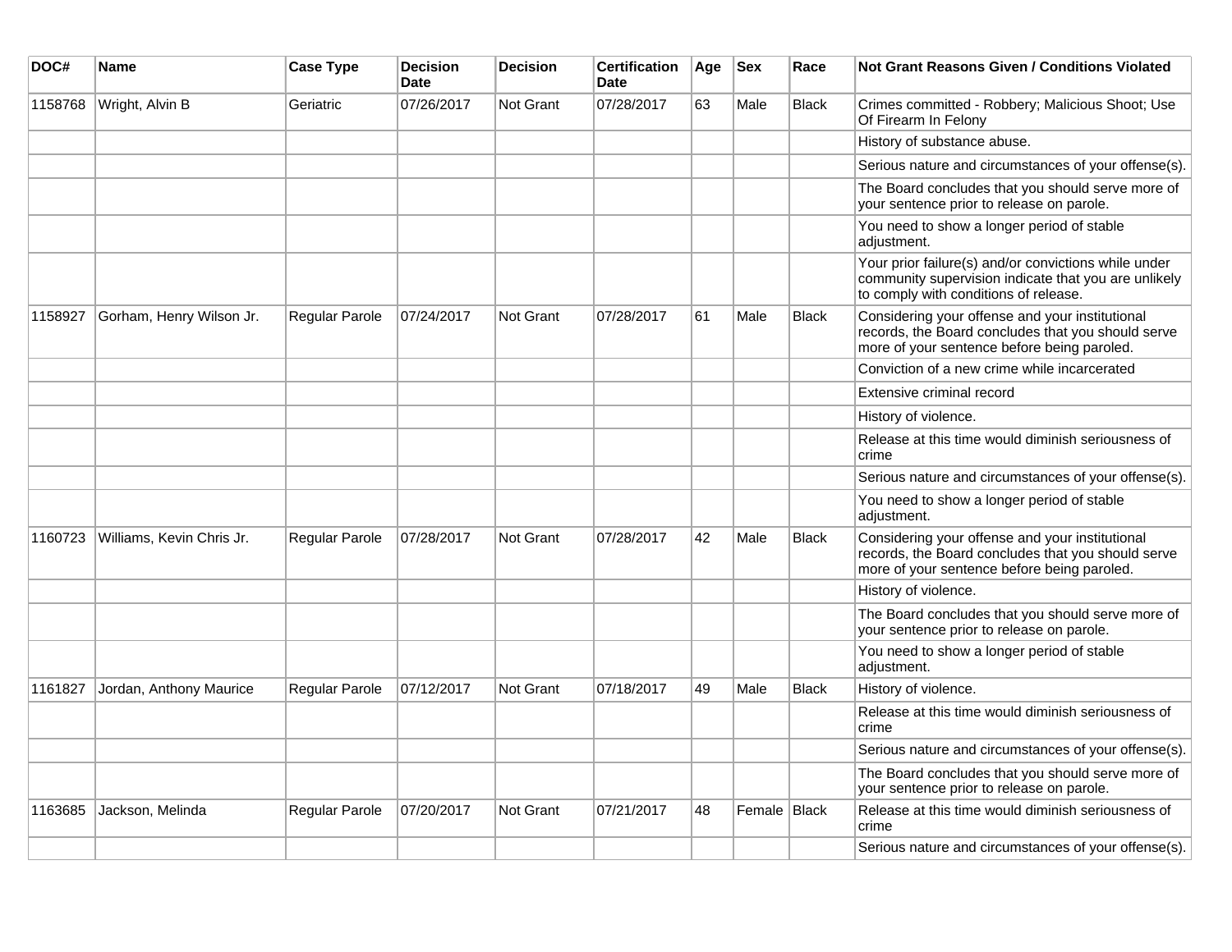| DOC# | Name | Case Type | Decision Date | Decision | Certification Date | Age | Sex | Race | Not Grant Reasons Given / Conditions Violated |
|---|---|---|---|---|---|---|---|---|---|
| 1158768 | Wright, Alvin B | Geriatric | 07/26/2017 | Not Grant | 07/28/2017 | 63 | Male | Black | Crimes committed - Robbery; Malicious Shoot; Use Of Firearm In Felony |
| | | | | | | | | | History of substance abuse. |
| | | | | | | | | | Serious nature and circumstances of your offense(s). |
| | | | | | | | | | The Board concludes that you should serve more of your sentence prior to release on parole. |
| | | | | | | | | | You need to show a longer period of stable adjustment. |
| | | | | | | | | | Your prior failure(s) and/or convictions while under community supervision indicate that you are unlikely to comply with conditions of release. |
| 1158927 | Gorham, Henry Wilson Jr. | Regular Parole | 07/24/2017 | Not Grant | 07/28/2017 | 61 | Male | Black | Considering your offense and your institutional records, the Board concludes that you should serve more of your sentence before being paroled. |
| | | | | | | | | | Conviction of a new crime while incarcerated |
| | | | | | | | | | Extensive criminal record |
| | | | | | | | | | History of violence. |
| | | | | | | | | | Release at this time would diminish seriousness of crime |
| | | | | | | | | | Serious nature and circumstances of your offense(s). |
| | | | | | | | | | You need to show a longer period of stable adjustment. |
| 1160723 | Williams, Kevin Chris Jr. | Regular Parole | 07/28/2017 | Not Grant | 07/28/2017 | 42 | Male | Black | Considering your offense and your institutional records, the Board concludes that you should serve more of your sentence before being paroled. |
| | | | | | | | | | History of violence. |
| | | | | | | | | | The Board concludes that you should serve more of your sentence prior to release on parole. |
| | | | | | | | | | You need to show a longer period of stable adjustment. |
| 1161827 | Jordan, Anthony Maurice | Regular Parole | 07/12/2017 | Not Grant | 07/18/2017 | 49 | Male | Black | History of violence. |
| | | | | | | | | | Release at this time would diminish seriousness of crime |
| | | | | | | | | | Serious nature and circumstances of your offense(s). |
| | | | | | | | | | The Board concludes that you should serve more of your sentence prior to release on parole. |
| 1163685 | Jackson, Melinda | Regular Parole | 07/20/2017 | Not Grant | 07/21/2017 | 48 | Female | Black | Release at this time would diminish seriousness of crime |
| | | | | | | | | | Serious nature and circumstances of your offense(s). |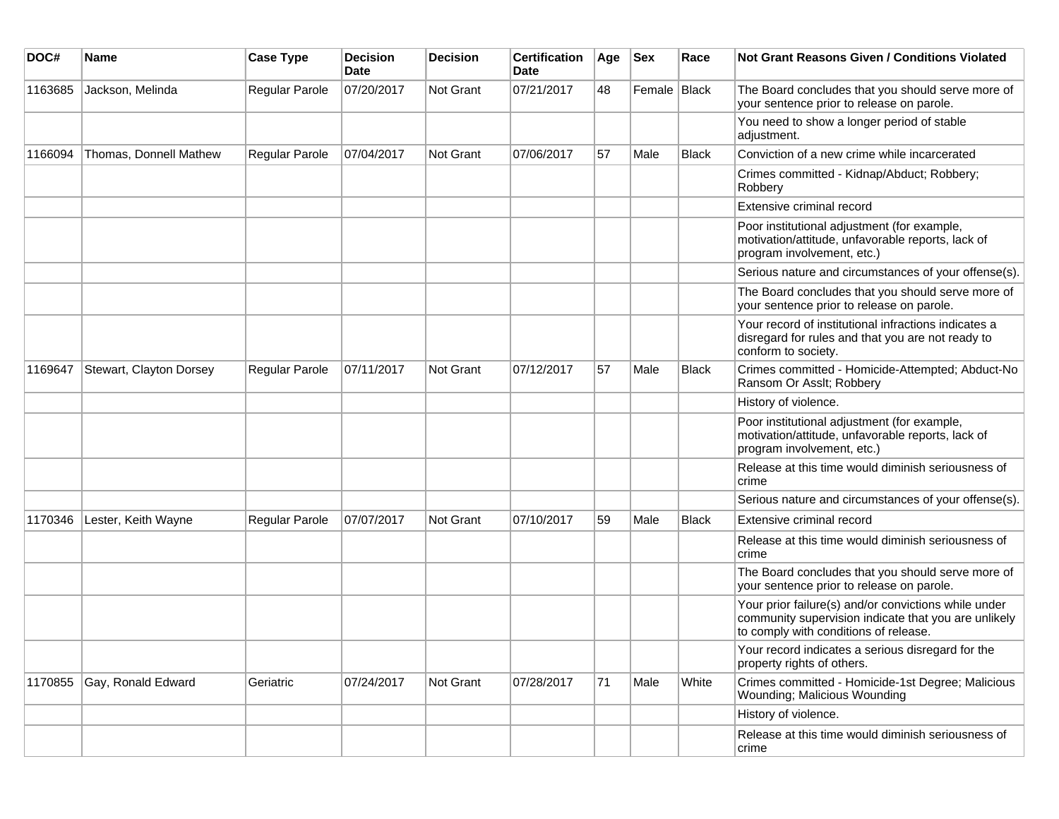| DOC# | Name | Case Type | Decision Date | Decision | Certification Date | Age | Sex | Race | Not Grant Reasons Given / Conditions Violated |
|---|---|---|---|---|---|---|---|---|---|
| 1163685 | Jackson, Melinda | Regular Parole | 07/20/2017 | Not Grant | 07/21/2017 | 48 | Female | Black | The Board concludes that you should serve more of your sentence prior to release on parole. |
| | | | | | | | | | You need to show a longer period of stable adjustment. |
| 1166094 | Thomas, Donnell Mathew | Regular Parole | 07/04/2017 | Not Grant | 07/06/2017 | 57 | Male | Black | Conviction of a new crime while incarcerated |
| | | | | | | | | | Crimes committed - Kidnap/Abduct; Robbery; Robbery |
| | | | | | | | | | Extensive criminal record |
| | | | | | | | | | Poor institutional adjustment (for example, motivation/attitude, unfavorable reports, lack of program involvement, etc.) |
| | | | | | | | | | Serious nature and circumstances of your offense(s). |
| | | | | | | | | | The Board concludes that you should serve more of your sentence prior to release on parole. |
| | | | | | | | | | Your record of institutional infractions indicates a disregard for rules and that you are not ready to conform to society. |
| 1169647 | Stewart, Clayton Dorsey | Regular Parole | 07/11/2017 | Not Grant | 07/12/2017 | 57 | Male | Black | Crimes committed - Homicide-Attempted; Abduct-No Ransom Or Asslt; Robbery |
| | | | | | | | | | History of violence. |
| | | | | | | | | | Poor institutional adjustment (for example, motivation/attitude, unfavorable reports, lack of program involvement, etc.) |
| | | | | | | | | | Release at this time would diminish seriousness of crime |
| | | | | | | | | | Serious nature and circumstances of your offense(s). |
| 1170346 | Lester, Keith Wayne | Regular Parole | 07/07/2017 | Not Grant | 07/10/2017 | 59 | Male | Black | Extensive criminal record |
| | | | | | | | | | Release at this time would diminish seriousness of crime |
| | | | | | | | | | The Board concludes that you should serve more of your sentence prior to release on parole. |
| | | | | | | | | | Your prior failure(s) and/or convictions while under community supervision indicate that you are unlikely to comply with conditions of release. |
| | | | | | | | | | Your record indicates a serious disregard for the property rights of others. |
| 1170855 | Gay, Ronald Edward | Geriatric | 07/24/2017 | Not Grant | 07/28/2017 | 71 | Male | White | Crimes committed - Homicide-1st Degree; Malicious Wounding; Malicious Wounding |
| | | | | | | | | | History of violence. |
| | | | | | | | | | Release at this time would diminish seriousness of crime |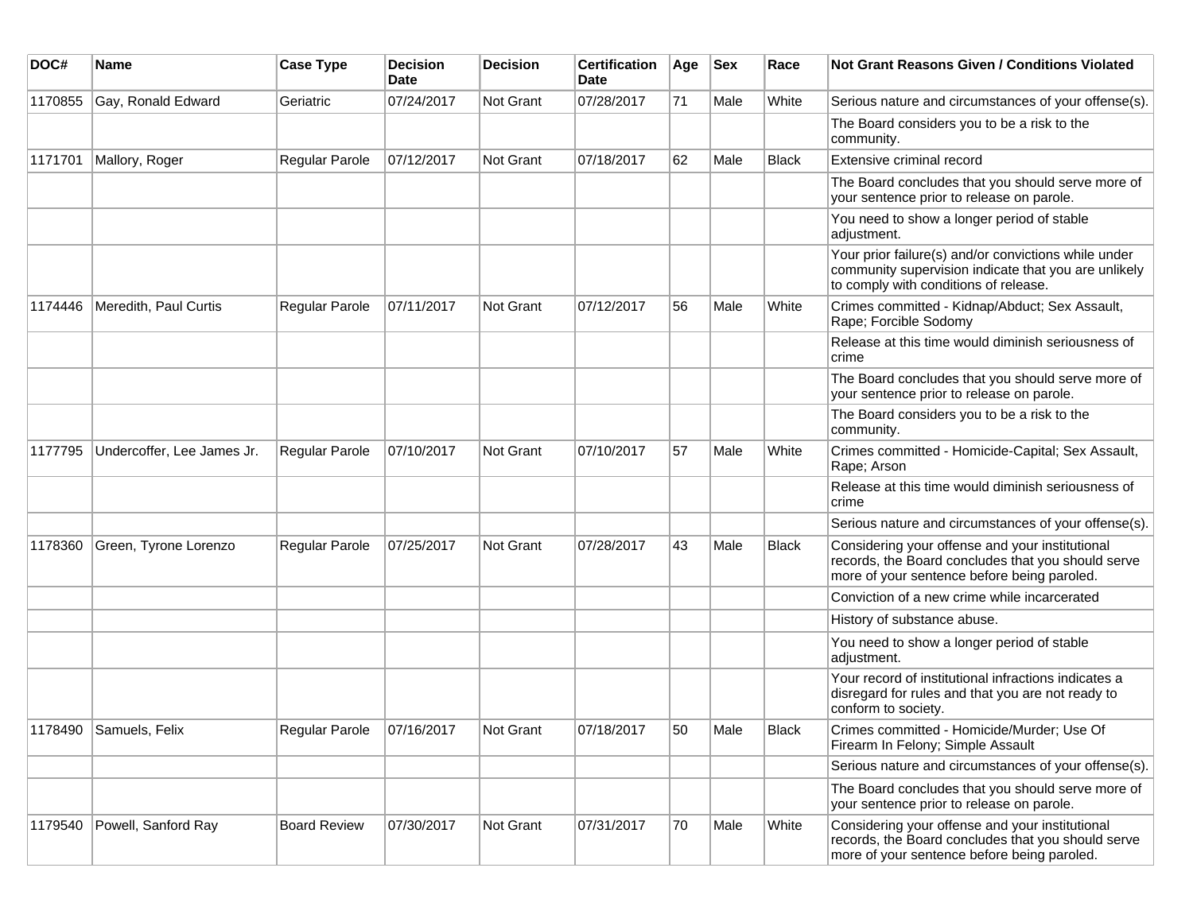| DOC# | Name | Case Type | Decision Date | Decision | Certification Date | Age | Sex | Race | Not Grant Reasons Given / Conditions Violated |
|---|---|---|---|---|---|---|---|---|---|
| 1170855 | Gay, Ronald Edward | Geriatric | 07/24/2017 | Not Grant | 07/28/2017 | 71 | Male | White | Serious nature and circumstances of your offense(s). |
| | | | | | | | | | The Board considers you to be a risk to the community. |
| 1171701 | Mallory, Roger | Regular Parole | 07/12/2017 | Not Grant | 07/18/2017 | 62 | Male | Black | Extensive criminal record |
| | | | | | | | | | The Board concludes that you should serve more of your sentence prior to release on parole. |
| | | | | | | | | | You need to show a longer period of stable adjustment. |
| | | | | | | | | | Your prior failure(s) and/or convictions while under community supervision indicate that you are unlikely to comply with conditions of release. |
| 1174446 | Meredith, Paul Curtis | Regular Parole | 07/11/2017 | Not Grant | 07/12/2017 | 56 | Male | White | Crimes committed - Kidnap/Abduct; Sex Assault, Rape; Forcible Sodomy |
| | | | | | | | | | Release at this time would diminish seriousness of crime |
| | | | | | | | | | The Board concludes that you should serve more of your sentence prior to release on parole. |
| | | | | | | | | | The Board considers you to be a risk to the community. |
| 1177795 | Undercoffer, Lee James Jr. | Regular Parole | 07/10/2017 | Not Grant | 07/10/2017 | 57 | Male | White | Crimes committed - Homicide-Capital; Sex Assault, Rape; Arson |
| | | | | | | | | | Release at this time would diminish seriousness of crime |
| | | | | | | | | | Serious nature and circumstances of your offense(s). |
| 1178360 | Green, Tyrone Lorenzo | Regular Parole | 07/25/2017 | Not Grant | 07/28/2017 | 43 | Male | Black | Considering your offense and your institutional records, the Board concludes that you should serve more of your sentence before being paroled. |
| | | | | | | | | | Conviction of a new crime while incarcerated |
| | | | | | | | | | History of substance abuse. |
| | | | | | | | | | You need to show a longer period of stable adjustment. |
| | | | | | | | | | Your record of institutional infractions indicates a disregard for rules and that you are not ready to conform to society. |
| 1178490 | Samuels, Felix | Regular Parole | 07/16/2017 | Not Grant | 07/18/2017 | 50 | Male | Black | Crimes committed - Homicide/Murder; Use Of Firearm In Felony; Simple Assault |
| | | | | | | | | | Serious nature and circumstances of your offense(s). |
| | | | | | | | | | The Board concludes that you should serve more of your sentence prior to release on parole. |
| 1179540 | Powell, Sanford Ray | Board Review | 07/30/2017 | Not Grant | 07/31/2017 | 70 | Male | White | Considering your offense and your institutional records, the Board concludes that you should serve more of your sentence before being paroled. |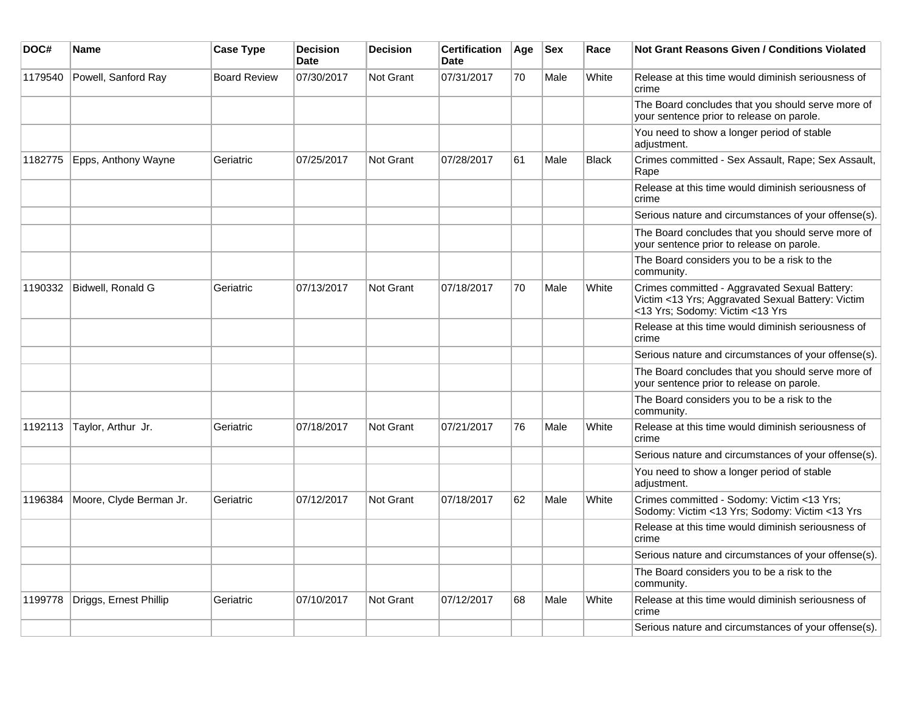| DOC# | Name | Case Type | Decision Date | Decision | Certification Date | Age | Sex | Race | Not Grant Reasons Given / Conditions Violated |
|---|---|---|---|---|---|---|---|---|---|
| 1179540 | Powell, Sanford Ray | Board Review | 07/30/2017 | Not Grant | 07/31/2017 | 70 | Male | White | Release at this time would diminish seriousness of crime |
| | | | | | | | | | The Board concludes that you should serve more of your sentence prior to release on parole. |
| | | | | | | | | | You need to show a longer period of stable adjustment. |
| 1182775 | Epps, Anthony Wayne | Geriatric | 07/25/2017 | Not Grant | 07/28/2017 | 61 | Male | Black | Crimes committed - Sex Assault, Rape; Sex Assault, Rape |
| | | | | | | | | | Release at this time would diminish seriousness of crime |
| | | | | | | | | | Serious nature and circumstances of your offense(s). |
| | | | | | | | | | The Board concludes that you should serve more of your sentence prior to release on parole. |
| | | | | | | | | | The Board considers you to be a risk to the community. |
| 1190332 | Bidwell, Ronald G | Geriatric | 07/13/2017 | Not Grant | 07/18/2017 | 70 | Male | White | Crimes committed - Aggravated Sexual Battery: Victim <13 Yrs; Aggravated Sexual Battery: Victim <13 Yrs; Sodomy: Victim <13 Yrs |
| | | | | | | | | | Release at this time would diminish seriousness of crime |
| | | | | | | | | | Serious nature and circumstances of your offense(s). |
| | | | | | | | | | The Board concludes that you should serve more of your sentence prior to release on parole. |
| | | | | | | | | | The Board considers you to be a risk to the community. |
| 1192113 | Taylor, Arthur Jr. | Geriatric | 07/18/2017 | Not Grant | 07/21/2017 | 76 | Male | White | Release at this time would diminish seriousness of crime |
| | | | | | | | | | Serious nature and circumstances of your offense(s). |
| | | | | | | | | | You need to show a longer period of stable adjustment. |
| 1196384 | Moore, Clyde Berman Jr. | Geriatric | 07/12/2017 | Not Grant | 07/18/2017 | 62 | Male | White | Crimes committed - Sodomy: Victim <13 Yrs; Sodomy: Victim <13 Yrs; Sodomy: Victim <13 Yrs |
| | | | | | | | | | Release at this time would diminish seriousness of crime |
| | | | | | | | | | Serious nature and circumstances of your offense(s). |
| | | | | | | | | | The Board considers you to be a risk to the community. |
| 1199778 | Driggs, Ernest Phillip | Geriatric | 07/10/2017 | Not Grant | 07/12/2017 | 68 | Male | White | Release at this time would diminish seriousness of crime |
| | | | | | | | | | Serious nature and circumstances of your offense(s). |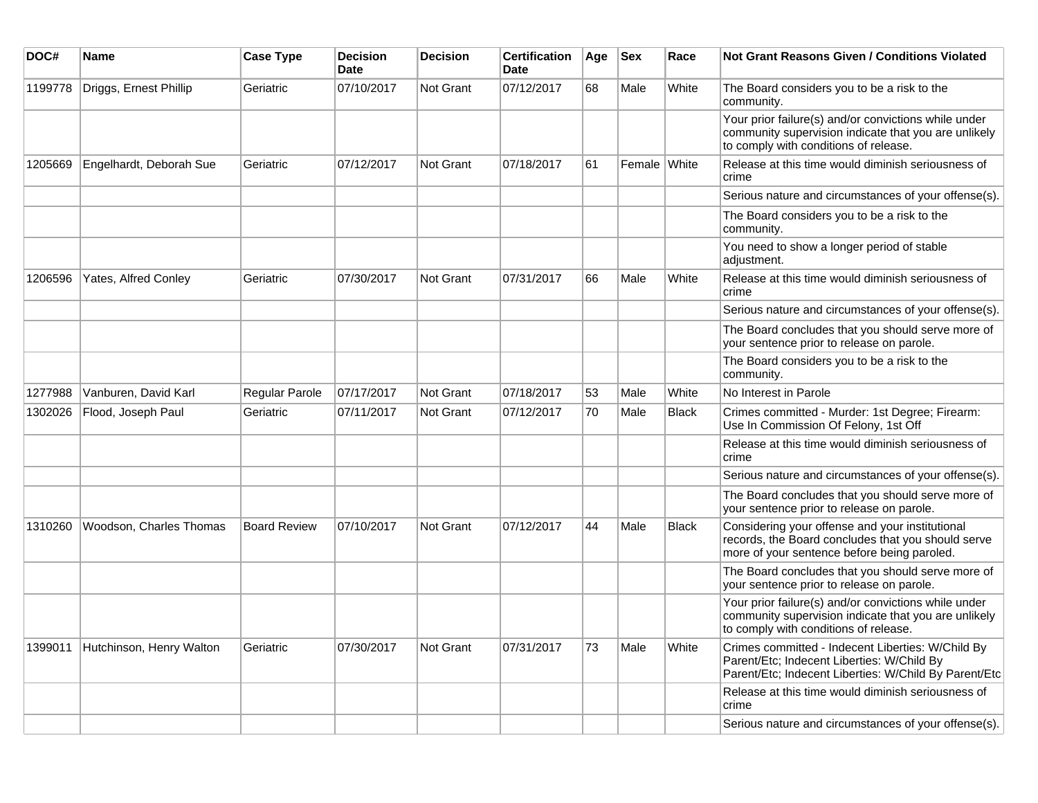| DOC# | Name | Case Type | Decision Date | Decision | Certification Date | Age | Sex | Race | Not Grant Reasons Given / Conditions Violated |
|---|---|---|---|---|---|---|---|---|---|
| 1199778 | Driggs, Ernest Phillip | Geriatric | 07/10/2017 | Not Grant | 07/12/2017 | 68 | Male | White | The Board considers you to be a risk to the community. |
| | | | | | | | | | Your prior failure(s) and/or convictions while under community supervision indicate that you are unlikely to comply with conditions of release. |
| 1205669 | Engelhardt, Deborah Sue | Geriatric | 07/12/2017 | Not Grant | 07/18/2017 | 61 | Female | White | Release at this time would diminish seriousness of crime |
| | | | | | | | | | Serious nature and circumstances of your offense(s). |
| | | | | | | | | | The Board considers you to be a risk to the community. |
| | | | | | | | | | You need to show a longer period of stable adjustment. |
| 1206596 | Yates, Alfred Conley | Geriatric | 07/30/2017 | Not Grant | 07/31/2017 | 66 | Male | White | Release at this time would diminish seriousness of crime |
| | | | | | | | | | Serious nature and circumstances of your offense(s). |
| | | | | | | | | | The Board concludes that you should serve more of your sentence prior to release on parole. |
| | | | | | | | | | The Board considers you to be a risk to the community. |
| 1277988 | Vanburen, David Karl | Regular Parole | 07/17/2017 | Not Grant | 07/18/2017 | 53 | Male | White | No Interest in Parole |
| 1302026 | Flood, Joseph Paul | Geriatric | 07/11/2017 | Not Grant | 07/12/2017 | 70 | Male | Black | Crimes committed - Murder: 1st Degree; Firearm: Use In Commission Of Felony, 1st Off |
| | | | | | | | | | Release at this time would diminish seriousness of crime |
| | | | | | | | | | Serious nature and circumstances of your offense(s). |
| | | | | | | | | | The Board concludes that you should serve more of your sentence prior to release on parole. |
| 1310260 | Woodson, Charles Thomas | Board Review | 07/10/2017 | Not Grant | 07/12/2017 | 44 | Male | Black | Considering your offense and your institutional records, the Board concludes that you should serve more of your sentence before being paroled. |
| | | | | | | | | | The Board concludes that you should serve more of your sentence prior to release on parole. |
| | | | | | | | | | Your prior failure(s) and/or convictions while under community supervision indicate that you are unlikely to comply with conditions of release. |
| 1399011 | Hutchinson, Henry Walton | Geriatric | 07/30/2017 | Not Grant | 07/31/2017 | 73 | Male | White | Crimes committed - Indecent Liberties: W/Child By Parent/Etc; Indecent Liberties: W/Child By Parent/Etc; Indecent Liberties: W/Child By Parent/Etc |
| | | | | | | | | | Release at this time would diminish seriousness of crime |
| | | | | | | | | | Serious nature and circumstances of your offense(s). |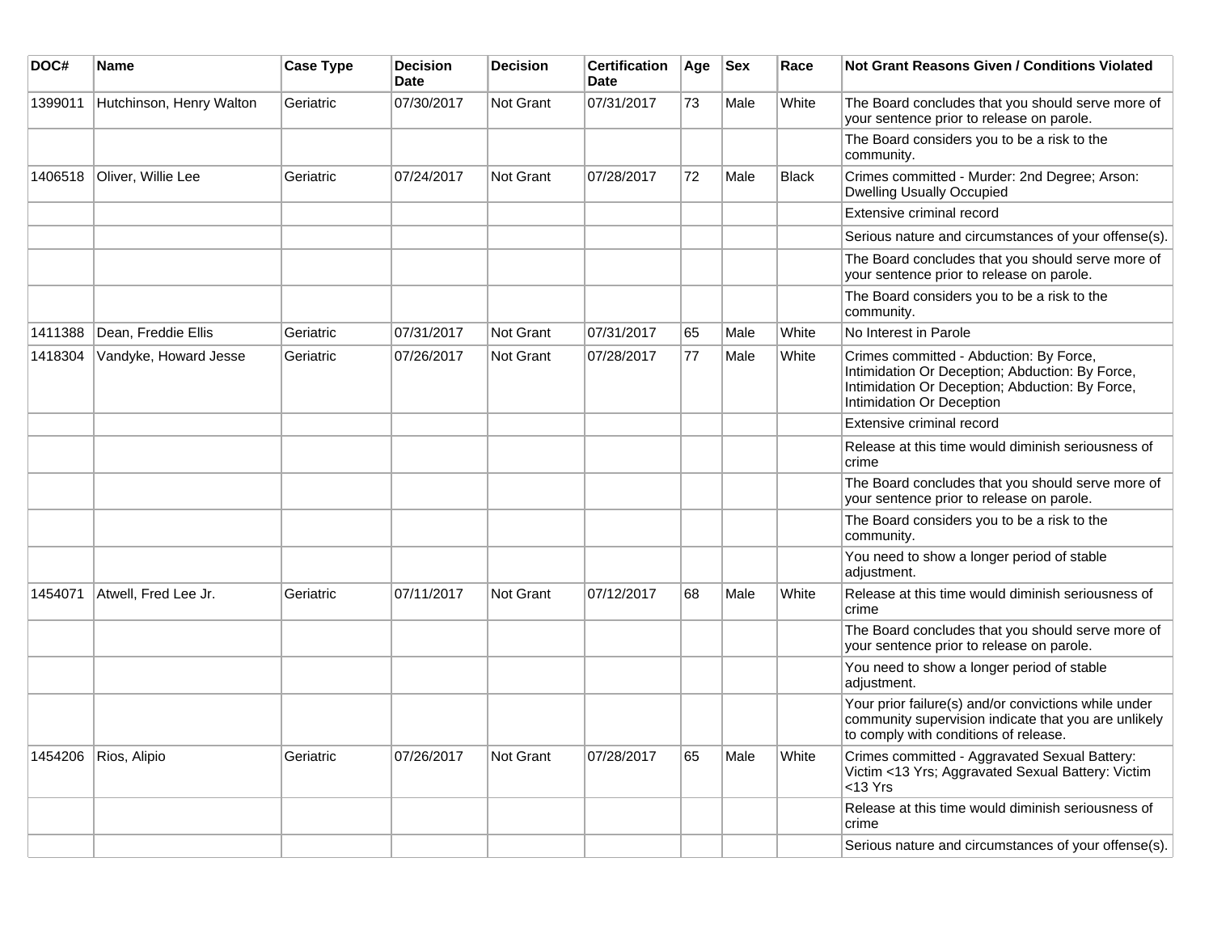| DOC# | Name | Case Type | Decision Date | Decision | Certification Date | Age | Sex | Race | Not Grant Reasons Given / Conditions Violated |
|---|---|---|---|---|---|---|---|---|---|
| 1399011 | Hutchinson, Henry Walton | Geriatric | 07/30/2017 | Not Grant | 07/31/2017 | 73 | Male | White | The Board concludes that you should serve more of your sentence prior to release on parole. |
| | | | | | | | | | The Board considers you to be a risk to the community. |
| 1406518 | Oliver, Willie Lee | Geriatric | 07/24/2017 | Not Grant | 07/28/2017 | 72 | Male | Black | Crimes committed - Murder: 2nd Degree; Arson: Dwelling Usually Occupied |
| | | | | | | | | | Extensive criminal record |
| | | | | | | | | | Serious nature and circumstances of your offense(s). |
| | | | | | | | | | The Board concludes that you should serve more of your sentence prior to release on parole. |
| | | | | | | | | | The Board considers you to be a risk to the community. |
| 1411388 | Dean, Freddie Ellis | Geriatric | 07/31/2017 | Not Grant | 07/31/2017 | 65 | Male | White | No Interest in Parole |
| 1418304 | Vandyke, Howard Jesse | Geriatric | 07/26/2017 | Not Grant | 07/28/2017 | 77 | Male | White | Crimes committed - Abduction: By Force, Intimidation Or Deception; Abduction: By Force, Intimidation Or Deception; Abduction: By Force, Intimidation Or Deception |
| | | | | | | | | | Extensive criminal record |
| | | | | | | | | | Release at this time would diminish seriousness of crime |
| | | | | | | | | | The Board concludes that you should serve more of your sentence prior to release on parole. |
| | | | | | | | | | The Board considers you to be a risk to the community. |
| | | | | | | | | | You need to show a longer period of stable adjustment. |
| 1454071 | Atwell, Fred Lee Jr. | Geriatric | 07/11/2017 | Not Grant | 07/12/2017 | 68 | Male | White | Release at this time would diminish seriousness of crime |
| | | | | | | | | | The Board concludes that you should serve more of your sentence prior to release on parole. |
| | | | | | | | | | You need to show a longer period of stable adjustment. |
| | | | | | | | | | Your prior failure(s) and/or convictions while under community supervision indicate that you are unlikely to comply with conditions of release. |
| 1454206 | Rios, Alipio | Geriatric | 07/26/2017 | Not Grant | 07/28/2017 | 65 | Male | White | Crimes committed - Aggravated Sexual Battery: Victim <13 Yrs; Aggravated Sexual Battery: Victim <13 Yrs |
| | | | | | | | | | Release at this time would diminish seriousness of crime |
| | | | | | | | | | Serious nature and circumstances of your offense(s). |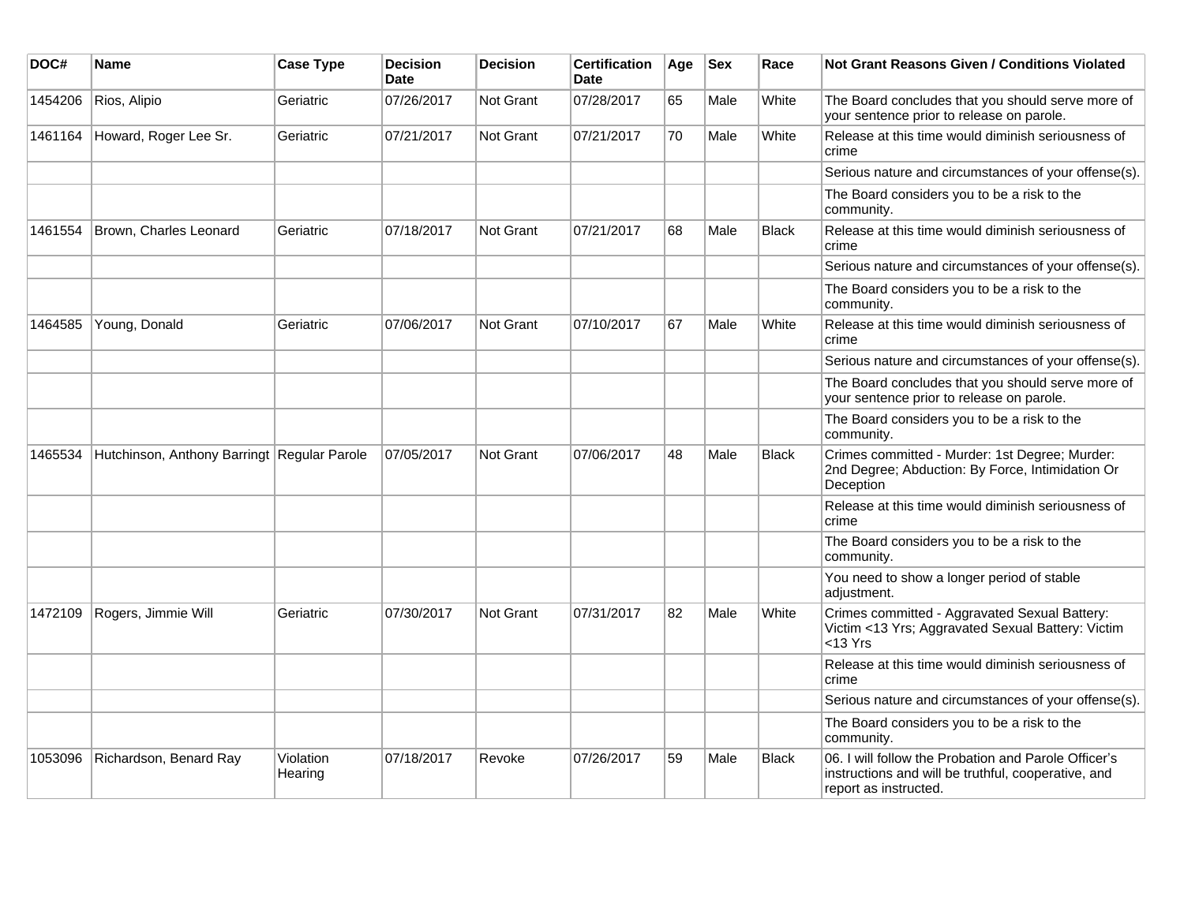| DOC# | Name | Case Type | Decision Date | Decision | Certification Date | Age | Sex | Race | Not Grant Reasons Given / Conditions Violated |
|---|---|---|---|---|---|---|---|---|---|
| 1454206 | Rios, Alipio | Geriatric | 07/26/2017 | Not Grant | 07/28/2017 | 65 | Male | White | The Board concludes that you should serve more of your sentence prior to release on parole. |
| 1461164 | Howard, Roger Lee Sr. | Geriatric | 07/21/2017 | Not Grant | 07/21/2017 | 70 | Male | White | Release at this time would diminish seriousness of crime |
| | | | | | | | | | Serious nature and circumstances of your offense(s). |
| | | | | | | | | | The Board considers you to be a risk to the community. |
| 1461554 | Brown, Charles Leonard | Geriatric | 07/18/2017 | Not Grant | 07/21/2017 | 68 | Male | Black | Release at this time would diminish seriousness of crime |
| | | | | | | | | | Serious nature and circumstances of your offense(s). |
| | | | | | | | | | The Board considers you to be a risk to the community. |
| 1464585 | Young, Donald | Geriatric | 07/06/2017 | Not Grant | 07/10/2017 | 67 | Male | White | Release at this time would diminish seriousness of crime |
| | | | | | | | | | Serious nature and circumstances of your offense(s). |
| | | | | | | | | | The Board concludes that you should serve more of your sentence prior to release on parole. |
| | | | | | | | | | The Board considers you to be a risk to the community. |
| 1465534 | Hutchinson, Anthony Barringt | Regular Parole | 07/05/2017 | Not Grant | 07/06/2017 | 48 | Male | Black | Crimes committed - Murder: 1st Degree; Murder: 2nd Degree; Abduction: By Force, Intimidation Or Deception |
| | | | | | | | | | Release at this time would diminish seriousness of crime |
| | | | | | | | | | The Board considers you to be a risk to the community. |
| | | | | | | | | | You need to show a longer period of stable adjustment. |
| 1472109 | Rogers, Jimmie Will | Geriatric | 07/30/2017 | Not Grant | 07/31/2017 | 82 | Male | White | Crimes committed - Aggravated Sexual Battery: Victim <13 Yrs; Aggravated Sexual Battery: Victim <13 Yrs |
| | | | | | | | | | Release at this time would diminish seriousness of crime |
| | | | | | | | | | Serious nature and circumstances of your offense(s). |
| | | | | | | | | | The Board considers you to be a risk to the community. |
| 1053096 | Richardson, Benard Ray | Violation Hearing | 07/18/2017 | Revoke | 07/26/2017 | 59 | Male | Black | 06. I will follow the Probation and Parole Officer's instructions and will be truthful, cooperative, and report as instructed. |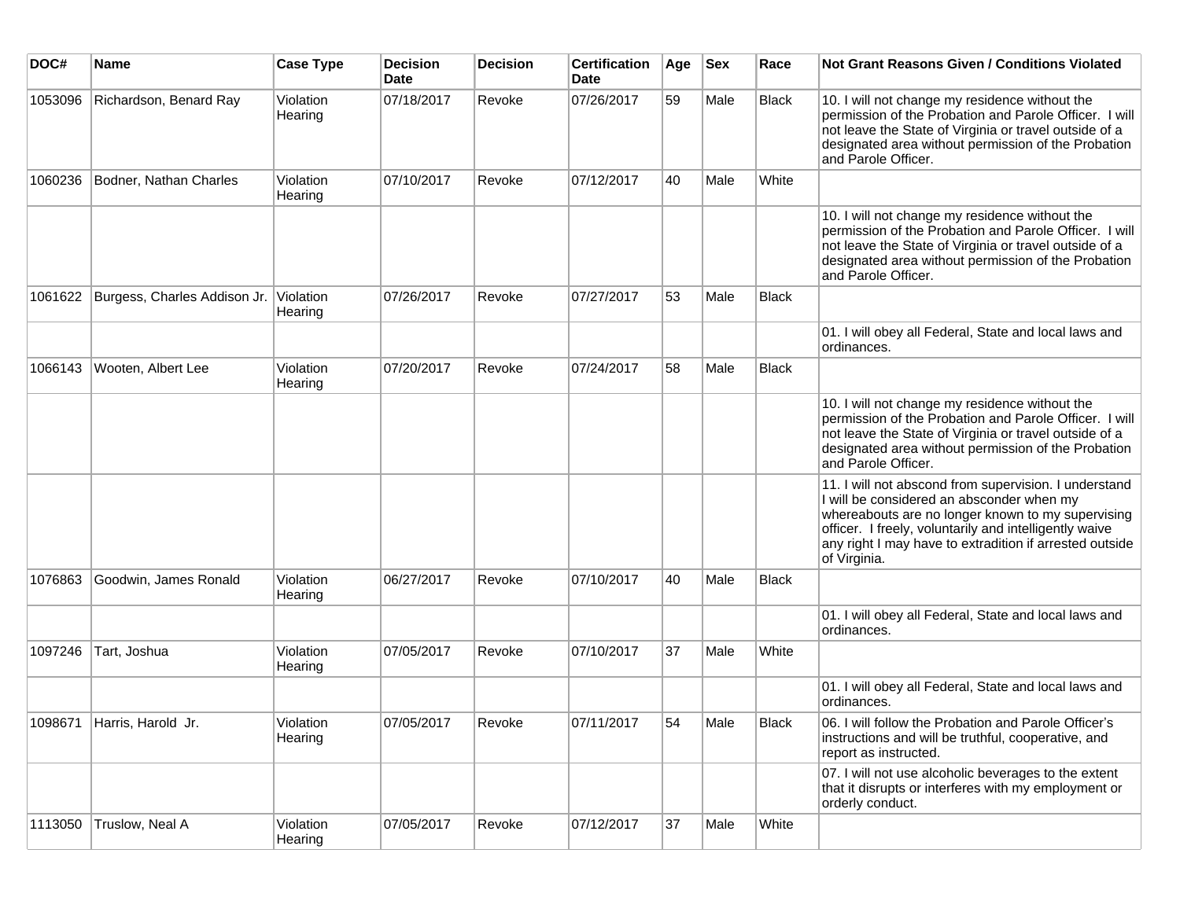| DOC# | Name | Case Type | Decision Date | Decision | Certification Date | Age | Sex | Race | Not Grant Reasons Given / Conditions Violated |
|---|---|---|---|---|---|---|---|---|---|
| 1053096 | Richardson, Benard Ray | Violation Hearing | 07/18/2017 | Revoke | 07/26/2017 | 59 | Male | Black | 10. I will not change my residence without the permission of the Probation and Parole Officer. I will not leave the State of Virginia or travel outside of a designated area without permission of the Probation and Parole Officer. |
| 1060236 | Bodner, Nathan Charles | Violation Hearing | 07/10/2017 | Revoke | 07/12/2017 | 40 | Male | White | |
| | | | | | | | | | 10. I will not change my residence without the permission of the Probation and Parole Officer. I will not leave the State of Virginia or travel outside of a designated area without permission of the Probation and Parole Officer. |
| 1061622 | Burgess, Charles Addison Jr. | Violation Hearing | 07/26/2017 | Revoke | 07/27/2017 | 53 | Male | Black | |
| | | | | | | | | | 01. I will obey all Federal, State and local laws and ordinances. |
| 1066143 | Wooten, Albert Lee | Violation Hearing | 07/20/2017 | Revoke | 07/24/2017 | 58 | Male | Black | |
| | | | | | | | | | 10. I will not change my residence without the permission of the Probation and Parole Officer. I will not leave the State of Virginia or travel outside of a designated area without permission of the Probation and Parole Officer. |
| | | | | | | | | | 11. I will not abscond from supervision. I understand I will be considered an absconder when my whereabouts are no longer known to my supervising officer. I freely, voluntarily and intelligently waive any right I may have to extradition if arrested outside of Virginia. |
| 1076863 | Goodwin, James Ronald | Violation Hearing | 06/27/2017 | Revoke | 07/10/2017 | 40 | Male | Black | |
| | | | | | | | | | 01. I will obey all Federal, State and local laws and ordinances. |
| 1097246 | Tart, Joshua | Violation Hearing | 07/05/2017 | Revoke | 07/10/2017 | 37 | Male | White | |
| | | | | | | | | | 01. I will obey all Federal, State and local laws and ordinances. |
| 1098671 | Harris, Harold Jr. | Violation Hearing | 07/05/2017 | Revoke | 07/11/2017 | 54 | Male | Black | 06. I will follow the Probation and Parole Officer's instructions and will be truthful, cooperative, and report as instructed. |
| | | | | | | | | | 07. I will not use alcoholic beverages to the extent that it disrupts or interferes with my employment or orderly conduct. |
| 1113050 | Truslow, Neal A | Violation Hearing | 07/05/2017 | Revoke | 07/12/2017 | 37 | Male | White | |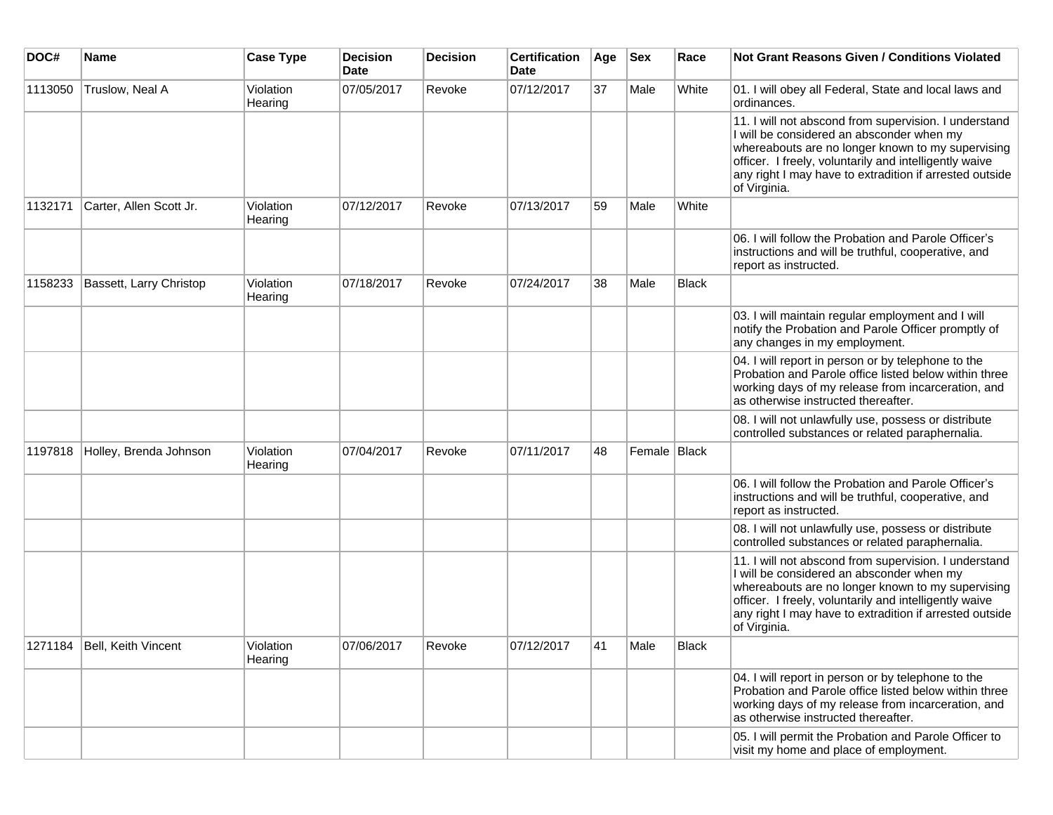| DOC# | Name | Case Type | Decision Date | Decision | Certification Date | Age | Sex | Race | Not Grant Reasons Given / Conditions Violated |
|---|---|---|---|---|---|---|---|---|---|
| 1113050 | Truslow, Neal A | Violation Hearing | 07/05/2017 | Revoke | 07/12/2017 | 37 | Male | White | 01. I will obey all Federal, State and local laws and ordinances. |
| | | | | | | | | | 11. I will not abscond from supervision. I understand I will be considered an absconder when my whereabouts are no longer known to my supervising officer. I freely, voluntarily and intelligently waive any right I may have to extradition if arrested outside of Virginia. |
| 1132171 | Carter, Allen Scott Jr. | Violation Hearing | 07/12/2017 | Revoke | 07/13/2017 | 59 | Male | White | |
| | | | | | | | | | 06. I will follow the Probation and Parole Officer's instructions and will be truthful, cooperative, and report as instructed. |
| 1158233 | Bassett, Larry Christop | Violation Hearing | 07/18/2017 | Revoke | 07/24/2017 | 38 | Male | Black | |
| | | | | | | | | | 03. I will maintain regular employment and I will notify the Probation and Parole Officer promptly of any changes in my employment. |
| | | | | | | | | | 04. I will report in person or by telephone to the Probation and Parole office listed below within three working days of my release from incarceration, and as otherwise instructed thereafter. |
| | | | | | | | | | 08. I will not unlawfully use, possess or distribute controlled substances or related paraphernalia. |
| 1197818 | Holley, Brenda Johnson | Violation Hearing | 07/04/2017 | Revoke | 07/11/2017 | 48 | Female | Black | |
| | | | | | | | | | 06. I will follow the Probation and Parole Officer's instructions and will be truthful, cooperative, and report as instructed. |
| | | | | | | | | | 08. I will not unlawfully use, possess or distribute controlled substances or related paraphernalia. |
| | | | | | | | | | 11. I will not abscond from supervision. I understand I will be considered an absconder when my whereabouts are no longer known to my supervising officer. I freely, voluntarily and intelligently waive any right I may have to extradition if arrested outside of Virginia. |
| 1271184 | Bell, Keith Vincent | Violation Hearing | 07/06/2017 | Revoke | 07/12/2017 | 41 | Male | Black | |
| | | | | | | | | | 04. I will report in person or by telephone to the Probation and Parole office listed below within three working days of my release from incarceration, and as otherwise instructed thereafter. |
| | | | | | | | | | 05. I will permit the Probation and Parole Officer to visit my home and place of employment. |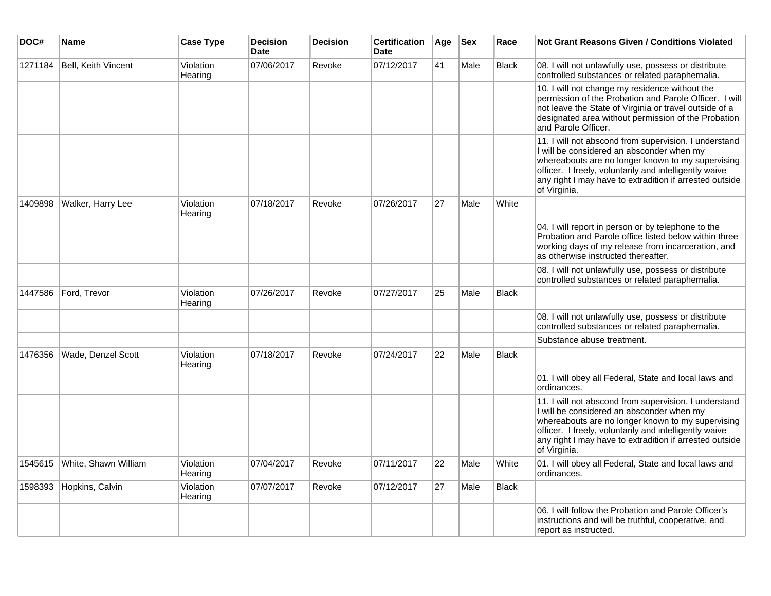| DOC# | Name | Case Type | Decision Date | Decision | Certification Date | Age | Sex | Race | Not Grant Reasons Given / Conditions Violated |
|---|---|---|---|---|---|---|---|---|---|
| 1271184 | Bell, Keith Vincent | Violation Hearing | 07/06/2017 | Revoke | 07/12/2017 | 41 | Male | Black | 08. I will not unlawfully use, possess or distribute controlled substances or related paraphernalia. |
| | | | | | | | | | 10. I will not change my residence without the permission of the Probation and Parole Officer. I will not leave the State of Virginia or travel outside of a designated area without permission of the Probation and Parole Officer. |
| | | | | | | | | | 11. I will not abscond from supervision. I understand I will be considered an absconder when my whereabouts are no longer known to my supervising officer. I freely, voluntarily and intelligently waive any right I may have to extradition if arrested outside of Virginia. |
| 1409898 | Walker, Harry Lee | Violation Hearing | 07/18/2017 | Revoke | 07/26/2017 | 27 | Male | White | |
| | | | | | | | | | 04. I will report in person or by telephone to the Probation and Parole office listed below within three working days of my release from incarceration, and as otherwise instructed thereafter. |
| | | | | | | | | | 08. I will not unlawfully use, possess or distribute controlled substances or related paraphernalia. |
| 1447586 | Ford, Trevor | Violation Hearing | 07/26/2017 | Revoke | 07/27/2017 | 25 | Male | Black | |
| | | | | | | | | | 08. I will not unlawfully use, possess or distribute controlled substances or related paraphernalia. |
| | | | | | | | | | Substance abuse treatment. |
| 1476356 | Wade, Denzel Scott | Violation Hearing | 07/18/2017 | Revoke | 07/24/2017 | 22 | Male | Black | |
| | | | | | | | | | 01. I will obey all Federal, State and local laws and ordinances. |
| | | | | | | | | | 11. I will not abscond from supervision. I understand I will be considered an absconder when my whereabouts are no longer known to my supervising officer. I freely, voluntarily and intelligently waive any right I may have to extradition if arrested outside of Virginia. |
| 1545615 | White, Shawn William | Violation Hearing | 07/04/2017 | Revoke | 07/11/2017 | 22 | Male | White | 01. I will obey all Federal, State and local laws and ordinances. |
| 1598393 | Hopkins, Calvin | Violation Hearing | 07/07/2017 | Revoke | 07/12/2017 | 27 | Male | Black | |
| | | | | | | | | | 06. I will follow the Probation and Parole Officer's instructions and will be truthful, cooperative, and report as instructed. |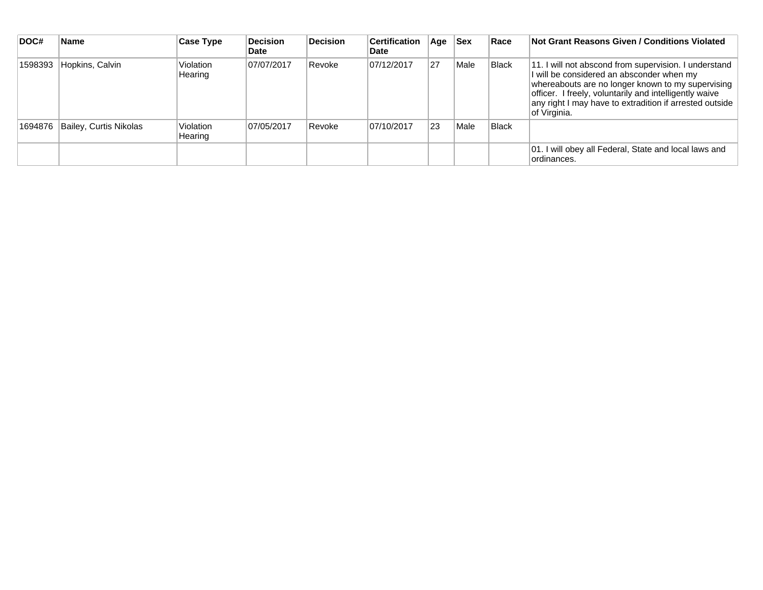| DOC# | Name | Case Type | Decision Date | Decision | Certification Date | Age | Sex | Race | Not Grant Reasons Given / Conditions Violated |
|---|---|---|---|---|---|---|---|---|---|
| 1598393 | Hopkins, Calvin | Violation Hearing | 07/07/2017 | Revoke | 07/12/2017 | 27 | Male | Black | 11. I will not abscond from supervision. I understand I will be considered an absconder when my whereabouts are no longer known to my supervising officer. I freely, voluntarily and intelligently waive any right I may have to extradition if arrested outside of Virginia. |
| 1694876 | Bailey, Curtis Nikolas | Violation Hearing | 07/05/2017 | Revoke | 07/10/2017 | 23 | Male | Black | |
| | | | | | | | | | 01. I will obey all Federal, State and local laws and ordinances. |